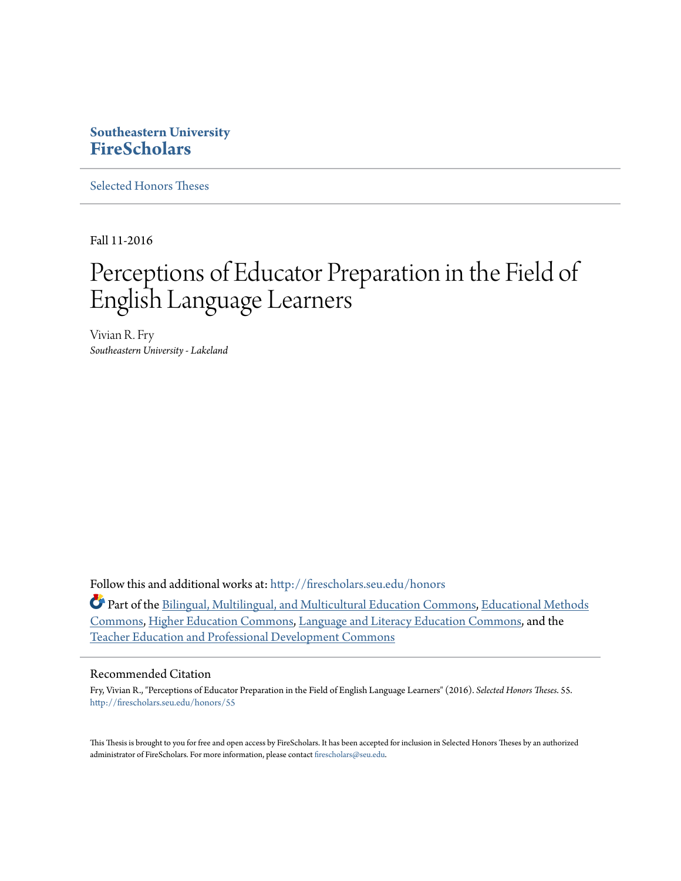**Southeastern University**
**FireScholars**

Selected Honors Theses

Fall 11-2016

# Perceptions of Educator Preparation in the Field of English Language Learners

Vivian R. Fry
*Southeastern University - Lakeland*

Follow this and additional works at: http://firescholars.seu.edu/honors

Part of the Bilingual, Multilingual, and Multicultural Education Commons, Educational Methods Commons, Higher Education Commons, Language and Literacy Education Commons, and the Teacher Education and Professional Development Commons

## Recommended Citation

Fry, Vivian R., "Perceptions of Educator Preparation in the Field of English Language Learners" (2016). *Selected Honors Theses*. 55.
http://firescholars.seu.edu/honors/55

This Thesis is brought to you for free and open access by FireScholars. It has been accepted for inclusion in Selected Honors Theses by an authorized administrator of FireScholars. For more information, please contact firescholars@seu.edu.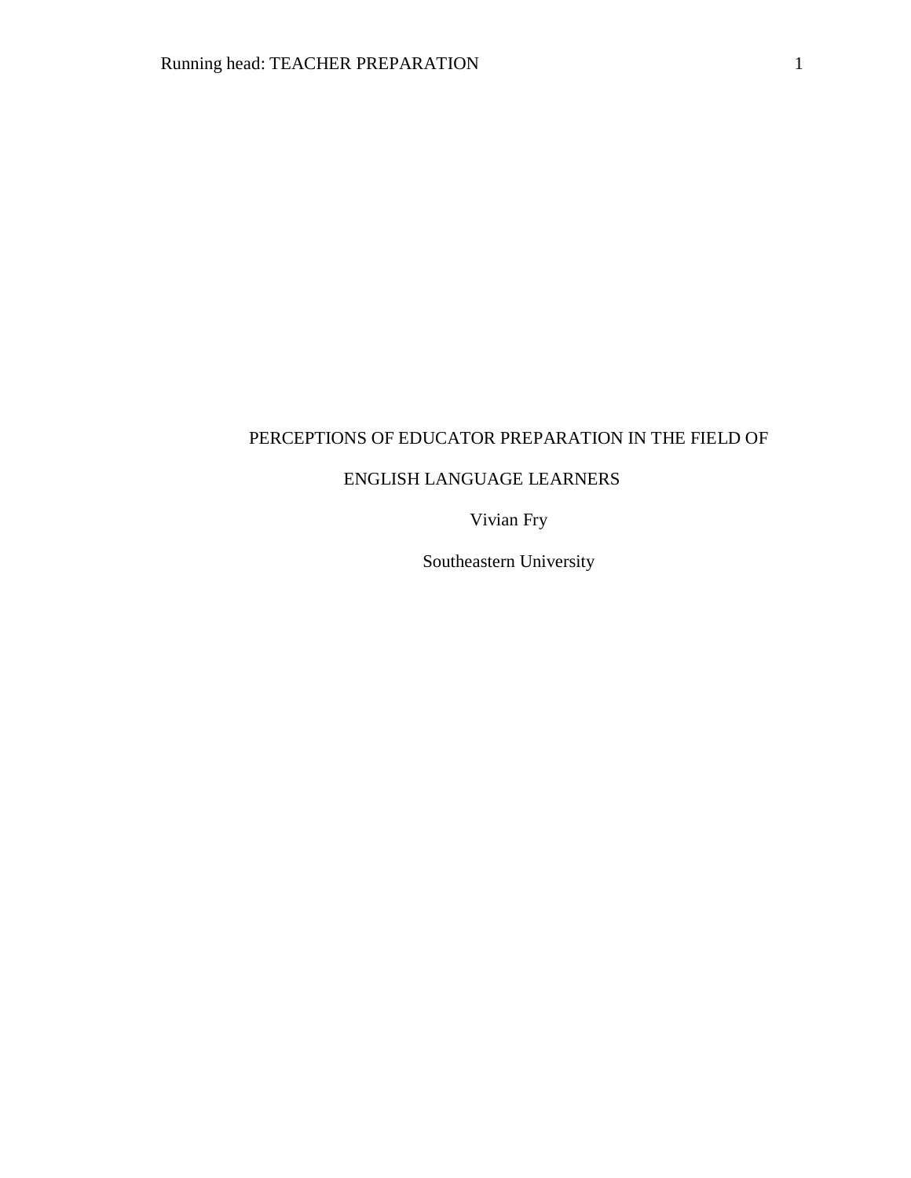# PERCEPTIONS OF EDUCATOR PREPARATION IN THE FIELD OF ENGLISH LANGUAGE LEARNERS

Vivian Fry

Southeastern University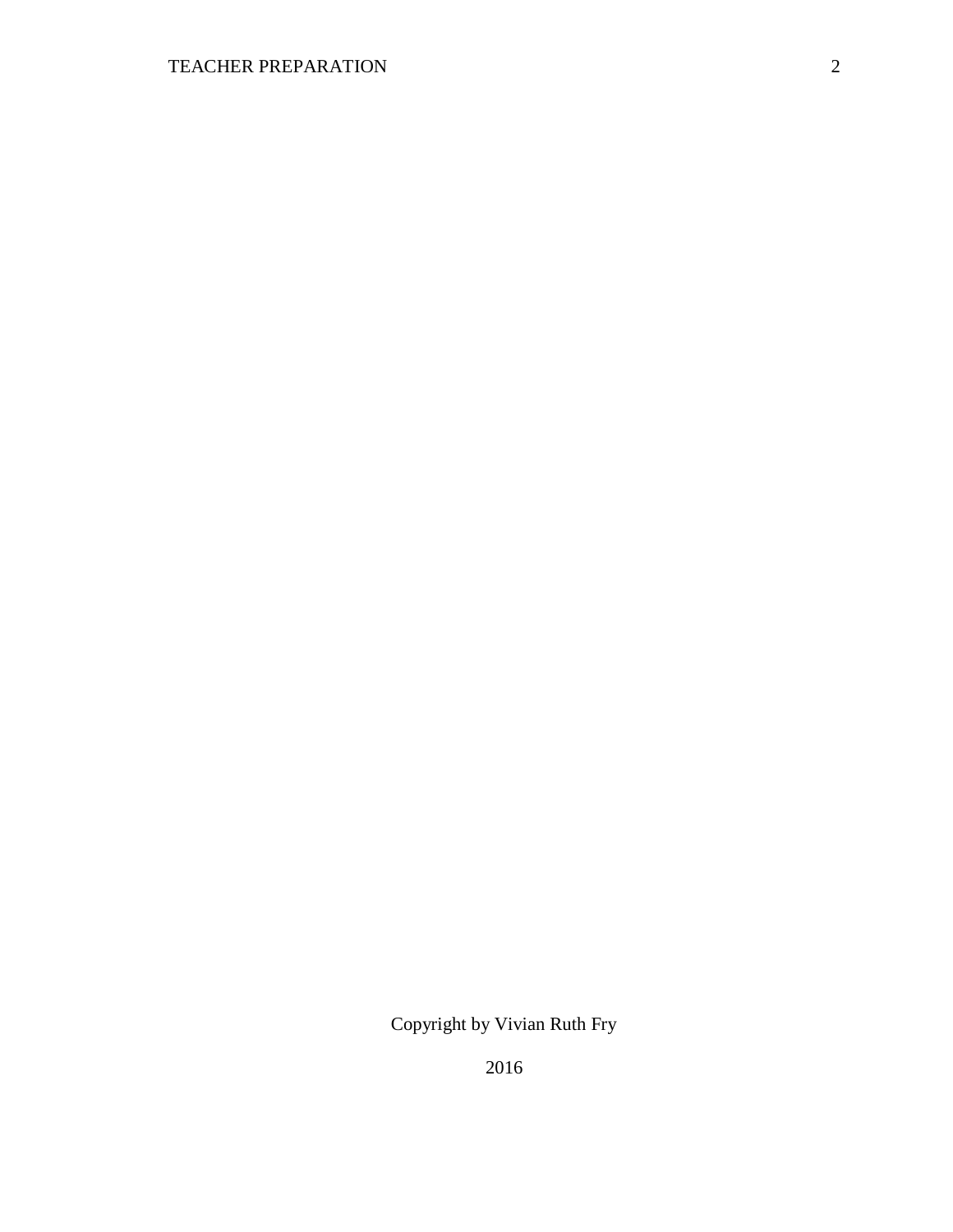Copyright by Vivian Ruth Fry

2016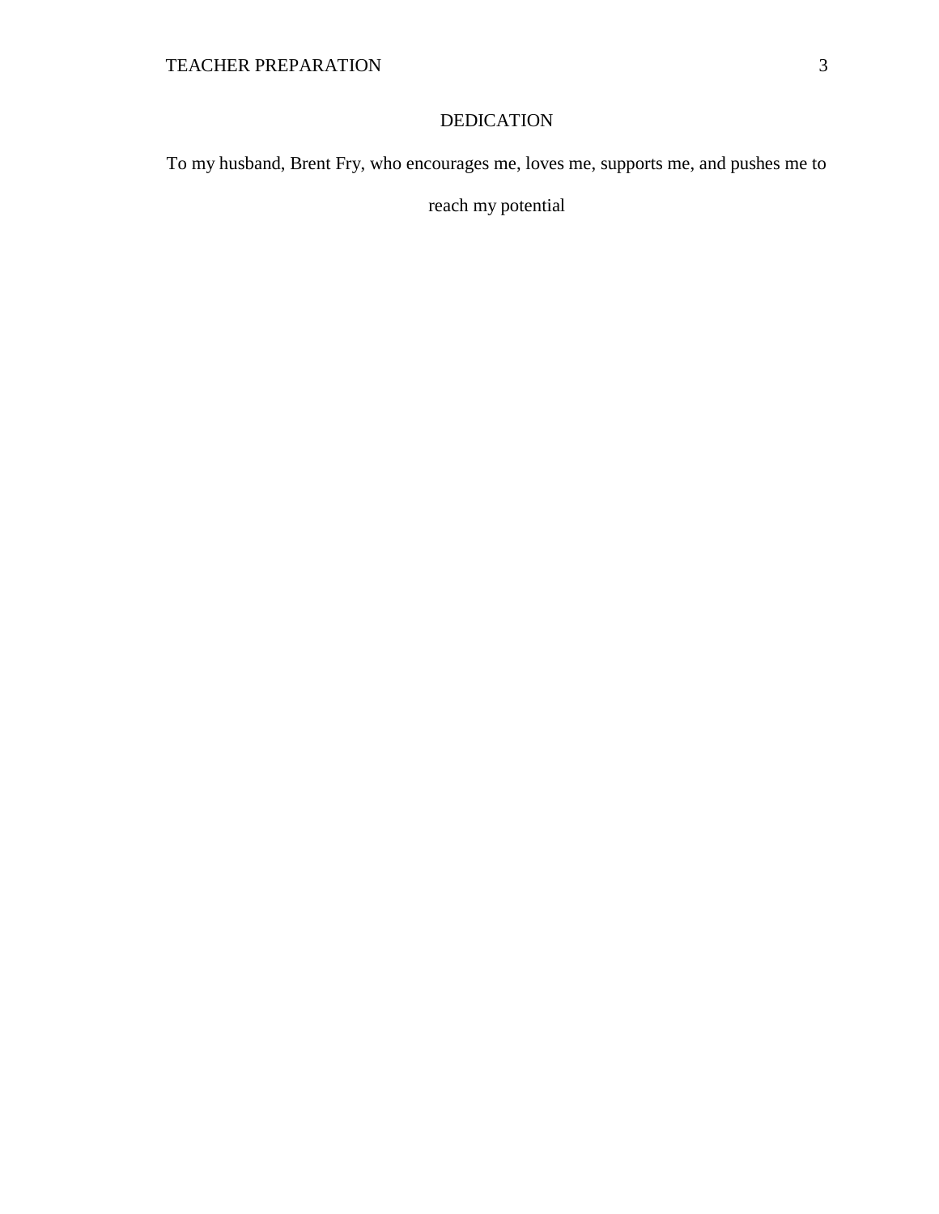# DEDICATION

To my husband, Brent Fry, who encourages me, loves me, supports me, and pushes me to reach my potential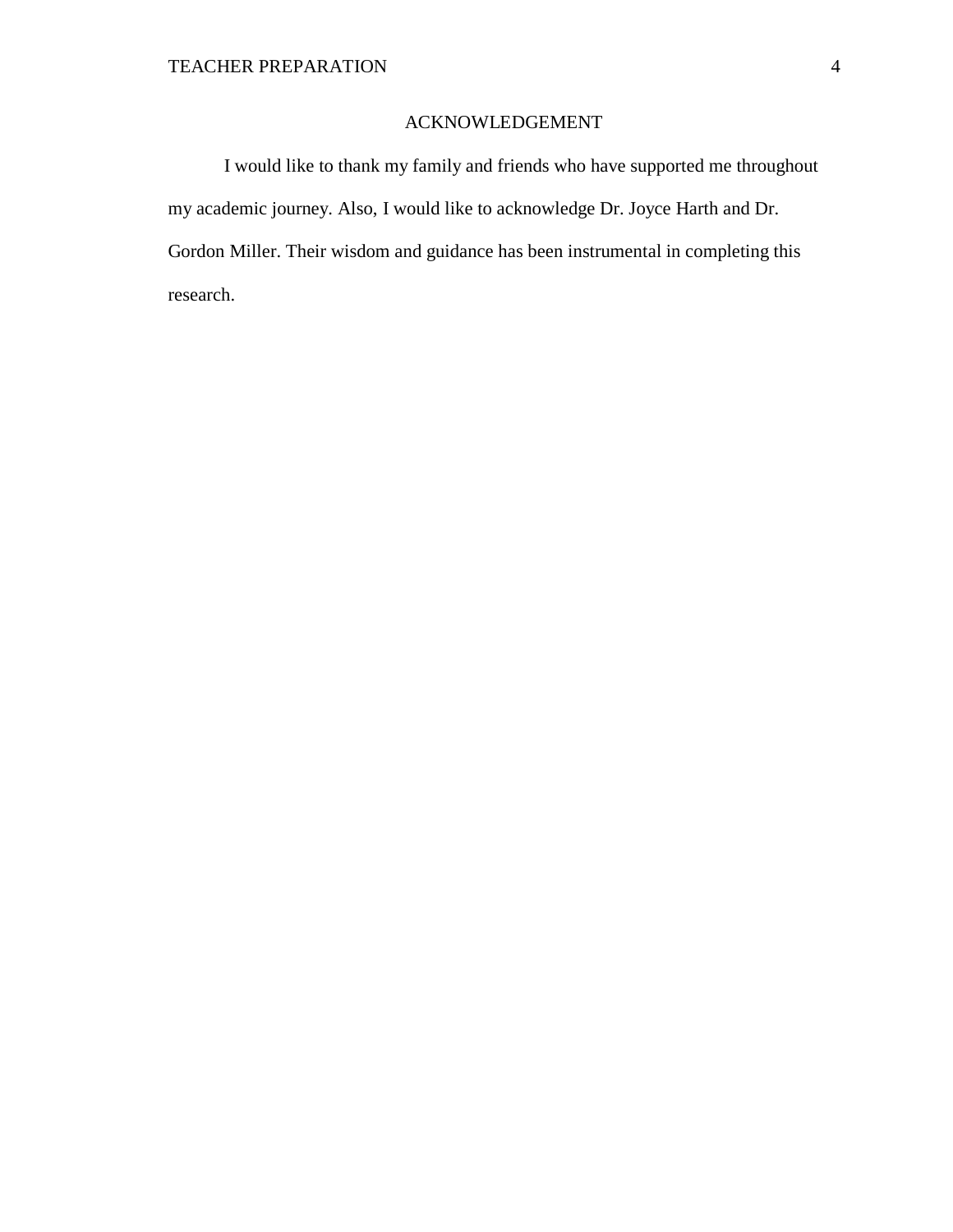# ACKNOWLEDGEMENT

I would like to thank my family and friends who have supported me throughout my academic journey. Also, I would like to acknowledge Dr. Joyce Harth and Dr. Gordon Miller. Their wisdom and guidance has been instrumental in completing this research.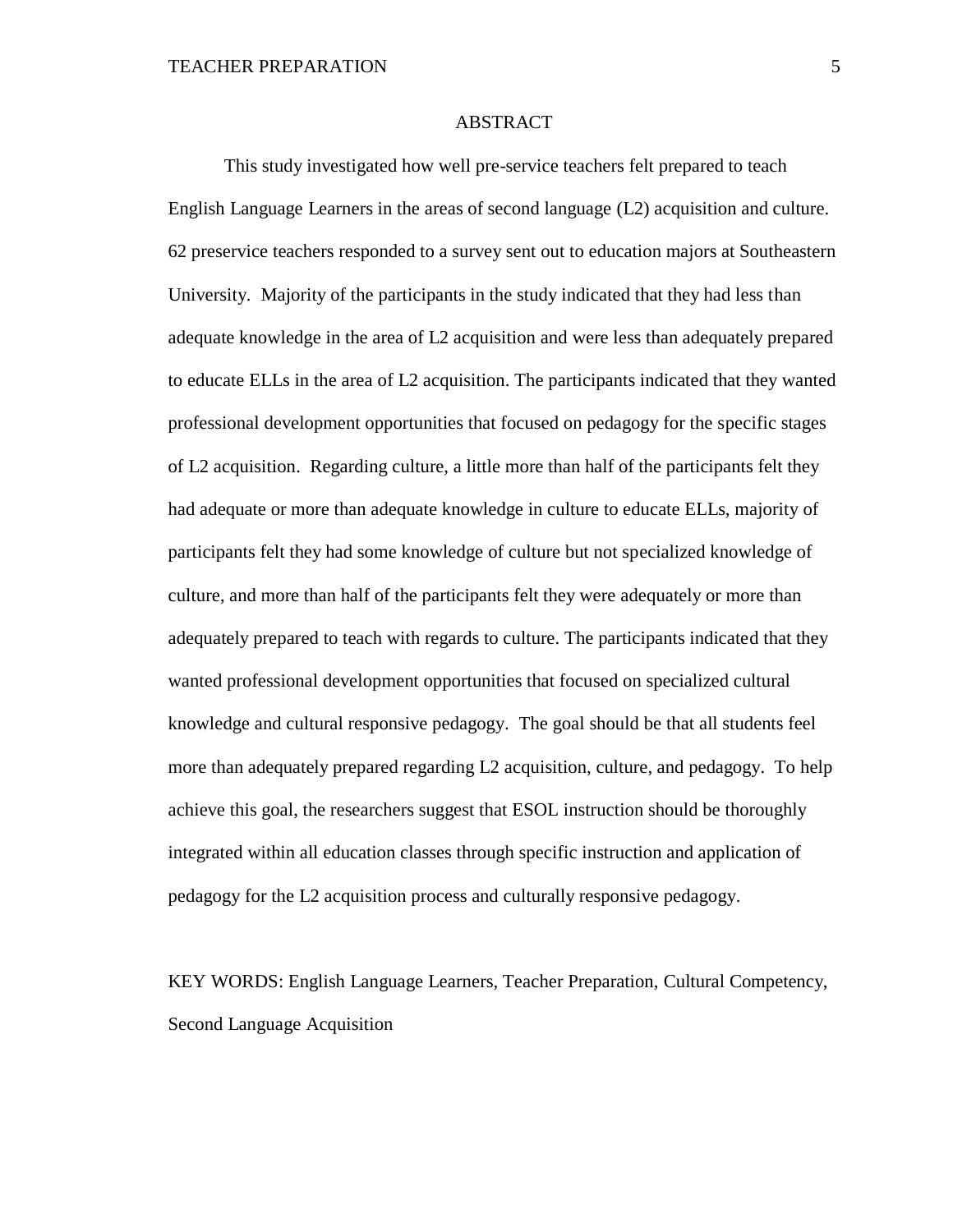# ABSTRACT

This study investigated how well pre-service teachers felt prepared to teach English Language Learners in the areas of second language (L2) acquisition and culture. 62 preservice teachers responded to a survey sent out to education majors at Southeastern University. Majority of the participants in the study indicated that they had less than adequate knowledge in the area of L2 acquisition and were less than adequately prepared to educate ELLs in the area of L2 acquisition. The participants indicated that they wanted professional development opportunities that focused on pedagogy for the specific stages of L2 acquisition. Regarding culture, a little more than half of the participants felt they had adequate or more than adequate knowledge in culture to educate ELLs, majority of participants felt they had some knowledge of culture but not specialized knowledge of culture, and more than half of the participants felt they were adequately or more than adequately prepared to teach with regards to culture. The participants indicated that they wanted professional development opportunities that focused on specialized cultural knowledge and cultural responsive pedagogy. The goal should be that all students feel more than adequately prepared regarding L2 acquisition, culture, and pedagogy. To help achieve this goal, the researchers suggest that ESOL instruction should be thoroughly integrated within all education classes through specific instruction and application of pedagogy for the L2 acquisition process and culturally responsive pedagogy.

KEY WORDS: English Language Learners, Teacher Preparation, Cultural Competency, Second Language Acquisition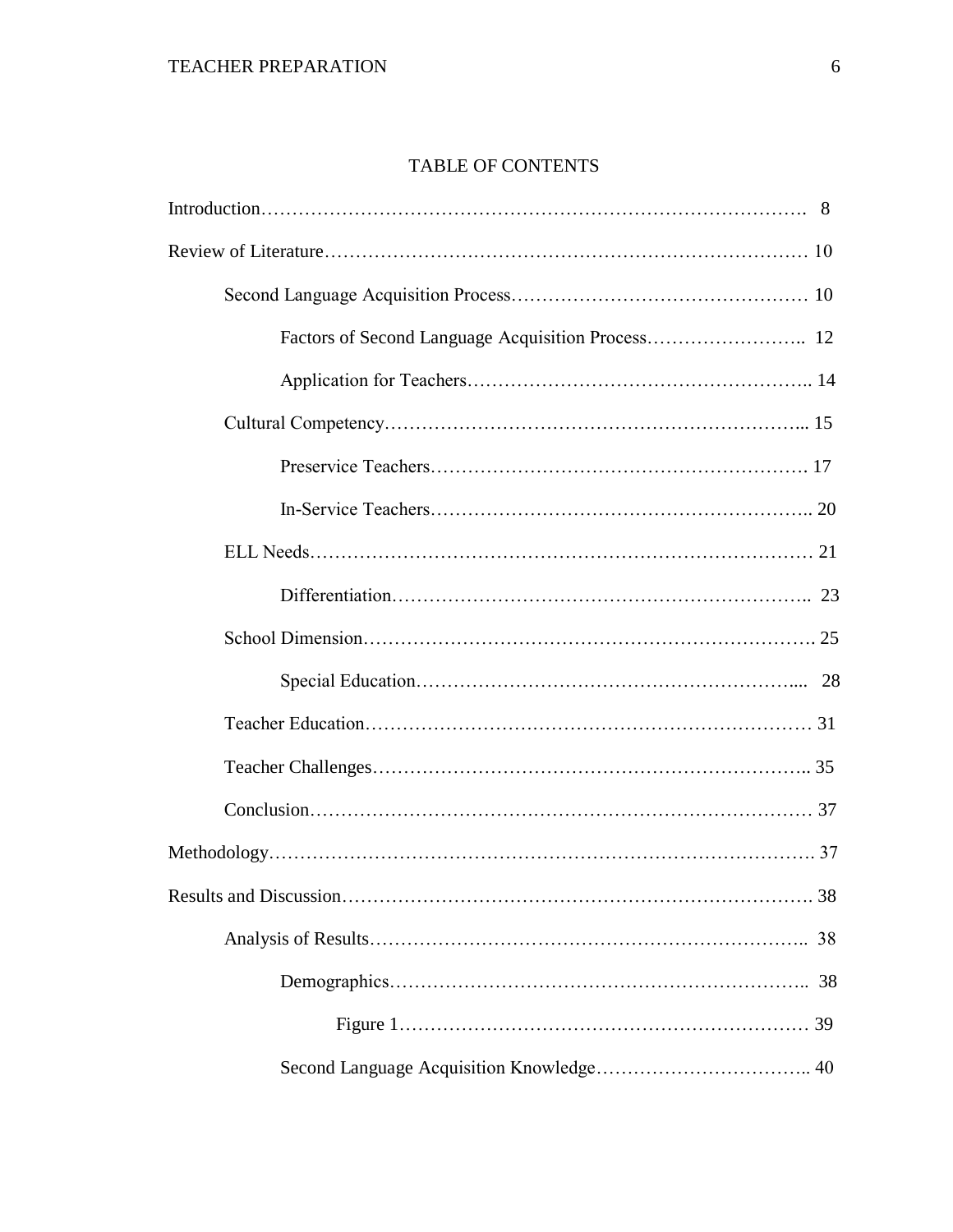## TABLE OF CONTENTS

Introduction……………………………………………………………………………. 8

Review of Literature…………………………………………………………………… 10

- Second Language Acquisition Process………………………………………… 10
    - Factors of Second Language Acquisition Process…………………….. 12
    - Application for Teachers…………………………………………….. 14
- Cultural Competency…………………………………………………………... 15
    - Preservice Teachers…………………………………………………. 17
    - In-Service Teachers………………………………………………….. 20
- ELL Needs……………………………………………………………………… 21
    - Differentiation………………………………………………………….. 23
- School Dimension……………………………………………………………. 25
    - Special Education……………………………………………………... 28
- Teacher Education…………………………………………………………… 31
- Teacher Challenges………………………………………………………….. 35
- Conclusion…………………………………………………………………… 37

Methodology………………………………………………………………………. 37

Results and Discussion……………………………………………………………. 38

- Analysis of Results……………………………………………………………. 38
    - Demographics………………………………………………………….. 38
        - Figure 1……………………………………………………… 39
    - Second Language Acquisition Knowledge…………………………….. 40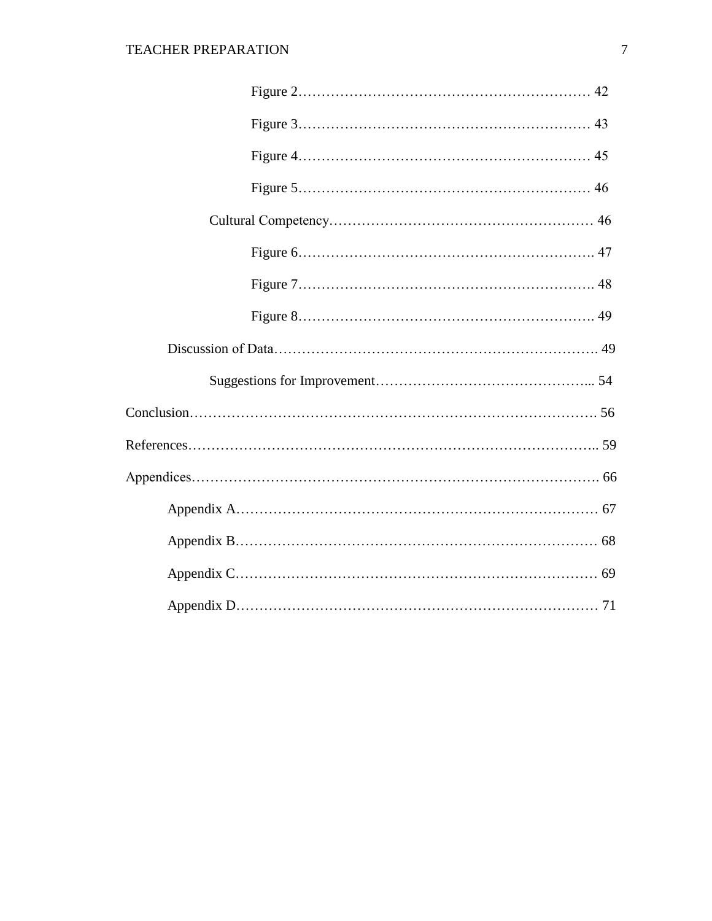Figure 2……………………………………………………… 42

Figure 3……………………………………………………… 43

Figure 4……………………………………………………… 45

Figure 5……………………………………………………… 46

Cultural Competency………………………………………………… 46

Figure 6……………………………………………………. 47

Figure 7……………………………………………………. 48

Figure 8……………………………………………………. 49

Discussion of Data……………………………………………………………. 49

Suggestions for Improvement………………………………………... 54

Conclusion…………………………………………………………………………. 56

References……………………………………………………………………….. 59

Appendices…………………………………………………………………………. 66

Appendix A…………………………………………………………………… 67

Appendix B…………………………………………………………………… 68

Appendix C…………………………………………………………………… 69

Appendix D…………………………………………………………………… 71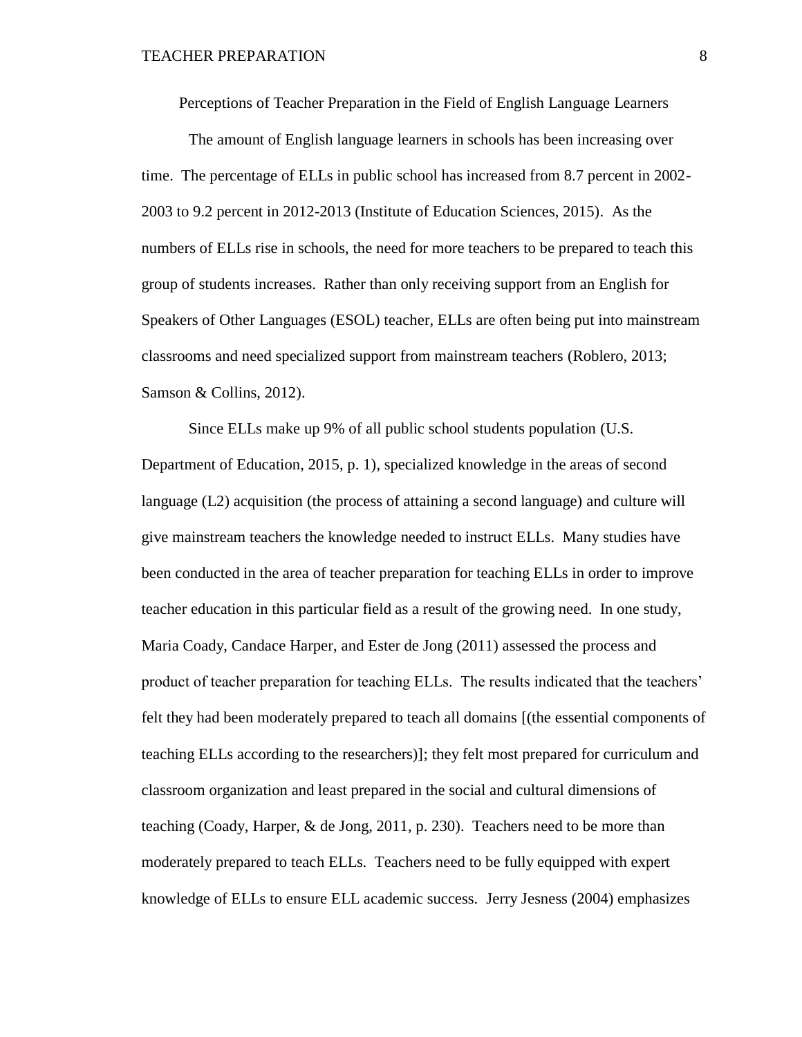## Perceptions of Teacher Preparation in the Field of English Language Learners

The amount of English language learners in schools has been increasing over time. The percentage of ELLs in public school has increased from 8.7 percent in 2002-2003 to 9.2 percent in 2012-2013 (Institute of Education Sciences, 2015). As the numbers of ELLs rise in schools, the need for more teachers to be prepared to teach this group of students increases. Rather than only receiving support from an English for Speakers of Other Languages (ESOL) teacher, ELLs are often being put into mainstream classrooms and need specialized support from mainstream teachers (Roblero, 2013; Samson & Collins, 2012).

Since ELLs make up 9% of all public school students population (U.S. Department of Education, 2015, p. 1), specialized knowledge in the areas of second language (L2) acquisition (the process of attaining a second language) and culture will give mainstream teachers the knowledge needed to instruct ELLs. Many studies have been conducted in the area of teacher preparation for teaching ELLs in order to improve teacher education in this particular field as a result of the growing need. In one study, Maria Coady, Candace Harper, and Ester de Jong (2011) assessed the process and product of teacher preparation for teaching ELLs. The results indicated that the teachers' felt they had been moderately prepared to teach all domains [(the essential components of teaching ELLs according to the researchers)]; they felt most prepared for curriculum and classroom organization and least prepared in the social and cultural dimensions of teaching (Coady, Harper, & de Jong, 2011, p. 230). Teachers need to be more than moderately prepared to teach ELLs. Teachers need to be fully equipped with expert knowledge of ELLs to ensure ELL academic success. Jerry Jesness (2004) emphasizes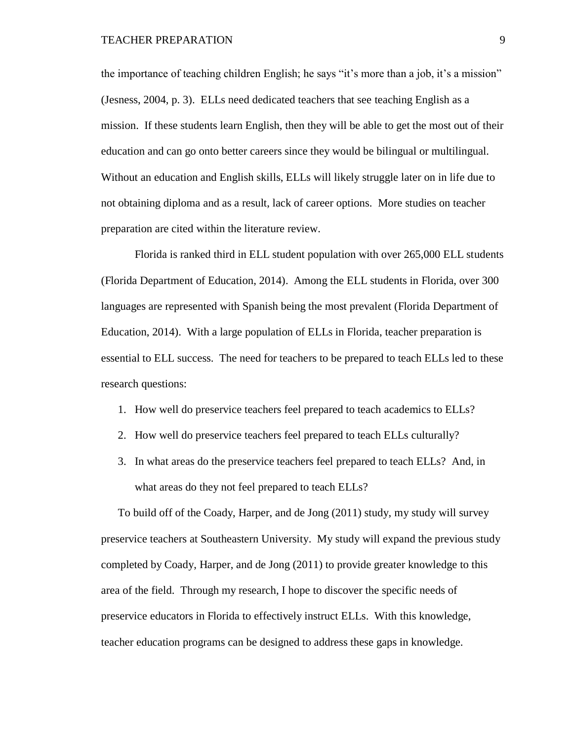the importance of teaching children English; he says "it's more than a job, it's a mission" (Jesness, 2004, p. 3). ELLs need dedicated teachers that see teaching English as a mission. If these students learn English, then they will be able to get the most out of their education and can go onto better careers since they would be bilingual or multilingual. Without an education and English skills, ELLs will likely struggle later on in life due to not obtaining diploma and as a result, lack of career options. More studies on teacher preparation are cited within the literature review.

Florida is ranked third in ELL student population with over 265,000 ELL students (Florida Department of Education, 2014). Among the ELL students in Florida, over 300 languages are represented with Spanish being the most prevalent (Florida Department of Education, 2014). With a large population of ELLs in Florida, teacher preparation is essential to ELL success. The need for teachers to be prepared to teach ELLs led to these research questions:

1. How well do preservice teachers feel prepared to teach academics to ELLs?
2. How well do preservice teachers feel prepared to teach ELLs culturally?
3. In what areas do the preservice teachers feel prepared to teach ELLs? And, in what areas do they not feel prepared to teach ELLs?

To build off of the Coady, Harper, and de Jong (2011) study, my study will survey preservice teachers at Southeastern University. My study will expand the previous study completed by Coady, Harper, and de Jong (2011) to provide greater knowledge to this area of the field. Through my research, I hope to discover the specific needs of preservice educators in Florida to effectively instruct ELLs. With this knowledge, teacher education programs can be designed to address these gaps in knowledge.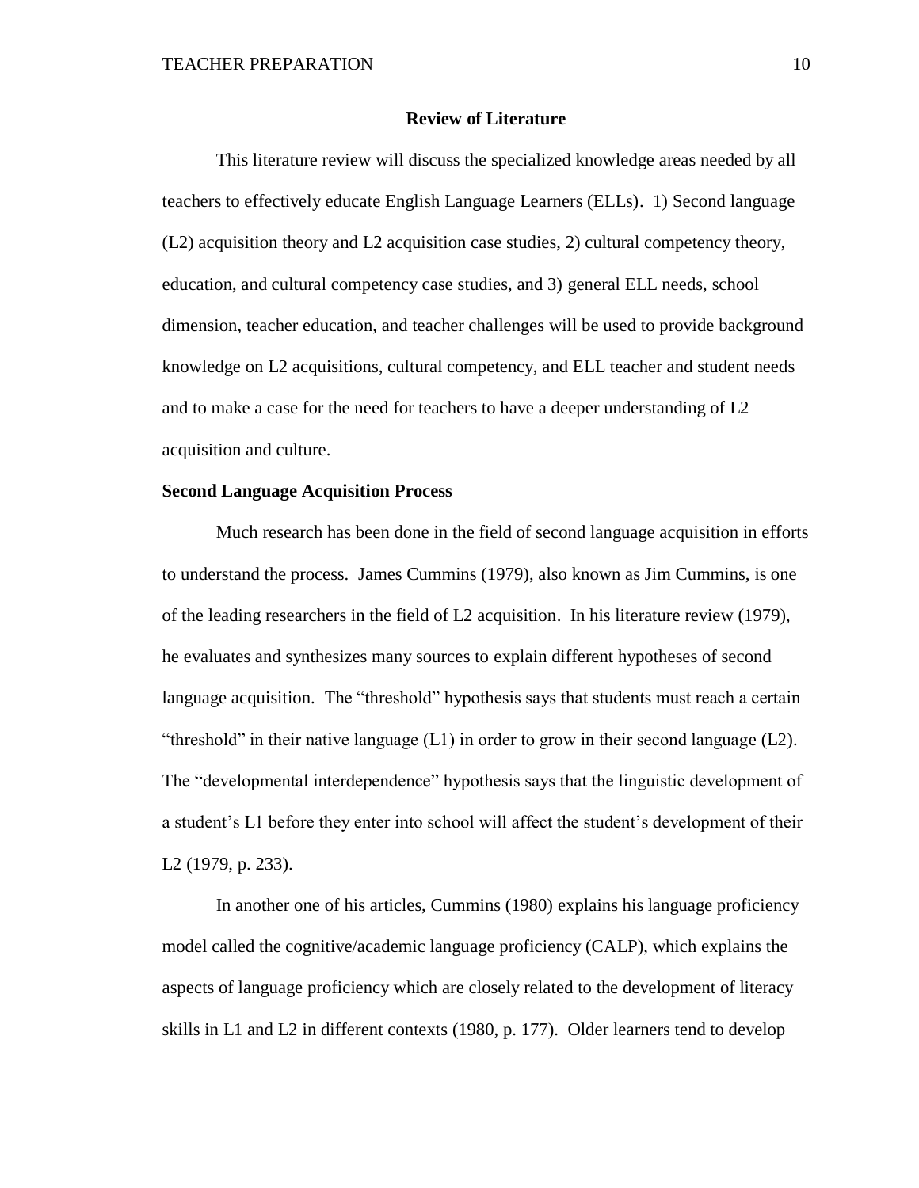## Review of Literature

This literature review will discuss the specialized knowledge areas needed by all teachers to effectively educate English Language Learners (ELLs). 1) Second language (L2) acquisition theory and L2 acquisition case studies, 2) cultural competency theory, education, and cultural competency case studies, and 3) general ELL needs, school dimension, teacher education, and teacher challenges will be used to provide background knowledge on L2 acquisitions, cultural competency, and ELL teacher and student needs and to make a case for the need for teachers to have a deeper understanding of L2 acquisition and culture.

### Second Language Acquisition Process

Much research has been done in the field of second language acquisition in efforts to understand the process. James Cummins (1979), also known as Jim Cummins, is one of the leading researchers in the field of L2 acquisition. In his literature review (1979), he evaluates and synthesizes many sources to explain different hypotheses of second language acquisition. The "threshold" hypothesis says that students must reach a certain "threshold" in their native language (L1) in order to grow in their second language (L2). The "developmental interdependence" hypothesis says that the linguistic development of a student's L1 before they enter into school will affect the student's development of their L2 (1979, p. 233).

In another one of his articles, Cummins (1980) explains his language proficiency model called the cognitive/academic language proficiency (CALP), which explains the aspects of language proficiency which are closely related to the development of literacy skills in L1 and L2 in different contexts (1980, p. 177). Older learners tend to develop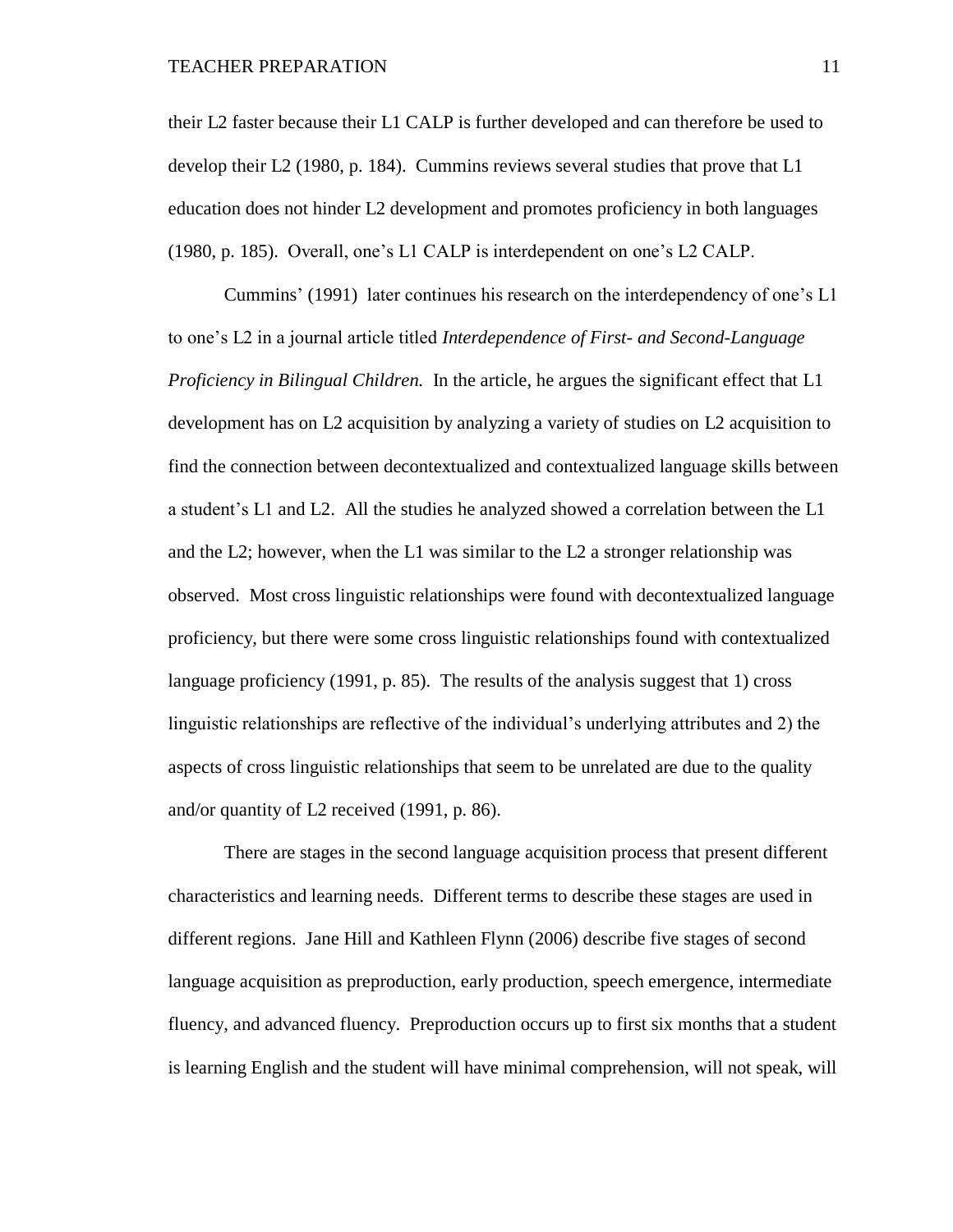their L2 faster because their L1 CALP is further developed and can therefore be used to develop their L2 (1980, p. 184). Cummins reviews several studies that prove that L1 education does not hinder L2 development and promotes proficiency in both languages (1980, p. 185). Overall, one's L1 CALP is interdependent on one's L2 CALP.

Cummins' (1991) later continues his research on the interdependency of one's L1 to one's L2 in a journal article titled *Interdependence of First- and Second-Language Proficiency in Bilingual Children.* In the article, he argues the significant effect that L1 development has on L2 acquisition by analyzing a variety of studies on L2 acquisition to find the connection between decontextualized and contextualized language skills between a student's L1 and L2. All the studies he analyzed showed a correlation between the L1 and the L2; however, when the L1 was similar to the L2 a stronger relationship was observed. Most cross linguistic relationships were found with decontextualized language proficiency, but there were some cross linguistic relationships found with contextualized language proficiency (1991, p. 85). The results of the analysis suggest that 1) cross linguistic relationships are reflective of the individual's underlying attributes and 2) the aspects of cross linguistic relationships that seem to be unrelated are due to the quality and/or quantity of L2 received (1991, p. 86).

There are stages in the second language acquisition process that present different characteristics and learning needs. Different terms to describe these stages are used in different regions. Jane Hill and Kathleen Flynn (2006) describe five stages of second language acquisition as preproduction, early production, speech emergence, intermediate fluency, and advanced fluency. Preproduction occurs up to first six months that a student is learning English and the student will have minimal comprehension, will not speak, will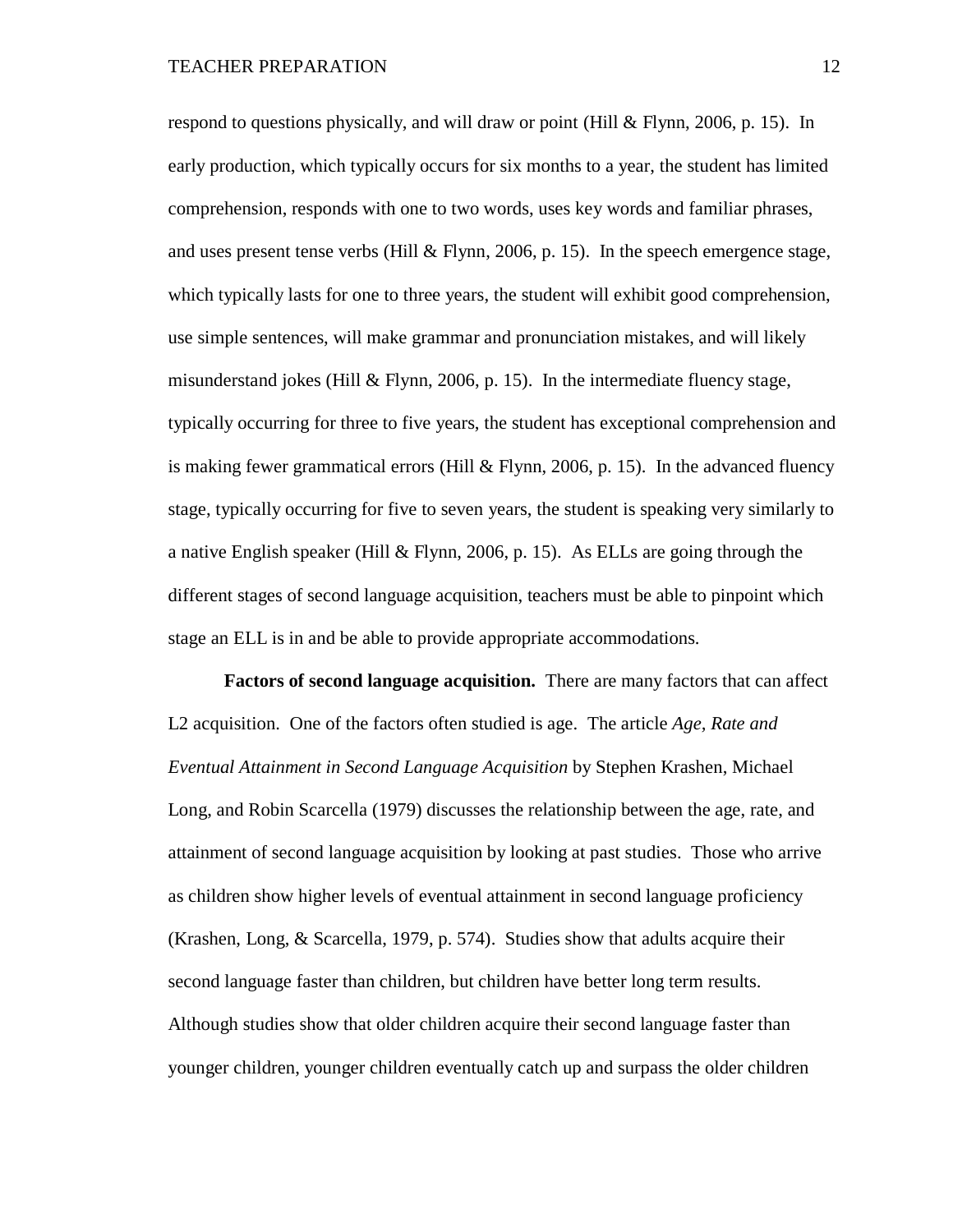respond to questions physically, and will draw or point (Hill & Flynn, 2006, p. 15). In early production, which typically occurs for six months to a year, the student has limited comprehension, responds with one to two words, uses key words and familiar phrases, and uses present tense verbs (Hill & Flynn, 2006, p. 15). In the speech emergence stage, which typically lasts for one to three years, the student will exhibit good comprehension, use simple sentences, will make grammar and pronunciation mistakes, and will likely misunderstand jokes (Hill & Flynn, 2006, p. 15). In the intermediate fluency stage, typically occurring for three to five years, the student has exceptional comprehension and is making fewer grammatical errors (Hill & Flynn, 2006, p. 15). In the advanced fluency stage, typically occurring for five to seven years, the student is speaking very similarly to a native English speaker (Hill & Flynn, 2006, p. 15). As ELLs are going through the different stages of second language acquisition, teachers must be able to pinpoint which stage an ELL is in and be able to provide appropriate accommodations.

**Factors of second language acquisition.** There are many factors that can affect L2 acquisition. One of the factors often studied is age. The article *Age, Rate and Eventual Attainment in Second Language Acquisition* by Stephen Krashen, Michael Long, and Robin Scarcella (1979) discusses the relationship between the age, rate, and attainment of second language acquisition by looking at past studies. Those who arrive as children show higher levels of eventual attainment in second language proficiency (Krashen, Long, & Scarcella, 1979, p. 574). Studies show that adults acquire their second language faster than children, but children have better long term results. Although studies show that older children acquire their second language faster than younger children, younger children eventually catch up and surpass the older children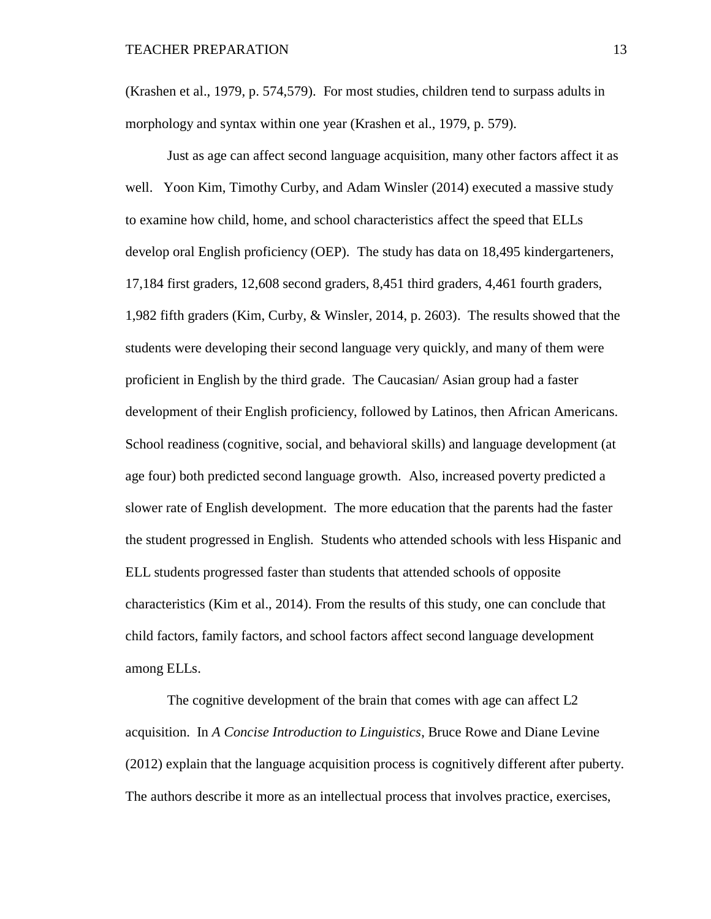(Krashen et al., 1979, p. 574,579). For most studies, children tend to surpass adults in morphology and syntax within one year (Krashen et al., 1979, p. 579).

Just as age can affect second language acquisition, many other factors affect it as well. Yoon Kim, Timothy Curby, and Adam Winsler (2014) executed a massive study to examine how child, home, and school characteristics affect the speed that ELLs develop oral English proficiency (OEP). The study has data on 18,495 kindergarteners, 17,184 first graders, 12,608 second graders, 8,451 third graders, 4,461 fourth graders, 1,982 fifth graders (Kim, Curby, & Winsler, 2014, p. 2603). The results showed that the students were developing their second language very quickly, and many of them were proficient in English by the third grade. The Caucasian/ Asian group had a faster development of their English proficiency, followed by Latinos, then African Americans. School readiness (cognitive, social, and behavioral skills) and language development (at age four) both predicted second language growth. Also, increased poverty predicted a slower rate of English development. The more education that the parents had the faster the student progressed in English. Students who attended schools with less Hispanic and ELL students progressed faster than students that attended schools of opposite characteristics (Kim et al., 2014). From the results of this study, one can conclude that child factors, family factors, and school factors affect second language development among ELLs.

The cognitive development of the brain that comes with age can affect L2 acquisition. In *A Concise Introduction to Linguistics*, Bruce Rowe and Diane Levine (2012) explain that the language acquisition process is cognitively different after puberty. The authors describe it more as an intellectual process that involves practice, exercises,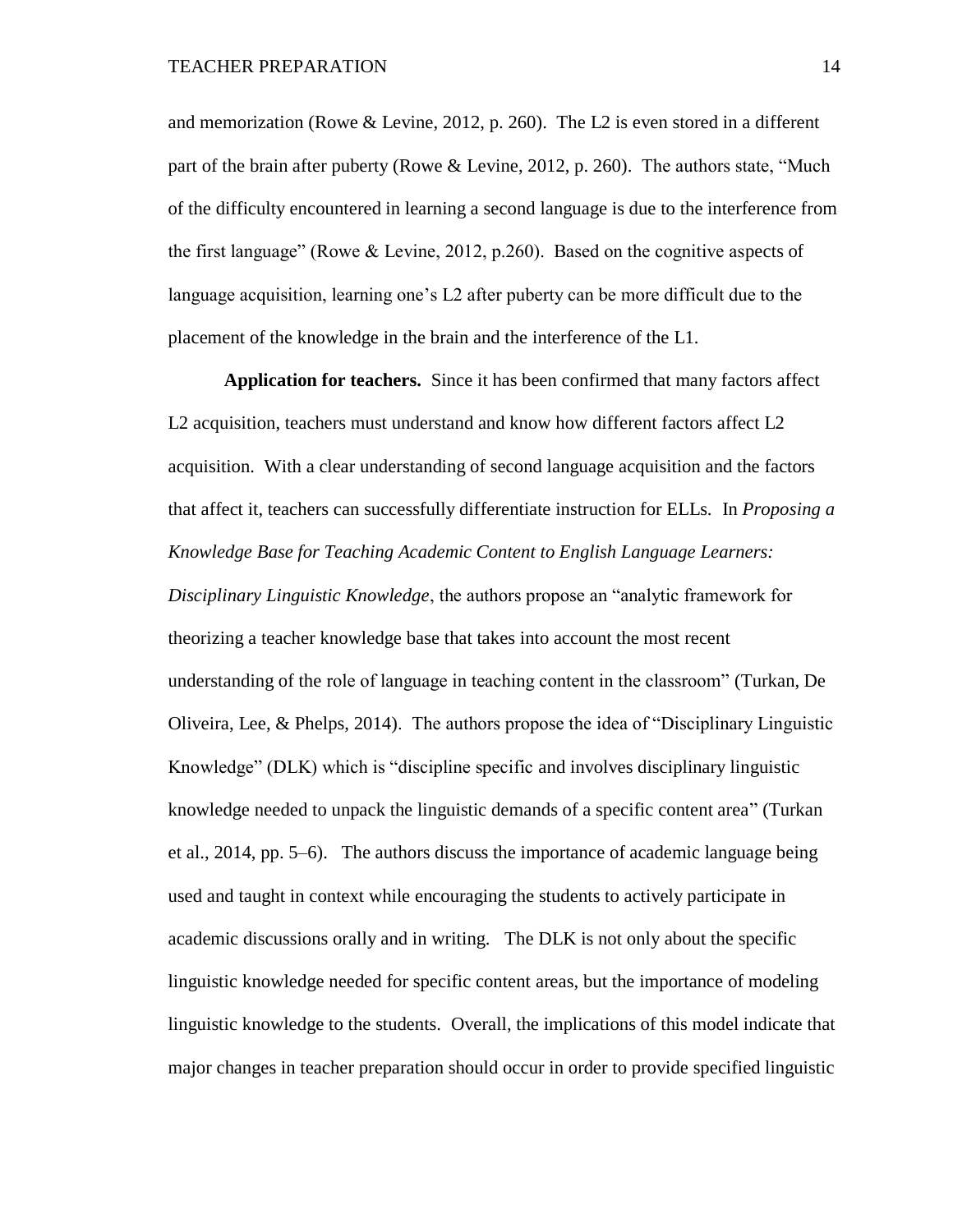and memorization (Rowe & Levine, 2012, p. 260). The L2 is even stored in a different part of the brain after puberty (Rowe & Levine, 2012, p. 260). The authors state, "Much of the difficulty encountered in learning a second language is due to the interference from the first language" (Rowe & Levine, 2012, p.260). Based on the cognitive aspects of language acquisition, learning one's L2 after puberty can be more difficult due to the placement of the knowledge in the brain and the interference of the L1.

**Application for teachers.** Since it has been confirmed that many factors affect L2 acquisition, teachers must understand and know how different factors affect L2 acquisition. With a clear understanding of second language acquisition and the factors that affect it, teachers can successfully differentiate instruction for ELLs. In *Proposing a Knowledge Base for Teaching Academic Content to English Language Learners: Disciplinary Linguistic Knowledge*, the authors propose an "analytic framework for theorizing a teacher knowledge base that takes into account the most recent understanding of the role of language in teaching content in the classroom" (Turkan, De Oliveira, Lee, & Phelps, 2014). The authors propose the idea of "Disciplinary Linguistic Knowledge" (DLK) which is "discipline specific and involves disciplinary linguistic knowledge needed to unpack the linguistic demands of a specific content area" (Turkan et al., 2014, pp. 5–6). The authors discuss the importance of academic language being used and taught in context while encouraging the students to actively participate in academic discussions orally and in writing. The DLK is not only about the specific linguistic knowledge needed for specific content areas, but the importance of modeling linguistic knowledge to the students. Overall, the implications of this model indicate that major changes in teacher preparation should occur in order to provide specified linguistic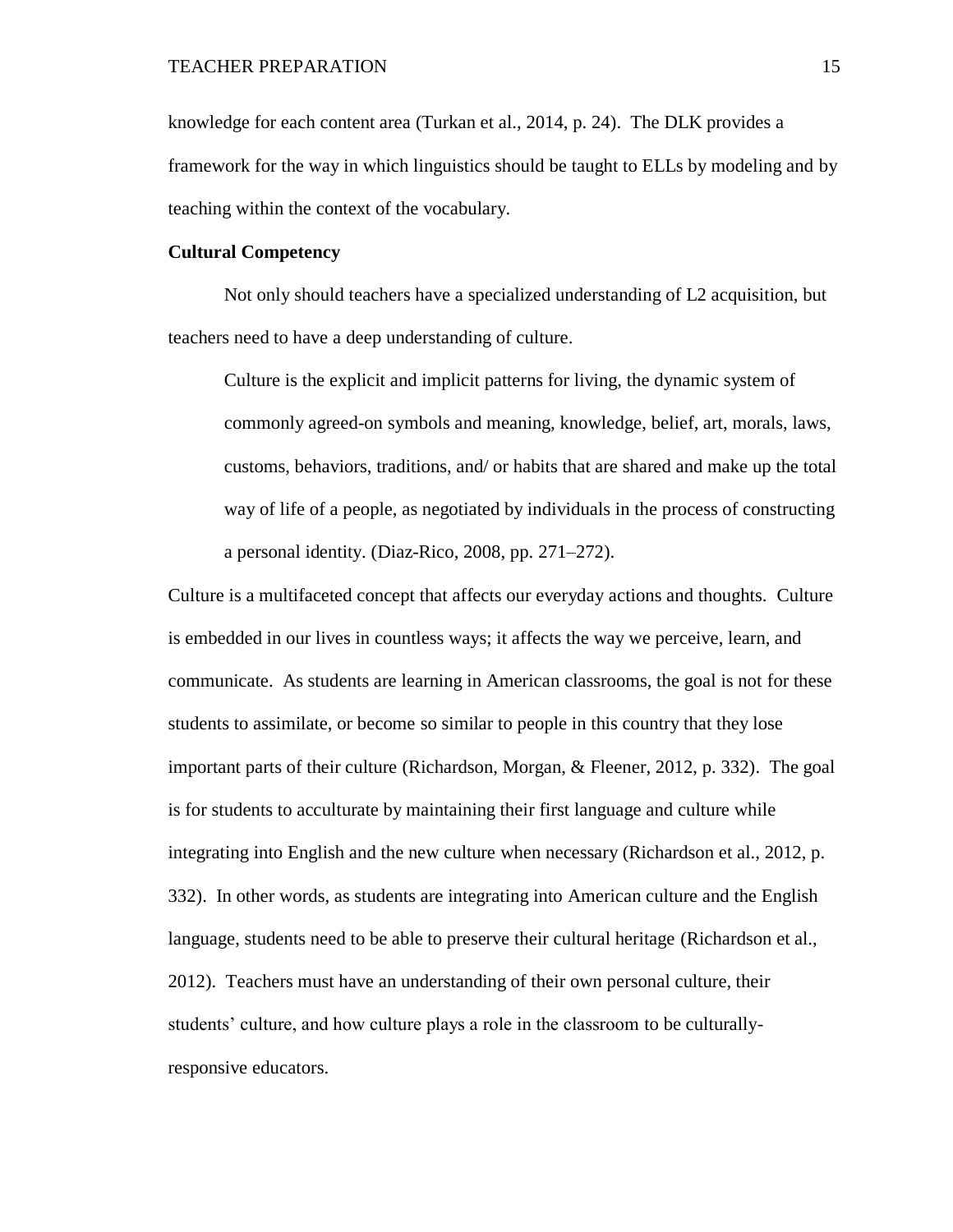knowledge for each content area (Turkan et al., 2014, p. 24). The DLK provides a framework for the way in which linguistics should be taught to ELLs by modeling and by teaching within the context of the vocabulary.

**Cultural Competency**

Not only should teachers have a specialized understanding of L2 acquisition, but teachers need to have a deep understanding of culture.

> Culture is the explicit and implicit patterns for living, the dynamic system of commonly agreed-on symbols and meaning, knowledge, belief, art, morals, laws, customs, behaviors, traditions, and/ or habits that are shared and make up the total way of life of a people, as negotiated by individuals in the process of constructing a personal identity. (Diaz-Rico, 2008, pp. 271–272).

Culture is a multifaceted concept that affects our everyday actions and thoughts. Culture is embedded in our lives in countless ways; it affects the way we perceive, learn, and communicate. As students are learning in American classrooms, the goal is not for these students to assimilate, or become so similar to people in this country that they lose important parts of their culture (Richardson, Morgan, & Fleener, 2012, p. 332). The goal is for students to acculturate by maintaining their first language and culture while integrating into English and the new culture when necessary (Richardson et al., 2012, p. 332). In other words, as students are integrating into American culture and the English language, students need to be able to preserve their cultural heritage (Richardson et al., 2012). Teachers must have an understanding of their own personal culture, their students' culture, and how culture plays a role in the classroom to be culturally-responsive educators.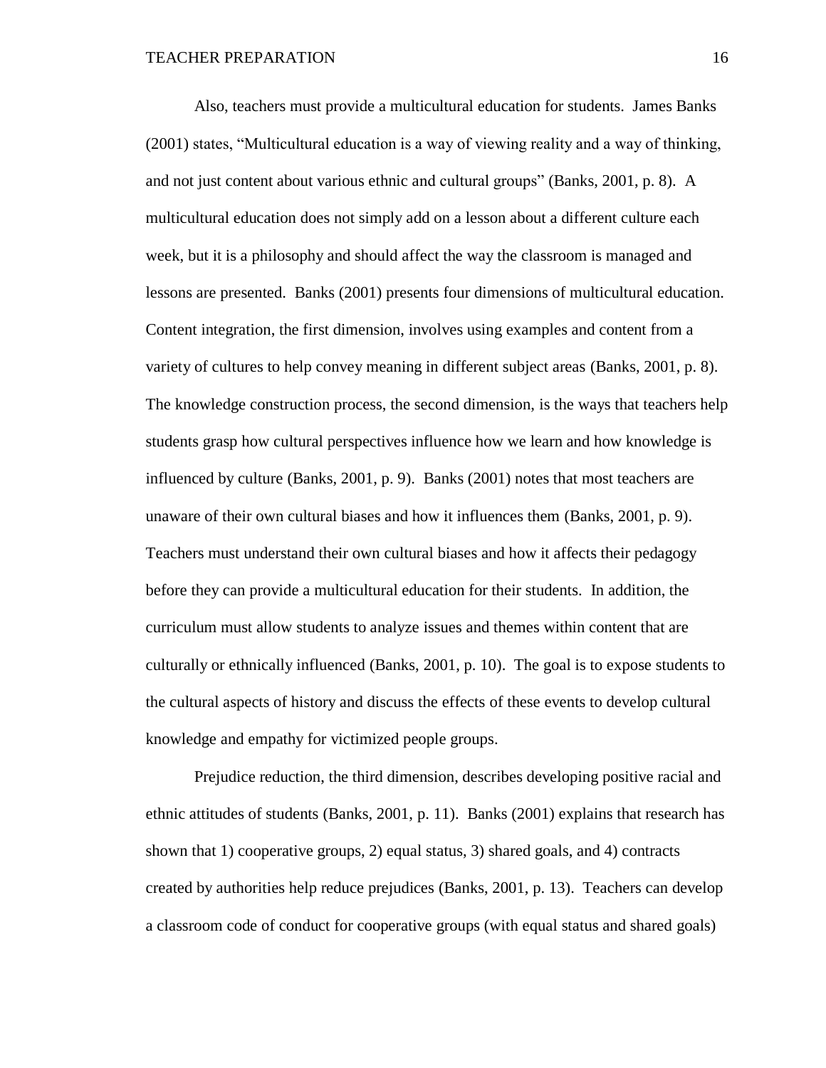Also, teachers must provide a multicultural education for students. James Banks (2001) states, “Multicultural education is a way of viewing reality and a way of thinking, and not just content about various ethnic and cultural groups” (Banks, 2001, p. 8). A multicultural education does not simply add on a lesson about a different culture each week, but it is a philosophy and should affect the way the classroom is managed and lessons are presented. Banks (2001) presents four dimensions of multicultural education. Content integration, the first dimension, involves using examples and content from a variety of cultures to help convey meaning in different subject areas (Banks, 2001, p. 8). The knowledge construction process, the second dimension, is the ways that teachers help students grasp how cultural perspectives influence how we learn and how knowledge is influenced by culture (Banks, 2001, p. 9). Banks (2001) notes that most teachers are unaware of their own cultural biases and how it influences them (Banks, 2001, p. 9). Teachers must understand their own cultural biases and how it affects their pedagogy before they can provide a multicultural education for their students. In addition, the curriculum must allow students to analyze issues and themes within content that are culturally or ethnically influenced (Banks, 2001, p. 10). The goal is to expose students to the cultural aspects of history and discuss the effects of these events to develop cultural knowledge and empathy for victimized people groups.

Prejudice reduction, the third dimension, describes developing positive racial and ethnic attitudes of students (Banks, 2001, p. 11). Banks (2001) explains that research has shown that 1) cooperative groups, 2) equal status, 3) shared goals, and 4) contracts created by authorities help reduce prejudices (Banks, 2001, p. 13). Teachers can develop a classroom code of conduct for cooperative groups (with equal status and shared goals)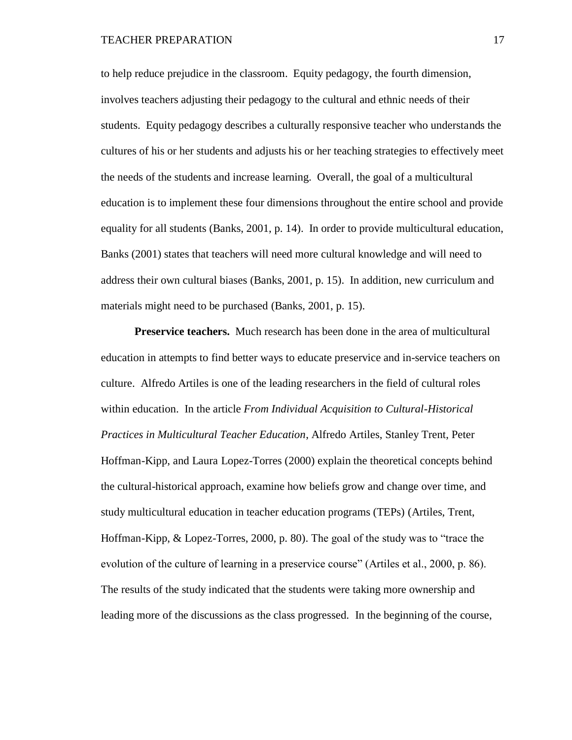to help reduce prejudice in the classroom. Equity pedagogy, the fourth dimension, involves teachers adjusting their pedagogy to the cultural and ethnic needs of their students. Equity pedagogy describes a culturally responsive teacher who understands the cultures of his or her students and adjusts his or her teaching strategies to effectively meet the needs of the students and increase learning. Overall, the goal of a multicultural education is to implement these four dimensions throughout the entire school and provide equality for all students (Banks, 2001, p. 14). In order to provide multicultural education, Banks (2001) states that teachers will need more cultural knowledge and will need to address their own cultural biases (Banks, 2001, p. 15). In addition, new curriculum and materials might need to be purchased (Banks, 2001, p. 15).

**Preservice teachers.** Much research has been done in the area of multicultural education in attempts to find better ways to educate preservice and in-service teachers on culture. Alfredo Artiles is one of the leading researchers in the field of cultural roles within education. In the article *From Individual Acquisition to Cultural-Historical Practices in Multicultural Teacher Education*, Alfredo Artiles, Stanley Trent, Peter Hoffman-Kipp, and Laura Lopez-Torres (2000) explain the theoretical concepts behind the cultural-historical approach, examine how beliefs grow and change over time, and study multicultural education in teacher education programs (TEPs) (Artiles, Trent, Hoffman-Kipp, & Lopez-Torres, 2000, p. 80). The goal of the study was to "trace the evolution of the culture of learning in a preservice course" (Artiles et al., 2000, p. 86). The results of the study indicated that the students were taking more ownership and leading more of the discussions as the class progressed. In the beginning of the course,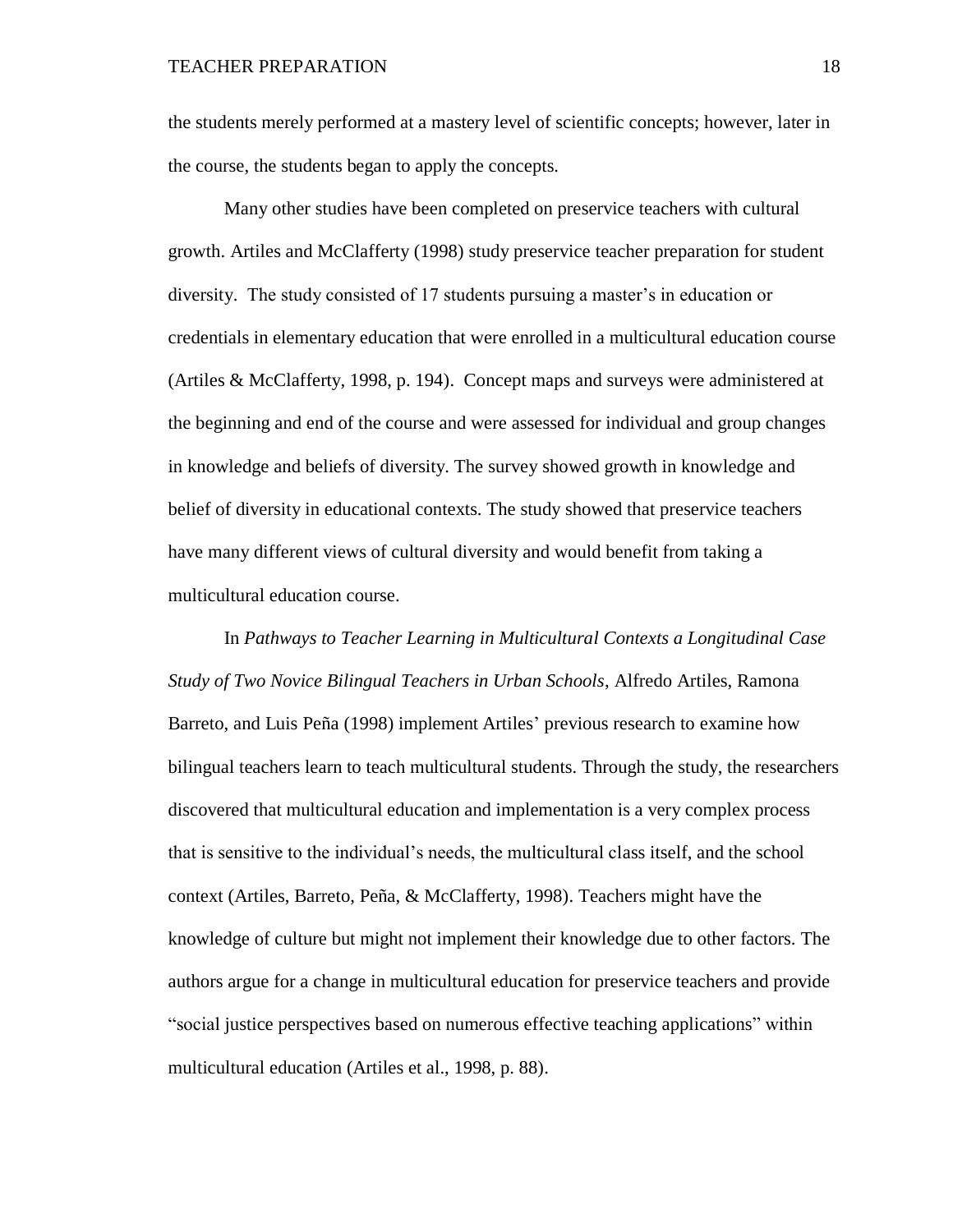the students merely performed at a mastery level of scientific concepts; however, later in the course, the students began to apply the concepts.

Many other studies have been completed on preservice teachers with cultural growth. Artiles and McClafferty (1998) study preservice teacher preparation for student diversity. The study consisted of 17 students pursuing a master's in education or credentials in elementary education that were enrolled in a multicultural education course (Artiles & McClafferty, 1998, p. 194). Concept maps and surveys were administered at the beginning and end of the course and were assessed for individual and group changes in knowledge and beliefs of diversity. The survey showed growth in knowledge and belief of diversity in educational contexts. The study showed that preservice teachers have many different views of cultural diversity and would benefit from taking a multicultural education course.

In *Pathways to Teacher Learning in Multicultural Contexts a Longitudinal Case Study of Two Novice Bilingual Teachers in Urban Schools*, Alfredo Artiles, Ramona Barreto, and Luis Peña (1998) implement Artiles' previous research to examine how bilingual teachers learn to teach multicultural students. Through the study, the researchers discovered that multicultural education and implementation is a very complex process that is sensitive to the individual's needs, the multicultural class itself, and the school context (Artiles, Barreto, Peña, & McClafferty, 1998). Teachers might have the knowledge of culture but might not implement their knowledge due to other factors. The authors argue for a change in multicultural education for preservice teachers and provide "social justice perspectives based on numerous effective teaching applications" within multicultural education (Artiles et al., 1998, p. 88).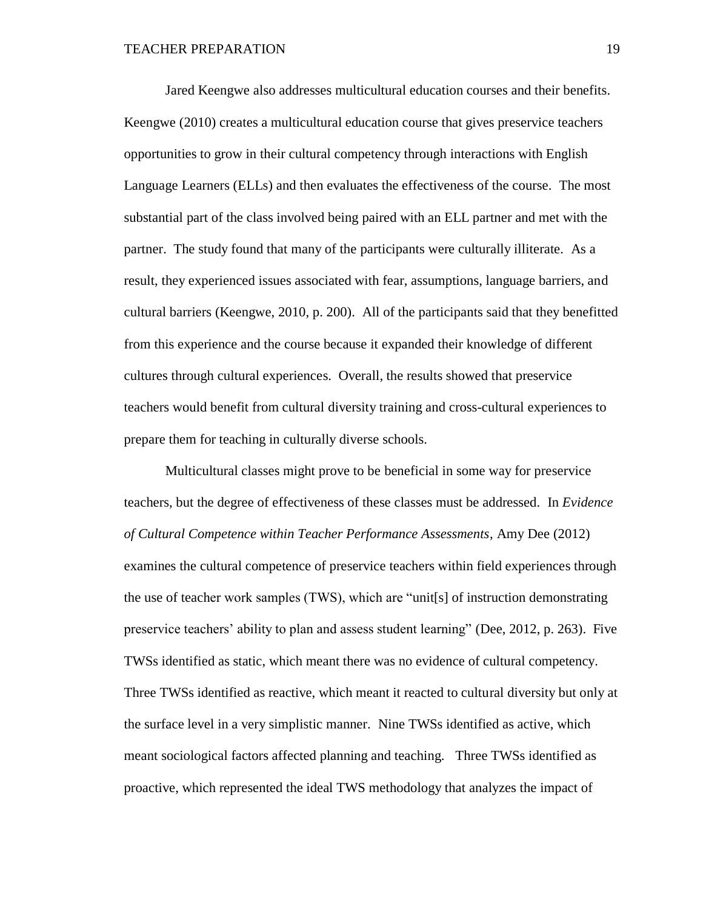Jared Keengwe also addresses multicultural education courses and their benefits. Keengwe (2010) creates a multicultural education course that gives preservice teachers opportunities to grow in their cultural competency through interactions with English Language Learners (ELLs) and then evaluates the effectiveness of the course. The most substantial part of the class involved being paired with an ELL partner and met with the partner. The study found that many of the participants were culturally illiterate. As a result, they experienced issues associated with fear, assumptions, language barriers, and cultural barriers (Keengwe, 2010, p. 200). All of the participants said that they benefitted from this experience and the course because it expanded their knowledge of different cultures through cultural experiences. Overall, the results showed that preservice teachers would benefit from cultural diversity training and cross-cultural experiences to prepare them for teaching in culturally diverse schools.

Multicultural classes might prove to be beneficial in some way for preservice teachers, but the degree of effectiveness of these classes must be addressed. In *Evidence of Cultural Competence within Teacher Performance Assessments*, Amy Dee (2012) examines the cultural competence of preservice teachers within field experiences through the use of teacher work samples (TWS), which are "unit[s] of instruction demonstrating preservice teachers' ability to plan and assess student learning" (Dee, 2012, p. 263). Five TWSs identified as static, which meant there was no evidence of cultural competency. Three TWSs identified as reactive, which meant it reacted to cultural diversity but only at the surface level in a very simplistic manner. Nine TWSs identified as active, which meant sociological factors affected planning and teaching. Three TWSs identified as proactive, which represented the ideal TWS methodology that analyzes the impact of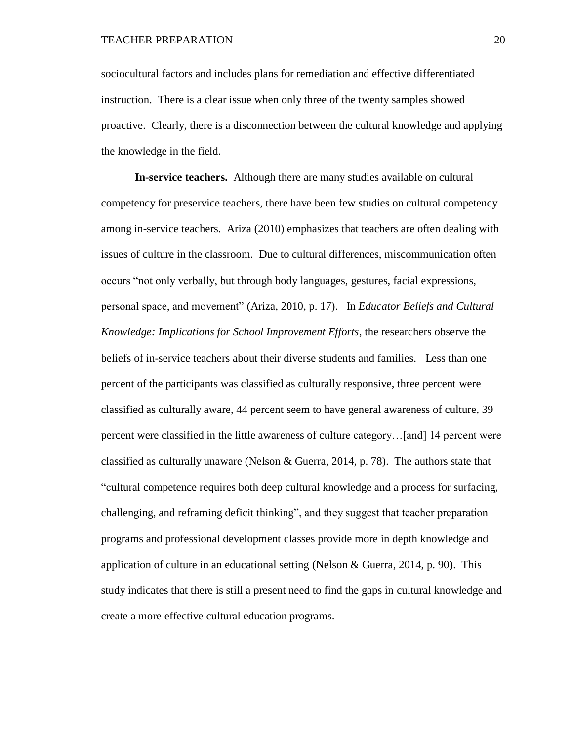sociocultural factors and includes plans for remediation and effective differentiated instruction. There is a clear issue when only three of the twenty samples showed proactive. Clearly, there is a disconnection between the cultural knowledge and applying the knowledge in the field.

**In-service teachers.** Although there are many studies available on cultural competency for preservice teachers, there have been few studies on cultural competency among in-service teachers. Ariza (2010) emphasizes that teachers are often dealing with issues of culture in the classroom. Due to cultural differences, miscommunication often occurs "not only verbally, but through body languages, gestures, facial expressions, personal space, and movement" (Ariza, 2010, p. 17). In *Educator Beliefs and Cultural Knowledge: Implications for School Improvement Efforts*, the researchers observe the beliefs of in-service teachers about their diverse students and families. Less than one percent of the participants was classified as culturally responsive, three percent were classified as culturally aware, 44 percent seem to have general awareness of culture, 39 percent were classified in the little awareness of culture category…[and] 14 percent were classified as culturally unaware (Nelson & Guerra, 2014, p. 78). The authors state that "cultural competence requires both deep cultural knowledge and a process for surfacing, challenging, and reframing deficit thinking", and they suggest that teacher preparation programs and professional development classes provide more in depth knowledge and application of culture in an educational setting (Nelson & Guerra, 2014, p. 90). This study indicates that there is still a present need to find the gaps in cultural knowledge and create a more effective cultural education programs.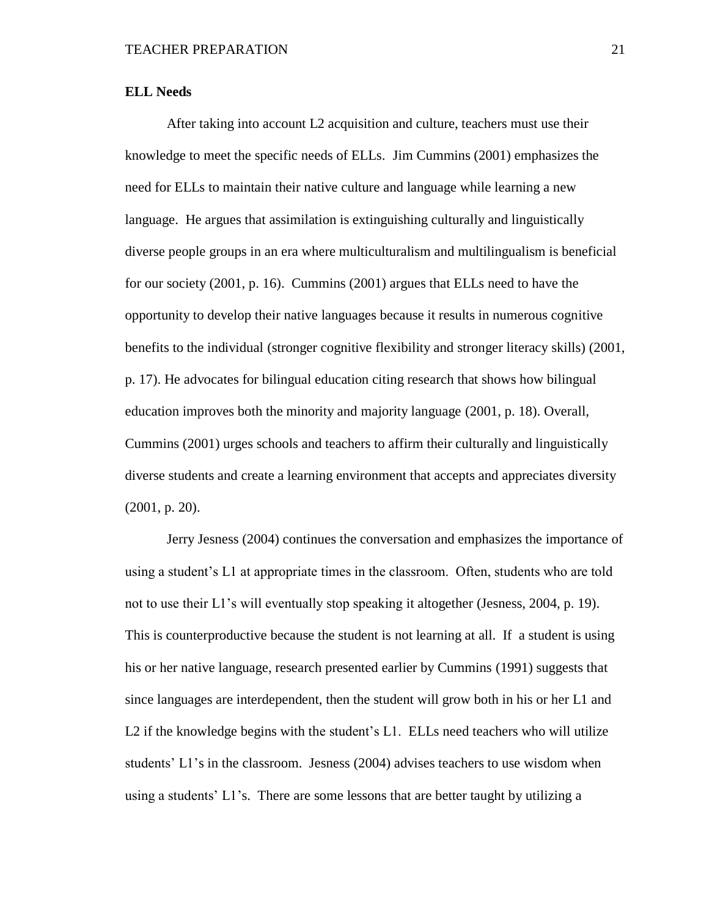**ELL Needs**

After taking into account L2 acquisition and culture, teachers must use their knowledge to meet the specific needs of ELLs. Jim Cummins (2001) emphasizes the need for ELLs to maintain their native culture and language while learning a new language. He argues that assimilation is extinguishing culturally and linguistically diverse people groups in an era where multiculturalism and multilingualism is beneficial for our society (2001, p. 16). Cummins (2001) argues that ELLs need to have the opportunity to develop their native languages because it results in numerous cognitive benefits to the individual (stronger cognitive flexibility and stronger literacy skills) (2001, p. 17). He advocates for bilingual education citing research that shows how bilingual education improves both the minority and majority language (2001, p. 18). Overall, Cummins (2001) urges schools and teachers to affirm their culturally and linguistically diverse students and create a learning environment that accepts and appreciates diversity (2001, p. 20).

Jerry Jesness (2004) continues the conversation and emphasizes the importance of using a student's L1 at appropriate times in the classroom. Often, students who are told not to use their L1's will eventually stop speaking it altogether (Jesness, 2004, p. 19). This is counterproductive because the student is not learning at all. If a student is using his or her native language, research presented earlier by Cummins (1991) suggests that since languages are interdependent, then the student will grow both in his or her L1 and L2 if the knowledge begins with the student's L1. ELLs need teachers who will utilize students' L1's in the classroom. Jesness (2004) advises teachers to use wisdom when using a students' L1's. There are some lessons that are better taught by utilizing a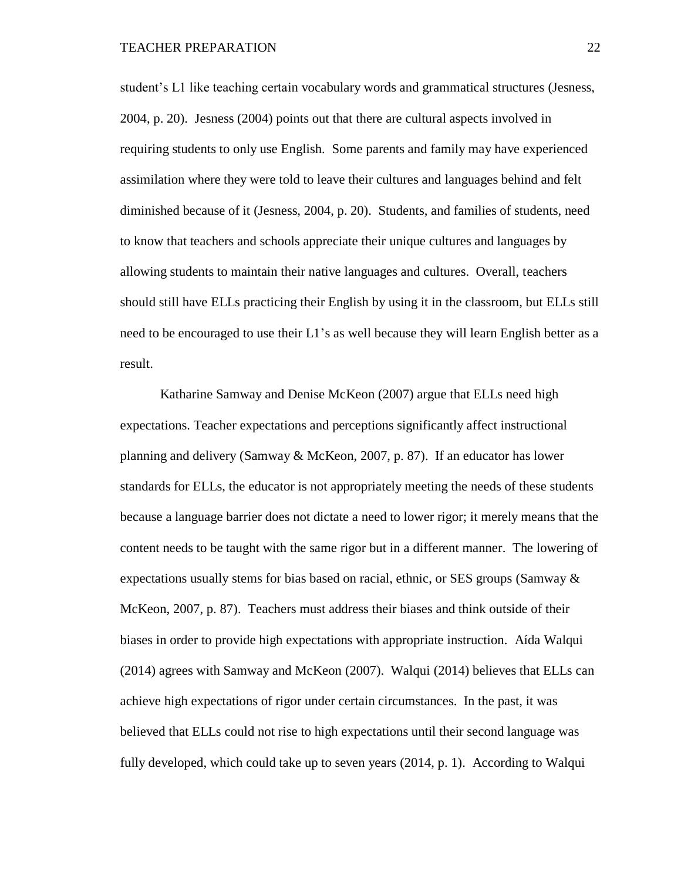student's L1 like teaching certain vocabulary words and grammatical structures (Jesness, 2004, p. 20). Jesness (2004) points out that there are cultural aspects involved in requiring students to only use English. Some parents and family may have experienced assimilation where they were told to leave their cultures and languages behind and felt diminished because of it (Jesness, 2004, p. 20). Students, and families of students, need to know that teachers and schools appreciate their unique cultures and languages by allowing students to maintain their native languages and cultures. Overall, teachers should still have ELLs practicing their English by using it in the classroom, but ELLs still need to be encouraged to use their L1's as well because they will learn English better as a result.

Katharine Samway and Denise McKeon (2007) argue that ELLs need high expectations. Teacher expectations and perceptions significantly affect instructional planning and delivery (Samway & McKeon, 2007, p. 87). If an educator has lower standards for ELLs, the educator is not appropriately meeting the needs of these students because a language barrier does not dictate a need to lower rigor; it merely means that the content needs to be taught with the same rigor but in a different manner. The lowering of expectations usually stems for bias based on racial, ethnic, or SES groups (Samway & McKeon, 2007, p. 87). Teachers must address their biases and think outside of their biases in order to provide high expectations with appropriate instruction. Aída Walqui (2014) agrees with Samway and McKeon (2007). Walqui (2014) believes that ELLs can achieve high expectations of rigor under certain circumstances. In the past, it was believed that ELLs could not rise to high expectations until their second language was fully developed, which could take up to seven years (2014, p. 1). According to Walqui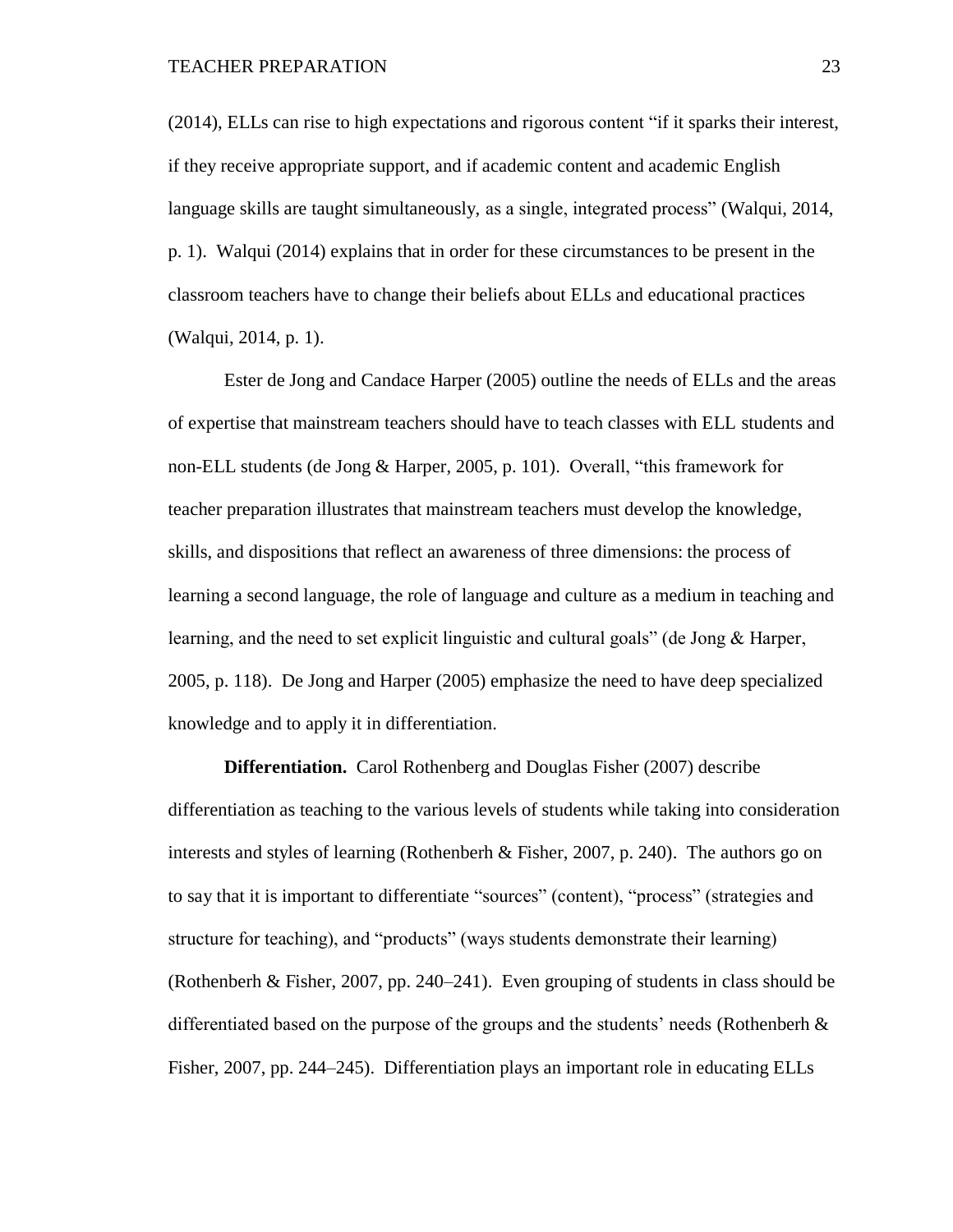(2014), ELLs can rise to high expectations and rigorous content "if it sparks their interest, if they receive appropriate support, and if academic content and academic English language skills are taught simultaneously, as a single, integrated process" (Walqui, 2014, p. 1). Walqui (2014) explains that in order for these circumstances to be present in the classroom teachers have to change their beliefs about ELLs and educational practices (Walqui, 2014, p. 1).

Ester de Jong and Candace Harper (2005) outline the needs of ELLs and the areas of expertise that mainstream teachers should have to teach classes with ELL students and non-ELL students (de Jong & Harper, 2005, p. 101). Overall, "this framework for teacher preparation illustrates that mainstream teachers must develop the knowledge, skills, and dispositions that reflect an awareness of three dimensions: the process of learning a second language, the role of language and culture as a medium in teaching and learning, and the need to set explicit linguistic and cultural goals" (de Jong & Harper, 2005, p. 118). De Jong and Harper (2005) emphasize the need to have deep specialized knowledge and to apply it in differentiation.

**Differentiation.** Carol Rothenberg and Douglas Fisher (2007) describe differentiation as teaching to the various levels of students while taking into consideration interests and styles of learning (Rothenberh & Fisher, 2007, p. 240). The authors go on to say that it is important to differentiate "sources" (content), "process" (strategies and structure for teaching), and "products" (ways students demonstrate their learning) (Rothenberh & Fisher, 2007, pp. 240–241). Even grouping of students in class should be differentiated based on the purpose of the groups and the students' needs (Rothenberh & Fisher, 2007, pp. 244–245). Differentiation plays an important role in educating ELLs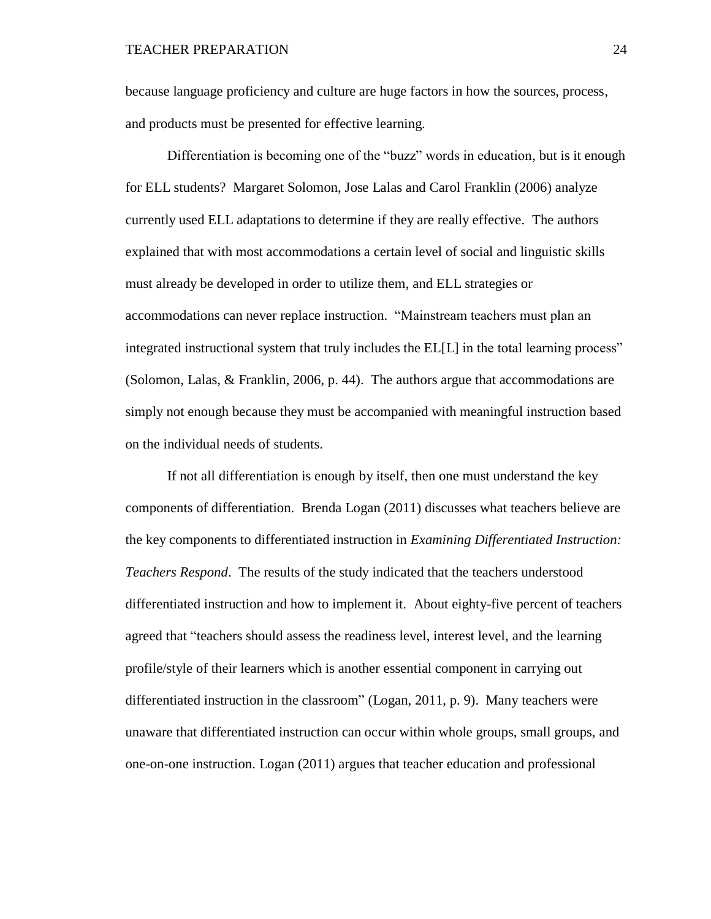because language proficiency and culture are huge factors in how the sources, process, and products must be presented for effective learning.

Differentiation is becoming one of the "buzz" words in education, but is it enough for ELL students? Margaret Solomon, Jose Lalas and Carol Franklin (2006) analyze currently used ELL adaptations to determine if they are really effective. The authors explained that with most accommodations a certain level of social and linguistic skills must already be developed in order to utilize them, and ELL strategies or accommodations can never replace instruction. "Mainstream teachers must plan an integrated instructional system that truly includes the EL[L] in the total learning process" (Solomon, Lalas, & Franklin, 2006, p. 44). The authors argue that accommodations are simply not enough because they must be accompanied with meaningful instruction based on the individual needs of students.

If not all differentiation is enough by itself, then one must understand the key components of differentiation. Brenda Logan (2011) discusses what teachers believe are the key components to differentiated instruction in *Examining Differentiated Instruction: Teachers Respond*. The results of the study indicated that the teachers understood differentiated instruction and how to implement it. About eighty-five percent of teachers agreed that "teachers should assess the readiness level, interest level, and the learning profile/style of their learners which is another essential component in carrying out differentiated instruction in the classroom" (Logan, 2011, p. 9). Many teachers were unaware that differentiated instruction can occur within whole groups, small groups, and one-on-one instruction. Logan (2011) argues that teacher education and professional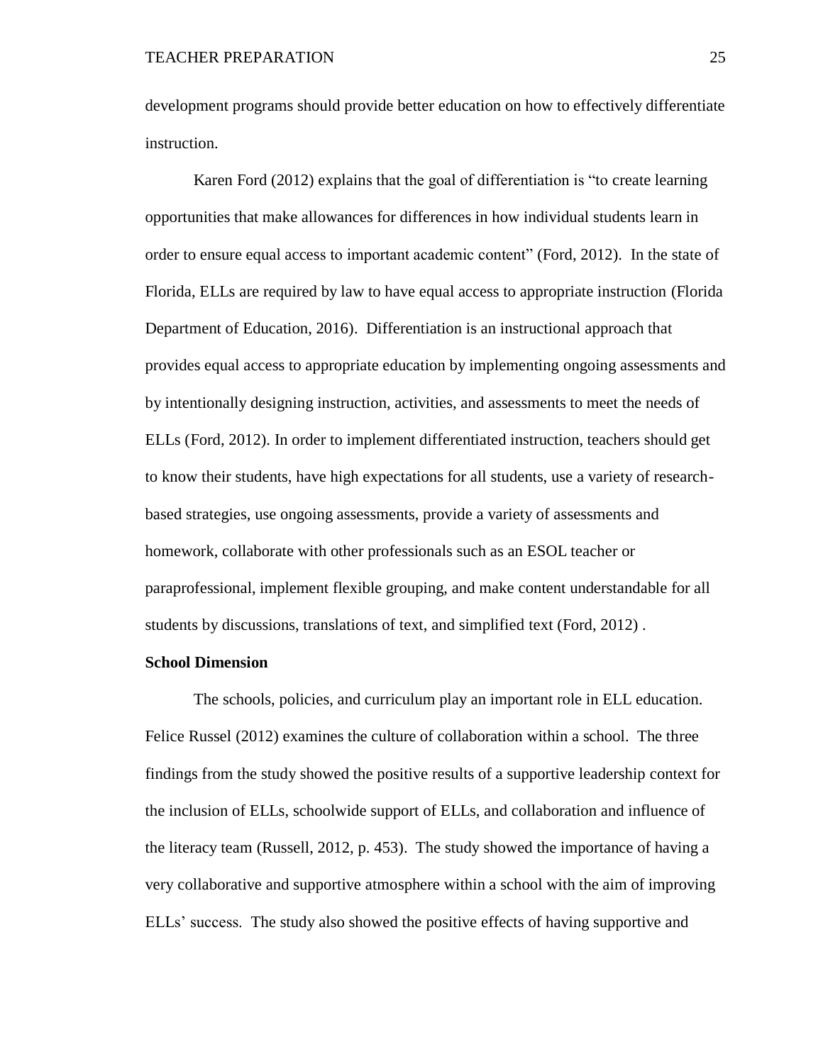development programs should provide better education on how to effectively differentiate instruction.

Karen Ford (2012) explains that the goal of differentiation is "to create learning opportunities that make allowances for differences in how individual students learn in order to ensure equal access to important academic content" (Ford, 2012). In the state of Florida, ELLs are required by law to have equal access to appropriate instruction (Florida Department of Education, 2016). Differentiation is an instructional approach that provides equal access to appropriate education by implementing ongoing assessments and by intentionally designing instruction, activities, and assessments to meet the needs of ELLs (Ford, 2012). In order to implement differentiated instruction, teachers should get to know their students, have high expectations for all students, use a variety of research-based strategies, use ongoing assessments, provide a variety of assessments and homework, collaborate with other professionals such as an ESOL teacher or paraprofessional, implement flexible grouping, and make content understandable for all students by discussions, translations of text, and simplified text (Ford, 2012) .

**School Dimension**

The schools, policies, and curriculum play an important role in ELL education. Felice Russel (2012) examines the culture of collaboration within a school. The three findings from the study showed the positive results of a supportive leadership context for the inclusion of ELLs, schoolwide support of ELLs, and collaboration and influence of the literacy team (Russell, 2012, p. 453). The study showed the importance of having a very collaborative and supportive atmosphere within a school with the aim of improving ELLs' success. The study also showed the positive effects of having supportive and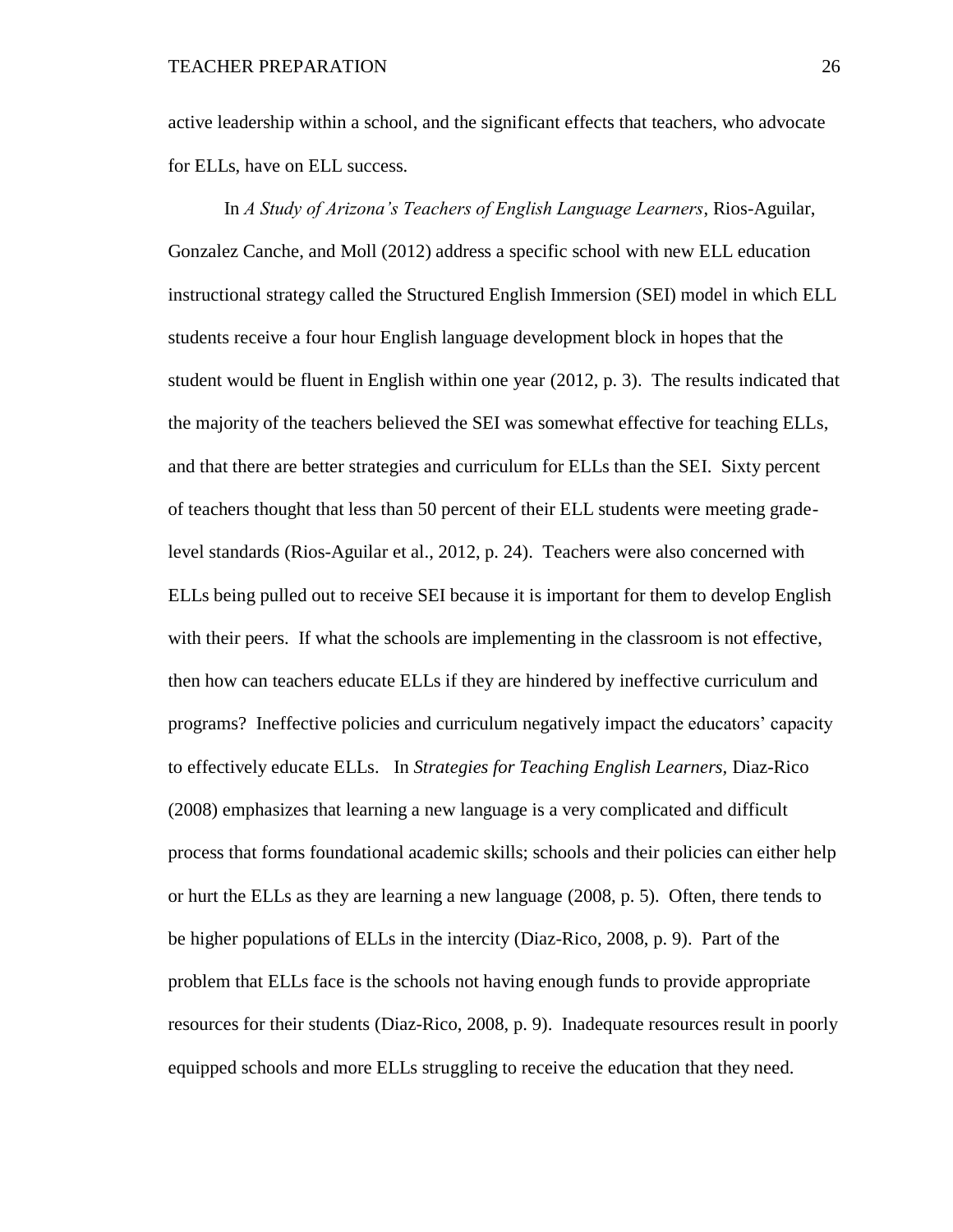active leadership within a school, and the significant effects that teachers, who advocate for ELLs, have on ELL success.

In *A Study of Arizona's Teachers of English Language Learners*, Rios-Aguilar, Gonzalez Canche, and Moll (2012) address a specific school with new ELL education instructional strategy called the Structured English Immersion (SEI) model in which ELL students receive a four hour English language development block in hopes that the student would be fluent in English within one year (2012, p. 3). The results indicated that the majority of the teachers believed the SEI was somewhat effective for teaching ELLs, and that there are better strategies and curriculum for ELLs than the SEI. Sixty percent of teachers thought that less than 50 percent of their ELL students were meeting grade-level standards (Rios-Aguilar et al., 2012, p. 24). Teachers were also concerned with ELLs being pulled out to receive SEI because it is important for them to develop English with their peers. If what the schools are implementing in the classroom is not effective, then how can teachers educate ELLs if they are hindered by ineffective curriculum and programs? Ineffective policies and curriculum negatively impact the educators' capacity to effectively educate ELLs. In *Strategies for Teaching English Learners,* Diaz-Rico (2008) emphasizes that learning a new language is a very complicated and difficult process that forms foundational academic skills; schools and their policies can either help or hurt the ELLs as they are learning a new language (2008, p. 5). Often, there tends to be higher populations of ELLs in the intercity (Diaz-Rico, 2008, p. 9). Part of the problem that ELLs face is the schools not having enough funds to provide appropriate resources for their students (Diaz-Rico, 2008, p. 9). Inadequate resources result in poorly equipped schools and more ELLs struggling to receive the education that they need.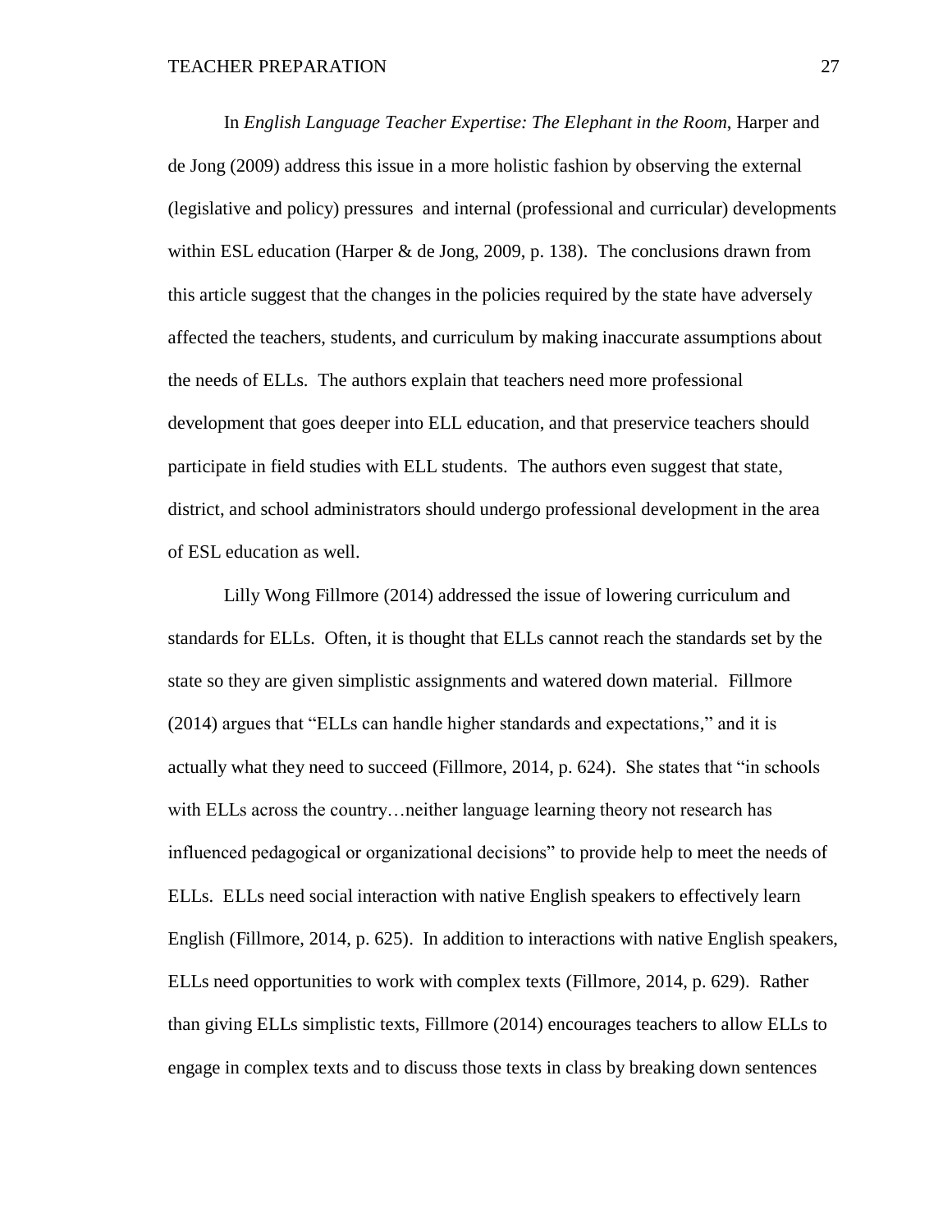In *English Language Teacher Expertise: The Elephant in the Room*, Harper and de Jong (2009) address this issue in a more holistic fashion by observing the external (legislative and policy) pressures and internal (professional and curricular) developments within ESL education (Harper & de Jong, 2009, p. 138). The conclusions drawn from this article suggest that the changes in the policies required by the state have adversely affected the teachers, students, and curriculum by making inaccurate assumptions about the needs of ELLs. The authors explain that teachers need more professional development that goes deeper into ELL education, and that preservice teachers should participate in field studies with ELL students. The authors even suggest that state, district, and school administrators should undergo professional development in the area of ESL education as well.

Lilly Wong Fillmore (2014) addressed the issue of lowering curriculum and standards for ELLs. Often, it is thought that ELLs cannot reach the standards set by the state so they are given simplistic assignments and watered down material. Fillmore (2014) argues that "ELLs can handle higher standards and expectations," and it is actually what they need to succeed (Fillmore, 2014, p. 624). She states that "in schools with ELLs across the country…neither language learning theory not research has influenced pedagogical or organizational decisions" to provide help to meet the needs of ELLs. ELLs need social interaction with native English speakers to effectively learn English (Fillmore, 2014, p. 625). In addition to interactions with native English speakers, ELLs need opportunities to work with complex texts (Fillmore, 2014, p. 629). Rather than giving ELLs simplistic texts, Fillmore (2014) encourages teachers to allow ELLs to engage in complex texts and to discuss those texts in class by breaking down sentences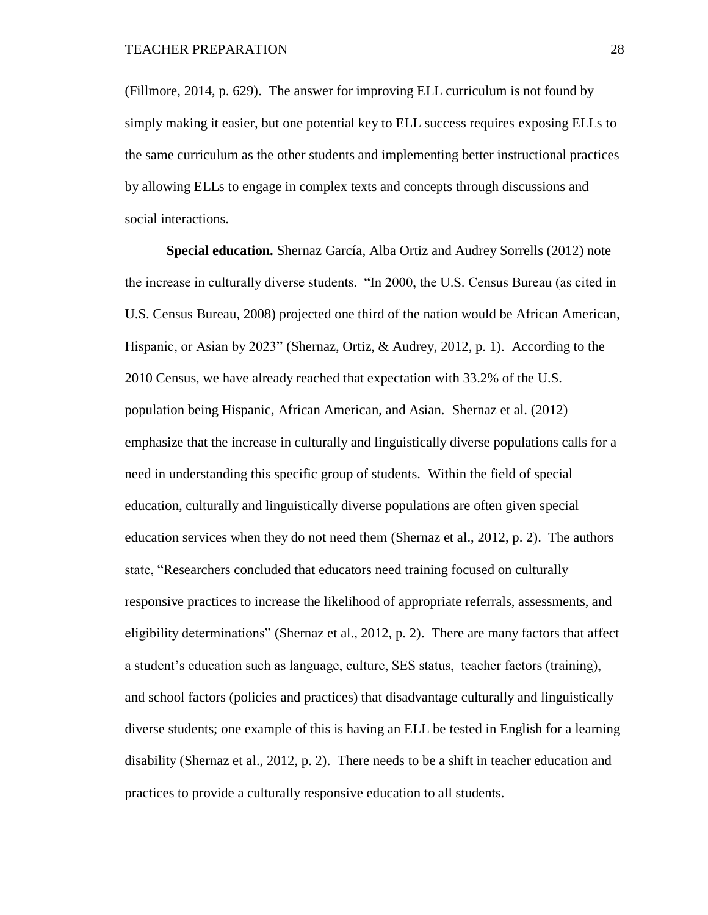(Fillmore, 2014, p. 629). The answer for improving ELL curriculum is not found by simply making it easier, but one potential key to ELL success requires exposing ELLs to the same curriculum as the other students and implementing better instructional practices by allowing ELLs to engage in complex texts and concepts through discussions and social interactions.

**Special education.** Shernaz García, Alba Ortiz and Audrey Sorrells (2012) note the increase in culturally diverse students. "In 2000, the U.S. Census Bureau (as cited in U.S. Census Bureau, 2008) projected one third of the nation would be African American, Hispanic, or Asian by 2023" (Shernaz, Ortiz, & Audrey, 2012, p. 1). According to the 2010 Census, we have already reached that expectation with 33.2% of the U.S. population being Hispanic, African American, and Asian. Shernaz et al. (2012) emphasize that the increase in culturally and linguistically diverse populations calls for a need in understanding this specific group of students. Within the field of special education, culturally and linguistically diverse populations are often given special education services when they do not need them (Shernaz et al., 2012, p. 2). The authors state, "Researchers concluded that educators need training focused on culturally responsive practices to increase the likelihood of appropriate referrals, assessments, and eligibility determinations" (Shernaz et al., 2012, p. 2). There are many factors that affect a student's education such as language, culture, SES status, teacher factors (training), and school factors (policies and practices) that disadvantage culturally and linguistically diverse students; one example of this is having an ELL be tested in English for a learning disability (Shernaz et al., 2012, p. 2). There needs to be a shift in teacher education and practices to provide a culturally responsive education to all students.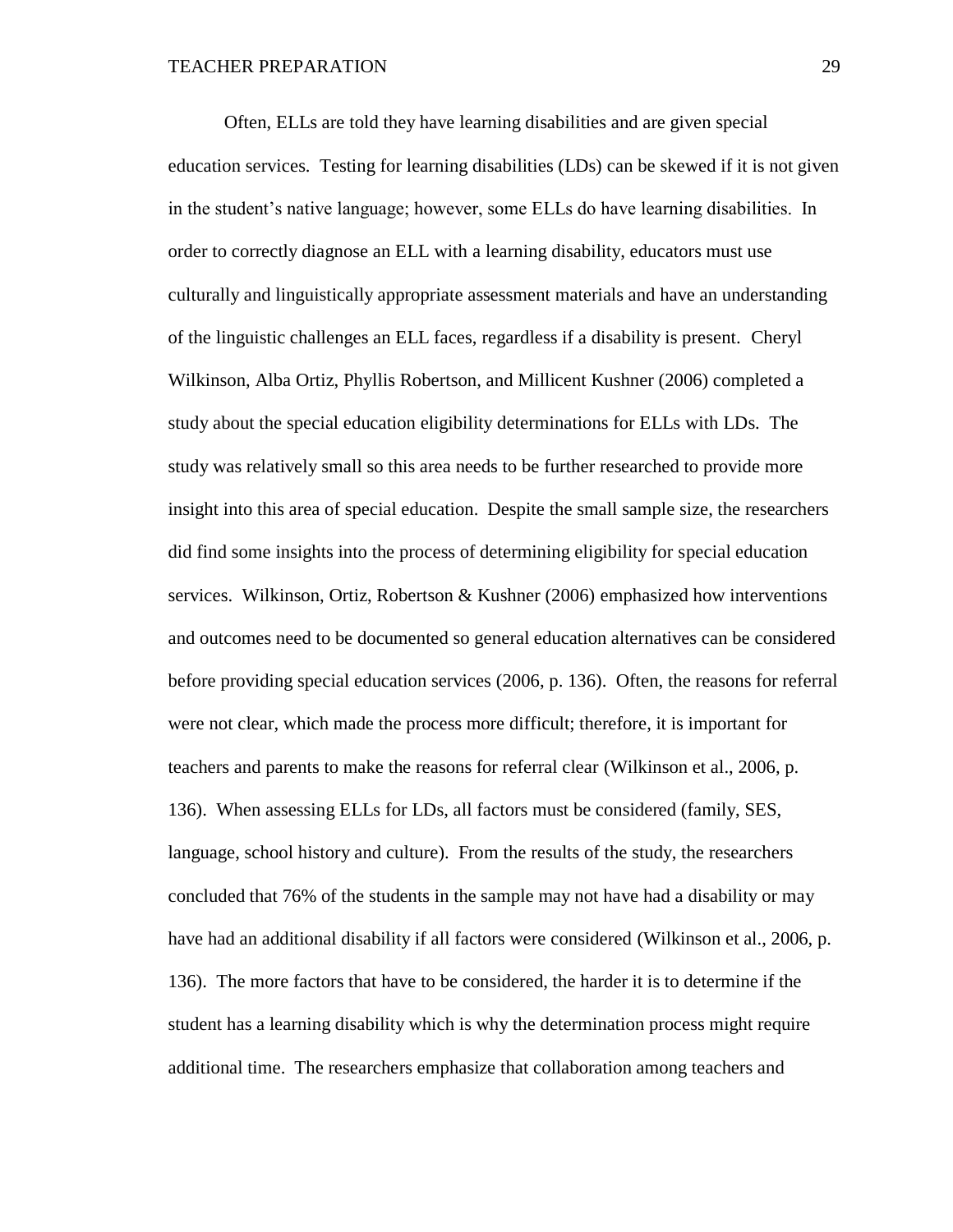Often, ELLs are told they have learning disabilities and are given special education services. Testing for learning disabilities (LDs) can be skewed if it is not given in the student's native language; however, some ELLs do have learning disabilities. In order to correctly diagnose an ELL with a learning disability, educators must use culturally and linguistically appropriate assessment materials and have an understanding of the linguistic challenges an ELL faces, regardless if a disability is present. Cheryl Wilkinson, Alba Ortiz, Phyllis Robertson, and Millicent Kushner (2006) completed a study about the special education eligibility determinations for ELLs with LDs. The study was relatively small so this area needs to be further researched to provide more insight into this area of special education. Despite the small sample size, the researchers did find some insights into the process of determining eligibility for special education services. Wilkinson, Ortiz, Robertson & Kushner (2006) emphasized how interventions and outcomes need to be documented so general education alternatives can be considered before providing special education services (2006, p. 136). Often, the reasons for referral were not clear, which made the process more difficult; therefore, it is important for teachers and parents to make the reasons for referral clear (Wilkinson et al., 2006, p. 136). When assessing ELLs for LDs, all factors must be considered (family, SES, language, school history and culture). From the results of the study, the researchers concluded that 76% of the students in the sample may not have had a disability or may have had an additional disability if all factors were considered (Wilkinson et al., 2006, p. 136). The more factors that have to be considered, the harder it is to determine if the student has a learning disability which is why the determination process might require additional time. The researchers emphasize that collaboration among teachers and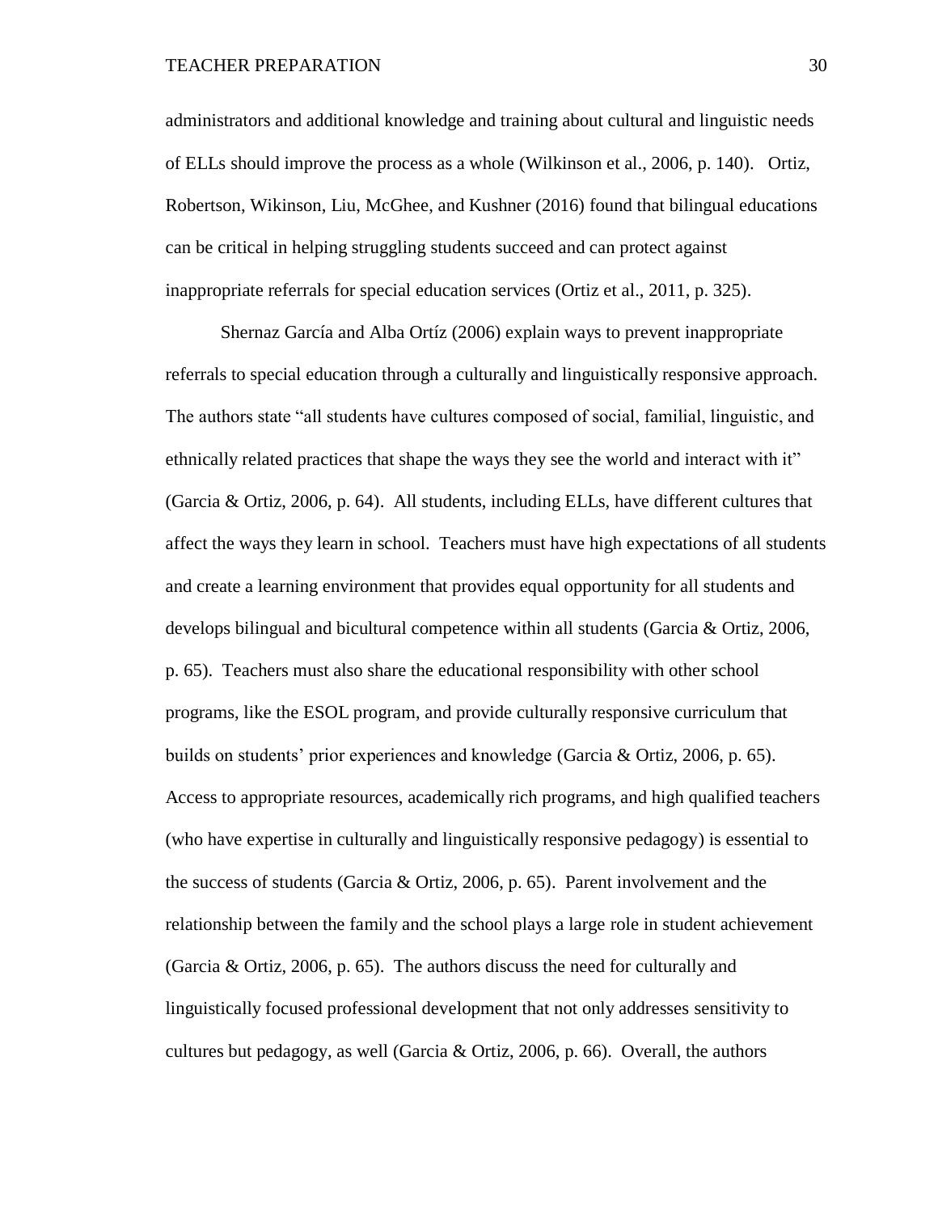administrators and additional knowledge and training about cultural and linguistic needs of ELLs should improve the process as a whole (Wilkinson et al., 2006, p. 140). Ortiz, Robertson, Wikinson, Liu, McGhee, and Kushner (2016) found that bilingual educations can be critical in helping struggling students succeed and can protect against inappropriate referrals for special education services (Ortiz et al., 2011, p. 325).

Shernaz García and Alba Ortíz (2006) explain ways to prevent inappropriate referrals to special education through a culturally and linguistically responsive approach. The authors state "all students have cultures composed of social, familial, linguistic, and ethnically related practices that shape the ways they see the world and interact with it" (Garcia & Ortiz, 2006, p. 64). All students, including ELLs, have different cultures that affect the ways they learn in school. Teachers must have high expectations of all students and create a learning environment that provides equal opportunity for all students and develops bilingual and bicultural competence within all students (Garcia & Ortiz, 2006, p. 65). Teachers must also share the educational responsibility with other school programs, like the ESOL program, and provide culturally responsive curriculum that builds on students' prior experiences and knowledge (Garcia & Ortiz, 2006, p. 65). Access to appropriate resources, academically rich programs, and high qualified teachers (who have expertise in culturally and linguistically responsive pedagogy) is essential to the success of students (Garcia & Ortiz, 2006, p. 65). Parent involvement and the relationship between the family and the school plays a large role in student achievement (Garcia & Ortiz, 2006, p. 65). The authors discuss the need for culturally and linguistically focused professional development that not only addresses sensitivity to cultures but pedagogy, as well (Garcia & Ortiz, 2006, p. 66). Overall, the authors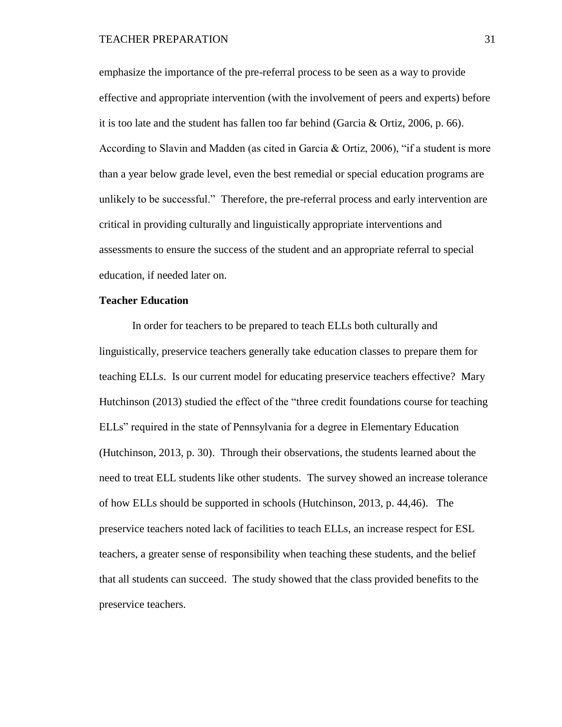emphasize the importance of the pre-referral process to be seen as a way to provide effective and appropriate intervention (with the involvement of peers and experts) before it is too late and the student has fallen too far behind (Garcia & Ortiz, 2006, p. 66). According to Slavin and Madden (as cited in Garcia & Ortiz, 2006), "if a student is more than a year below grade level, even the best remedial or special education programs are unlikely to be successful." Therefore, the pre-referral process and early intervention are critical in providing culturally and linguistically appropriate interventions and assessments to ensure the success of the student and an appropriate referral to special education, if needed later on.

**Teacher Education**

In order for teachers to be prepared to teach ELLs both culturally and linguistically, preservice teachers generally take education classes to prepare them for teaching ELLs. Is our current model for educating preservice teachers effective? Mary Hutchinson (2013) studied the effect of the "three credit foundations course for teaching ELLs" required in the state of Pennsylvania for a degree in Elementary Education (Hutchinson, 2013, p. 30). Through their observations, the students learned about the need to treat ELL students like other students. The survey showed an increase tolerance of how ELLs should be supported in schools (Hutchinson, 2013, p. 44,46). The preservice teachers noted lack of facilities to teach ELLs, an increase respect for ESL teachers, a greater sense of responsibility when teaching these students, and the belief that all students can succeed. The study showed that the class provided benefits to the preservice teachers.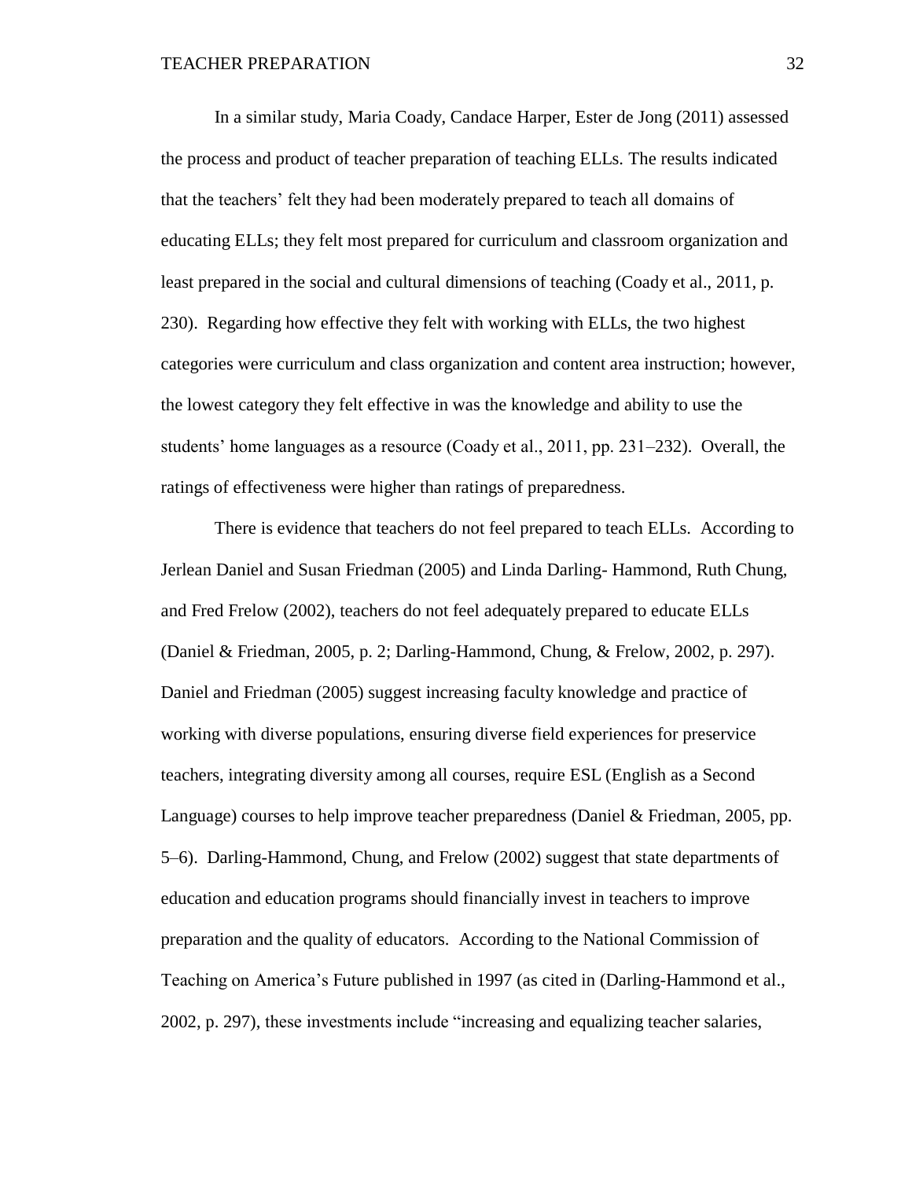In a similar study, Maria Coady, Candace Harper, Ester de Jong (2011) assessed the process and product of teacher preparation of teaching ELLs. The results indicated that the teachers' felt they had been moderately prepared to teach all domains of educating ELLs; they felt most prepared for curriculum and classroom organization and least prepared in the social and cultural dimensions of teaching (Coady et al., 2011, p. 230). Regarding how effective they felt with working with ELLs, the two highest categories were curriculum and class organization and content area instruction; however, the lowest category they felt effective in was the knowledge and ability to use the students' home languages as a resource (Coady et al., 2011, pp. 231–232). Overall, the ratings of effectiveness were higher than ratings of preparedness.

There is evidence that teachers do not feel prepared to teach ELLs. According to Jerlean Daniel and Susan Friedman (2005) and Linda Darling- Hammond, Ruth Chung, and Fred Frelow (2002), teachers do not feel adequately prepared to educate ELLs (Daniel & Friedman, 2005, p. 2; Darling-Hammond, Chung, & Frelow, 2002, p. 297). Daniel and Friedman (2005) suggest increasing faculty knowledge and practice of working with diverse populations, ensuring diverse field experiences for preservice teachers, integrating diversity among all courses, require ESL (English as a Second Language) courses to help improve teacher preparedness (Daniel & Friedman, 2005, pp. 5–6). Darling-Hammond, Chung, and Frelow (2002) suggest that state departments of education and education programs should financially invest in teachers to improve preparation and the quality of educators. According to the National Commission of Teaching on America's Future published in 1997 (as cited in (Darling-Hammond et al., 2002, p. 297), these investments include "increasing and equalizing teacher salaries,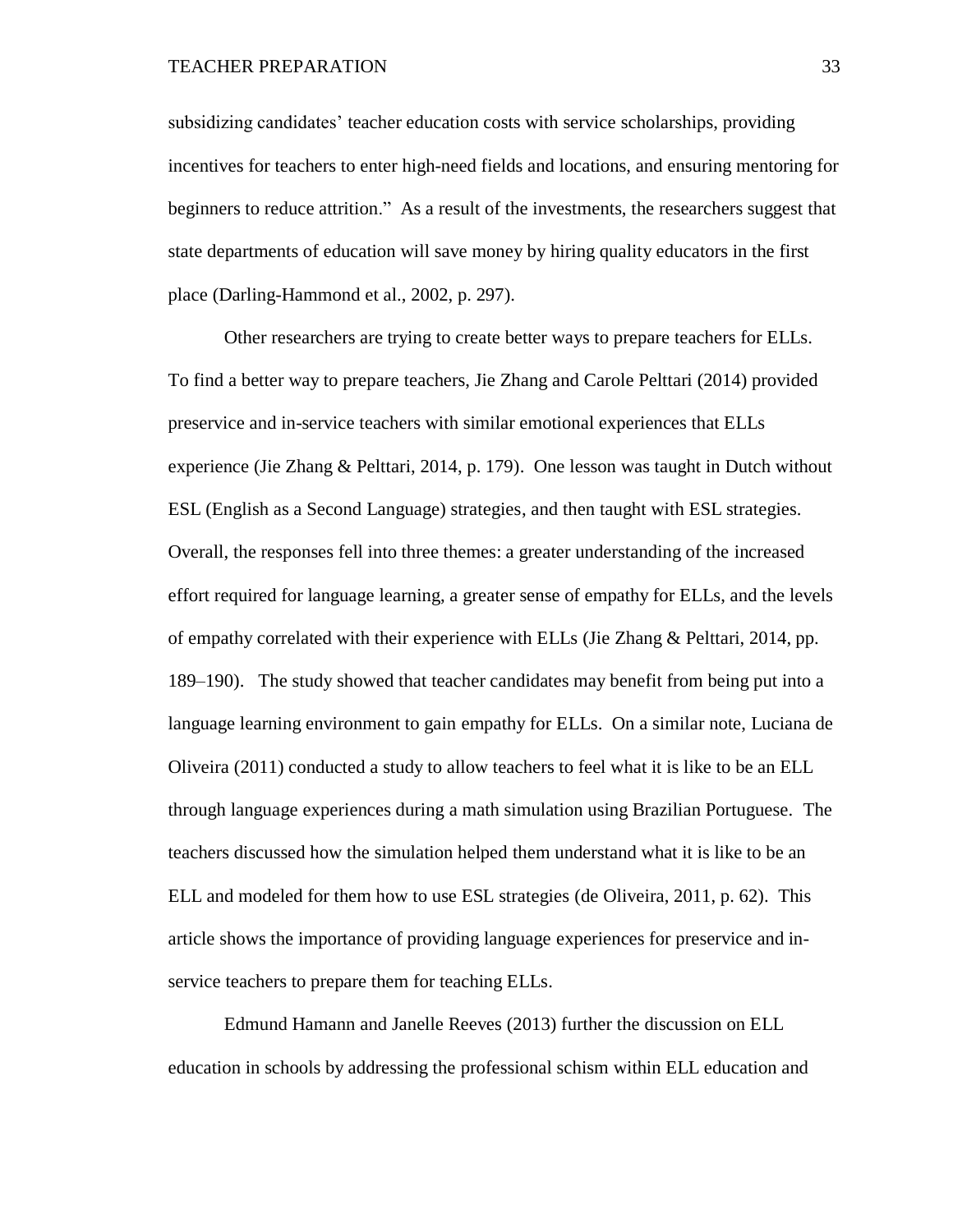subsidizing candidates' teacher education costs with service scholarships, providing incentives for teachers to enter high-need fields and locations, and ensuring mentoring for beginners to reduce attrition." As a result of the investments, the researchers suggest that state departments of education will save money by hiring quality educators in the first place (Darling-Hammond et al., 2002, p. 297).

Other researchers are trying to create better ways to prepare teachers for ELLs. To find a better way to prepare teachers, Jie Zhang and Carole Pelttari (2014) provided preservice and in-service teachers with similar emotional experiences that ELLs experience (Jie Zhang & Pelttari, 2014, p. 179). One lesson was taught in Dutch without ESL (English as a Second Language) strategies, and then taught with ESL strategies. Overall, the responses fell into three themes: a greater understanding of the increased effort required for language learning, a greater sense of empathy for ELLs, and the levels of empathy correlated with their experience with ELLs (Jie Zhang & Pelttari, 2014, pp. 189–190). The study showed that teacher candidates may benefit from being put into a language learning environment to gain empathy for ELLs. On a similar note, Luciana de Oliveira (2011) conducted a study to allow teachers to feel what it is like to be an ELL through language experiences during a math simulation using Brazilian Portuguese. The teachers discussed how the simulation helped them understand what it is like to be an ELL and modeled for them how to use ESL strategies (de Oliveira, 2011, p. 62). This article shows the importance of providing language experiences for preservice and in-service teachers to prepare them for teaching ELLs.

Edmund Hamann and Janelle Reeves (2013) further the discussion on ELL education in schools by addressing the professional schism within ELL education and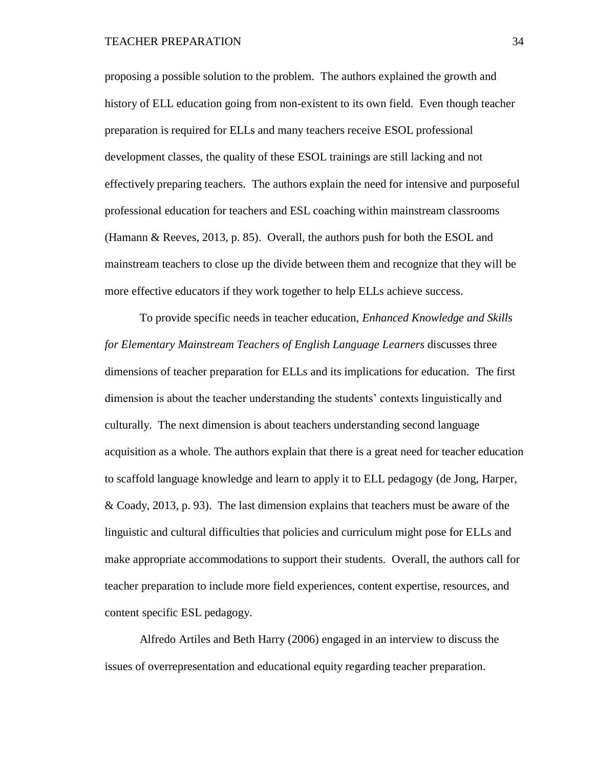proposing a possible solution to the problem. The authors explained the growth and history of ELL education going from non-existent to its own field. Even though teacher preparation is required for ELLs and many teachers receive ESOL professional development classes, the quality of these ESOL trainings are still lacking and not effectively preparing teachers. The authors explain the need for intensive and purposeful professional education for teachers and ESL coaching within mainstream classrooms (Hamann & Reeves, 2013, p. 85). Overall, the authors push for both the ESOL and mainstream teachers to close up the divide between them and recognize that they will be more effective educators if they work together to help ELLs achieve success.

To provide specific needs in teacher education, *Enhanced Knowledge and Skills for Elementary Mainstream Teachers of English Language Learners* discusses three dimensions of teacher preparation for ELLs and its implications for education. The first dimension is about the teacher understanding the students' contexts linguistically and culturally. The next dimension is about teachers understanding second language acquisition as a whole. The authors explain that there is a great need for teacher education to scaffold language knowledge and learn to apply it to ELL pedagogy (de Jong, Harper, & Coady, 2013, p. 93). The last dimension explains that teachers must be aware of the linguistic and cultural difficulties that policies and curriculum might pose for ELLs and make appropriate accommodations to support their students. Overall, the authors call for teacher preparation to include more field experiences, content expertise, resources, and content specific ESL pedagogy.

Alfredo Artiles and Beth Harry (2006) engaged in an interview to discuss the issues of overrepresentation and educational equity regarding teacher preparation.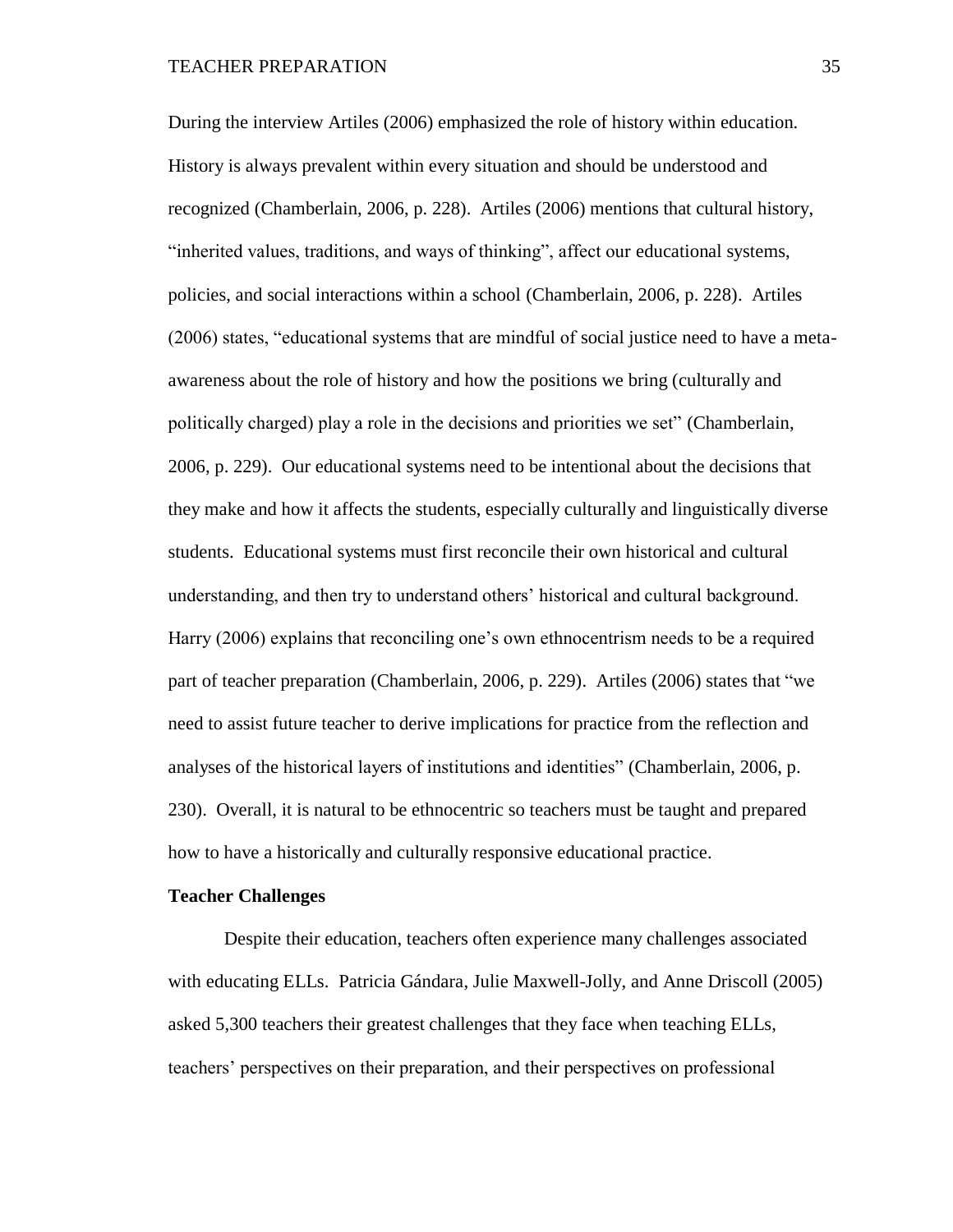During the interview Artiles (2006) emphasized the role of history within education. History is always prevalent within every situation and should be understood and recognized (Chamberlain, 2006, p. 228). Artiles (2006) mentions that cultural history, "inherited values, traditions, and ways of thinking", affect our educational systems, policies, and social interactions within a school (Chamberlain, 2006, p. 228). Artiles (2006) states, "educational systems that are mindful of social justice need to have a meta-awareness about the role of history and how the positions we bring (culturally and politically charged) play a role in the decisions and priorities we set" (Chamberlain, 2006, p. 229). Our educational systems need to be intentional about the decisions that they make and how it affects the students, especially culturally and linguistically diverse students. Educational systems must first reconcile their own historical and cultural understanding, and then try to understand others' historical and cultural background. Harry (2006) explains that reconciling one's own ethnocentrism needs to be a required part of teacher preparation (Chamberlain, 2006, p. 229). Artiles (2006) states that "we need to assist future teacher to derive implications for practice from the reflection and analyses of the historical layers of institutions and identities" (Chamberlain, 2006, p. 230). Overall, it is natural to be ethnocentric so teachers must be taught and prepared how to have a historically and culturally responsive educational practice.

**Teacher Challenges**

Despite their education, teachers often experience many challenges associated with educating ELLs. Patricia Gándara, Julie Maxwell-Jolly, and Anne Driscoll (2005) asked 5,300 teachers their greatest challenges that they face when teaching ELLs, teachers' perspectives on their preparation, and their perspectives on professional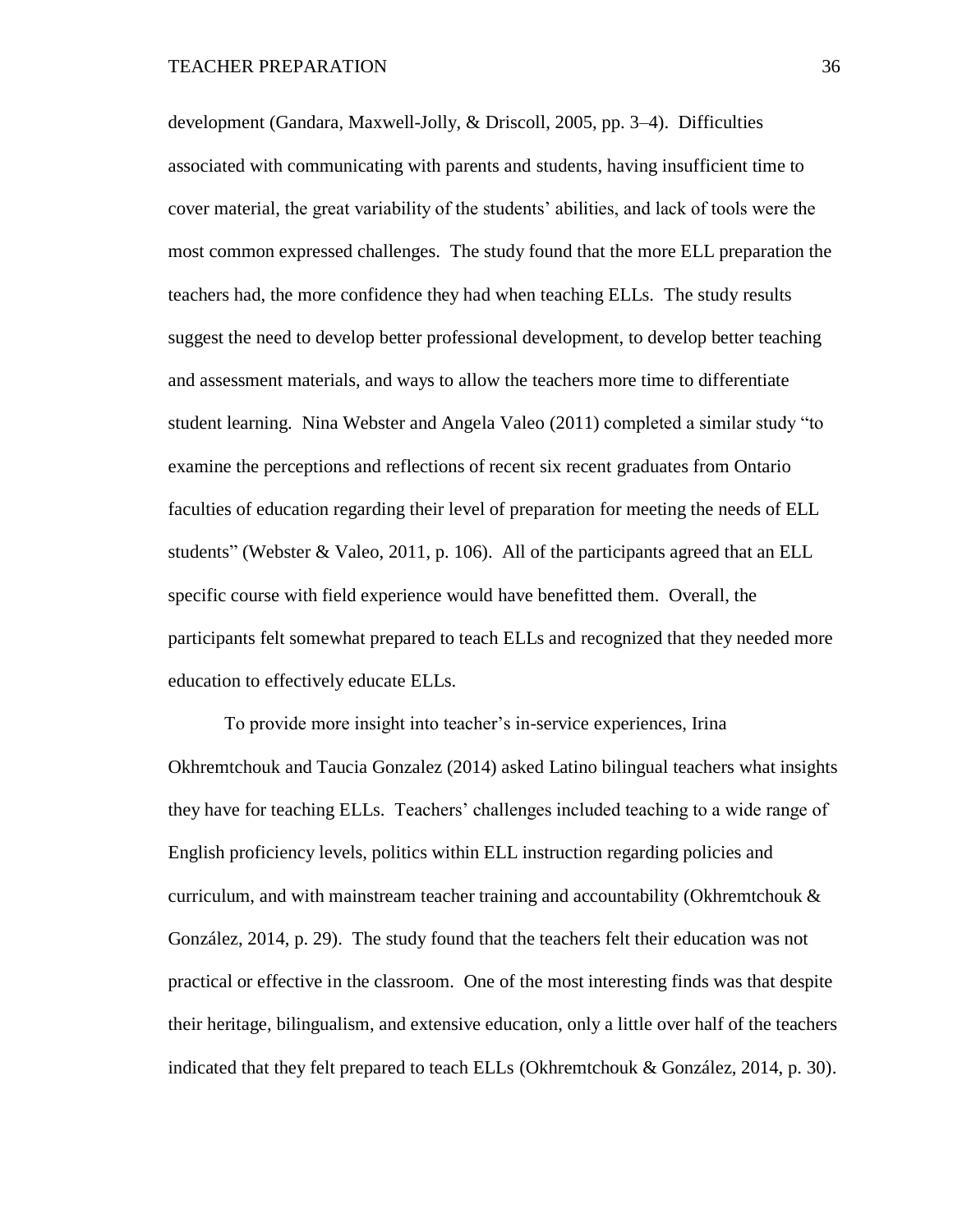development (Gandara, Maxwell-Jolly, & Driscoll, 2005, pp. 3–4). Difficulties associated with communicating with parents and students, having insufficient time to cover material, the great variability of the students' abilities, and lack of tools were the most common expressed challenges. The study found that the more ELL preparation the teachers had, the more confidence they had when teaching ELLs. The study results suggest the need to develop better professional development, to develop better teaching and assessment materials, and ways to allow the teachers more time to differentiate student learning. Nina Webster and Angela Valeo (2011) completed a similar study "to examine the perceptions and reflections of recent six recent graduates from Ontario faculties of education regarding their level of preparation for meeting the needs of ELL students" (Webster & Valeo, 2011, p. 106). All of the participants agreed that an ELL specific course with field experience would have benefitted them. Overall, the participants felt somewhat prepared to teach ELLs and recognized that they needed more education to effectively educate ELLs.

To provide more insight into teacher's in-service experiences, Irina Okhremtchouk and Taucia Gonzalez (2014) asked Latino bilingual teachers what insights they have for teaching ELLs. Teachers' challenges included teaching to a wide range of English proficiency levels, politics within ELL instruction regarding policies and curriculum, and with mainstream teacher training and accountability (Okhremtchouk & González, 2014, p. 29). The study found that the teachers felt their education was not practical or effective in the classroom. One of the most interesting finds was that despite their heritage, bilingualism, and extensive education, only a little over half of the teachers indicated that they felt prepared to teach ELLs (Okhremtchouk & González, 2014, p. 30).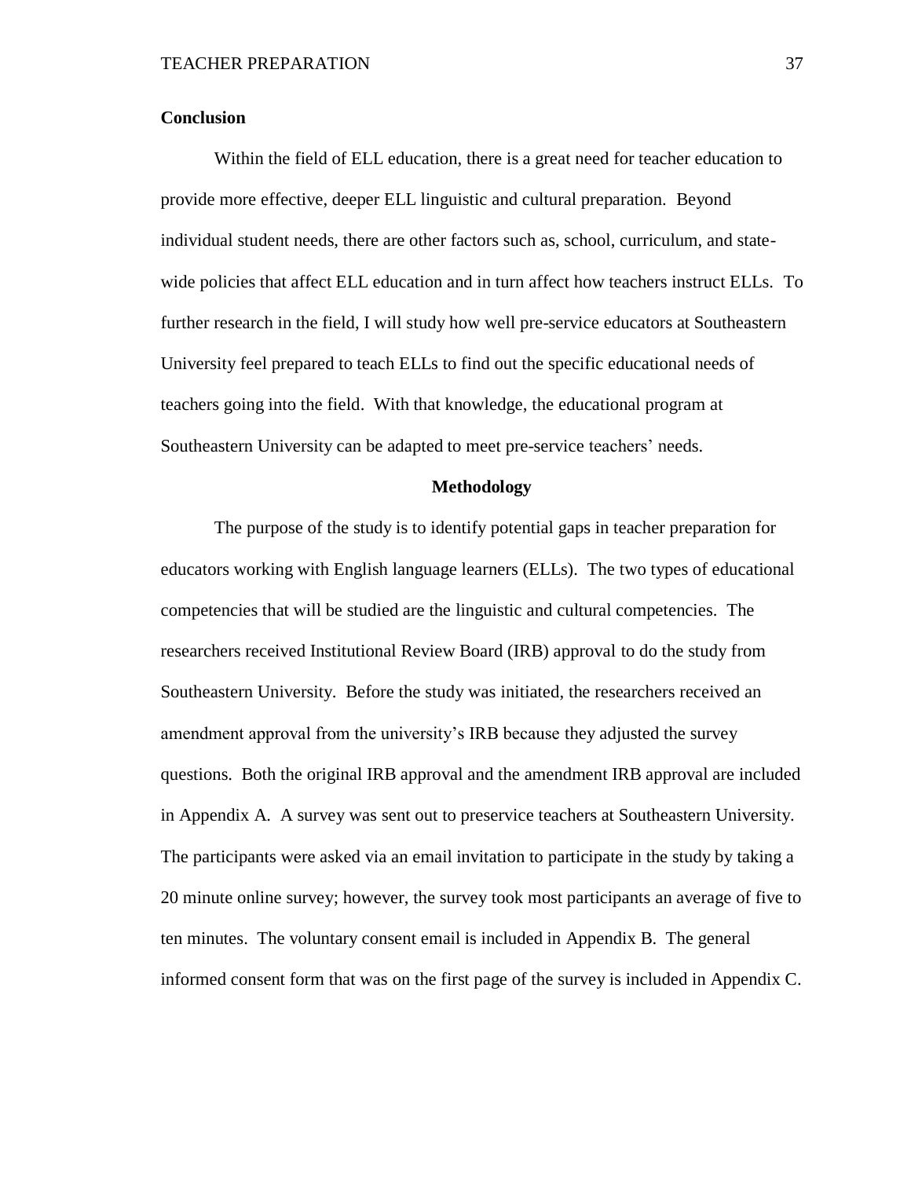**Conclusion**

Within the field of ELL education, there is a great need for teacher education to provide more effective, deeper ELL linguistic and cultural preparation. Beyond individual student needs, there are other factors such as, school, curriculum, and state-wide policies that affect ELL education and in turn affect how teachers instruct ELLs. To further research in the field, I will study how well pre-service educators at Southeastern University feel prepared to teach ELLs to find out the specific educational needs of teachers going into the field. With that knowledge, the educational program at Southeastern University can be adapted to meet pre-service teachers' needs.

## Methodology

The purpose of the study is to identify potential gaps in teacher preparation for educators working with English language learners (ELLs). The two types of educational competencies that will be studied are the linguistic and cultural competencies. The researchers received Institutional Review Board (IRB) approval to do the study from Southeastern University. Before the study was initiated, the researchers received an amendment approval from the university's IRB because they adjusted the survey questions. Both the original IRB approval and the amendment IRB approval are included in Appendix A. A survey was sent out to preservice teachers at Southeastern University. The participants were asked via an email invitation to participate in the study by taking a 20 minute online survey; however, the survey took most participants an average of five to ten minutes. The voluntary consent email is included in Appendix B. The general informed consent form that was on the first page of the survey is included in Appendix C.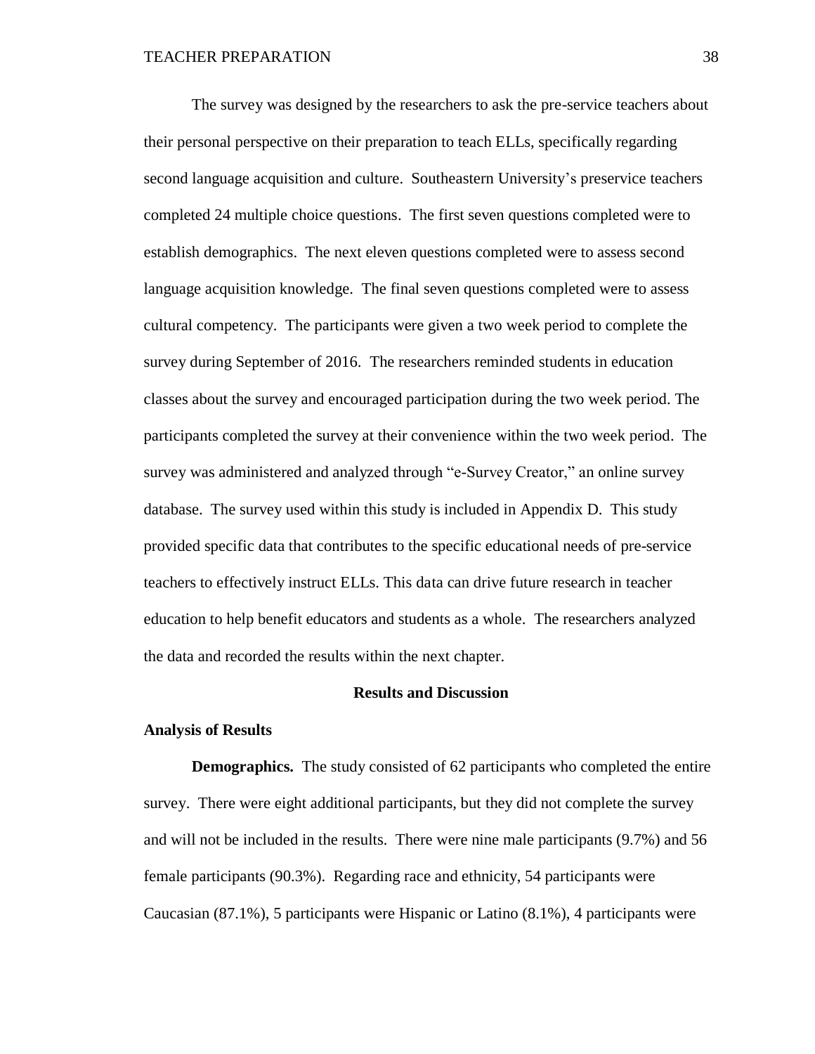The survey was designed by the researchers to ask the pre-service teachers about their personal perspective on their preparation to teach ELLs, specifically regarding second language acquisition and culture. Southeastern University's preservice teachers completed 24 multiple choice questions. The first seven questions completed were to establish demographics. The next eleven questions completed were to assess second language acquisition knowledge. The final seven questions completed were to assess cultural competency. The participants were given a two week period to complete the survey during September of 2016. The researchers reminded students in education classes about the survey and encouraged participation during the two week period. The participants completed the survey at their convenience within the two week period. The survey was administered and analyzed through "e-Survey Creator," an online survey database. The survey used within this study is included in Appendix D. This study provided specific data that contributes to the specific educational needs of pre-service teachers to effectively instruct ELLs. This data can drive future research in teacher education to help benefit educators and students as a whole. The researchers analyzed the data and recorded the results within the next chapter.

## Results and Discussion

### Analysis of Results

**Demographics.** The study consisted of 62 participants who completed the entire survey. There were eight additional participants, but they did not complete the survey and will not be included in the results. There were nine male participants (9.7%) and 56 female participants (90.3%). Regarding race and ethnicity, 54 participants were Caucasian (87.1%), 5 participants were Hispanic or Latino (8.1%), 4 participants were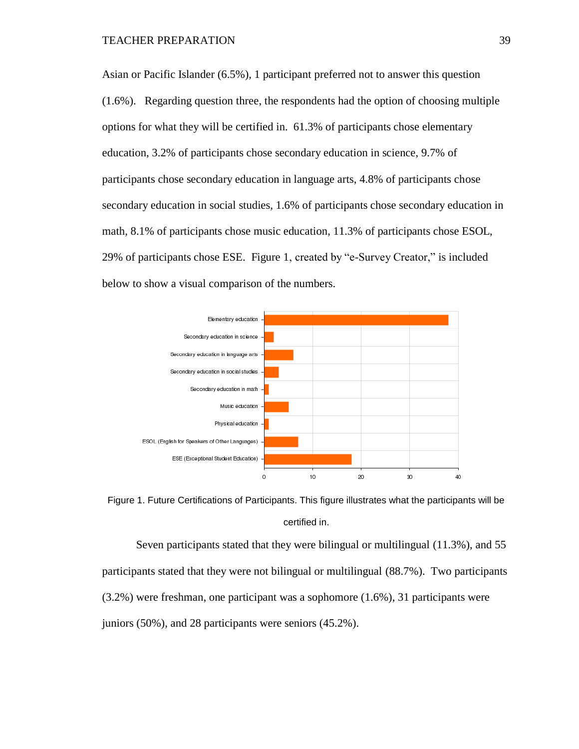Asian or Pacific Islander (6.5%), 1 participant preferred not to answer this question (1.6%). Regarding question three, the respondents had the option of choosing multiple options for what they will be certified in. 61.3% of participants chose elementary education, 3.2% of participants chose secondary education in science, 9.7% of participants chose secondary education in language arts, 4.8% of participants chose secondary education in social studies, 1.6% of participants chose secondary education in math, 8.1% of participants chose music education, 11.3% of participants chose ESOL, 29% of participants chose ESE. Figure 1, created by "e-Survey Creator," is included below to show a visual comparison of the numbers.

Figure 1. Future Certifications of Participants. This figure illustrates what the participants will be certified in.

Seven participants stated that they were bilingual or multilingual (11.3%), and 55 participants stated that they were not bilingual or multilingual (88.7%). Two participants (3.2%) were freshman, one participant was a sophomore (1.6%), 31 participants were juniors (50%), and 28 participants were seniors (45.2%).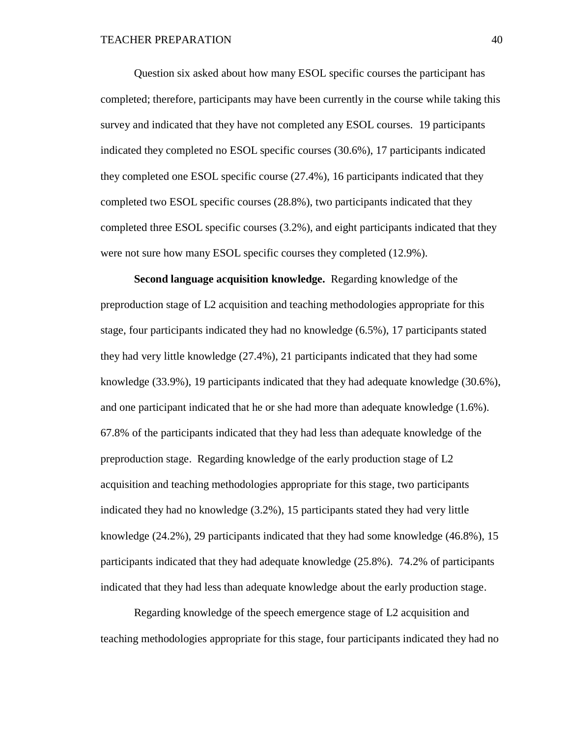Question six asked about how many ESOL specific courses the participant has completed; therefore, participants may have been currently in the course while taking this survey and indicated that they have not completed any ESOL courses. 19 participants indicated they completed no ESOL specific courses (30.6%), 17 participants indicated they completed one ESOL specific course (27.4%), 16 participants indicated that they completed two ESOL specific courses (28.8%), two participants indicated that they completed three ESOL specific courses (3.2%), and eight participants indicated that they were not sure how many ESOL specific courses they completed (12.9%).

**Second language acquisition knowledge.** Regarding knowledge of the preproduction stage of L2 acquisition and teaching methodologies appropriate for this stage, four participants indicated they had no knowledge (6.5%), 17 participants stated they had very little knowledge (27.4%), 21 participants indicated that they had some knowledge (33.9%), 19 participants indicated that they had adequate knowledge (30.6%), and one participant indicated that he or she had more than adequate knowledge (1.6%). 67.8% of the participants indicated that they had less than adequate knowledge of the preproduction stage. Regarding knowledge of the early production stage of L2 acquisition and teaching methodologies appropriate for this stage, two participants indicated they had no knowledge (3.2%), 15 participants stated they had very little knowledge (24.2%), 29 participants indicated that they had some knowledge (46.8%), 15 participants indicated that they had adequate knowledge (25.8%). 74.2% of participants indicated that they had less than adequate knowledge about the early production stage.

Regarding knowledge of the speech emergence stage of L2 acquisition and teaching methodologies appropriate for this stage, four participants indicated they had no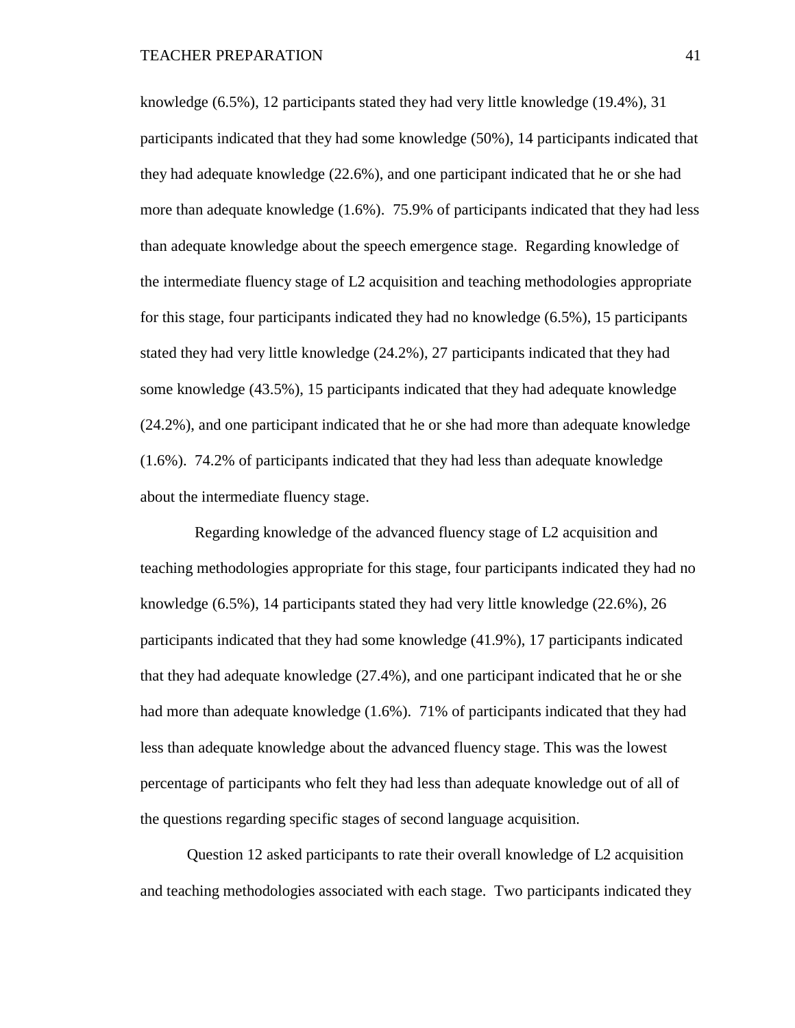knowledge (6.5%), 12 participants stated they had very little knowledge (19.4%), 31 participants indicated that they had some knowledge (50%), 14 participants indicated that they had adequate knowledge (22.6%), and one participant indicated that he or she had more than adequate knowledge (1.6%). 75.9% of participants indicated that they had less than adequate knowledge about the speech emergence stage. Regarding knowledge of the intermediate fluency stage of L2 acquisition and teaching methodologies appropriate for this stage, four participants indicated they had no knowledge (6.5%), 15 participants stated they had very little knowledge (24.2%), 27 participants indicated that they had some knowledge (43.5%), 15 participants indicated that they had adequate knowledge (24.2%), and one participant indicated that he or she had more than adequate knowledge (1.6%). 74.2% of participants indicated that they had less than adequate knowledge about the intermediate fluency stage.

Regarding knowledge of the advanced fluency stage of L2 acquisition and teaching methodologies appropriate for this stage, four participants indicated they had no knowledge (6.5%), 14 participants stated they had very little knowledge (22.6%), 26 participants indicated that they had some knowledge (41.9%), 17 participants indicated that they had adequate knowledge (27.4%), and one participant indicated that he or she had more than adequate knowledge (1.6%). 71% of participants indicated that they had less than adequate knowledge about the advanced fluency stage. This was the lowest percentage of participants who felt they had less than adequate knowledge out of all of the questions regarding specific stages of second language acquisition.

Question 12 asked participants to rate their overall knowledge of L2 acquisition and teaching methodologies associated with each stage. Two participants indicated they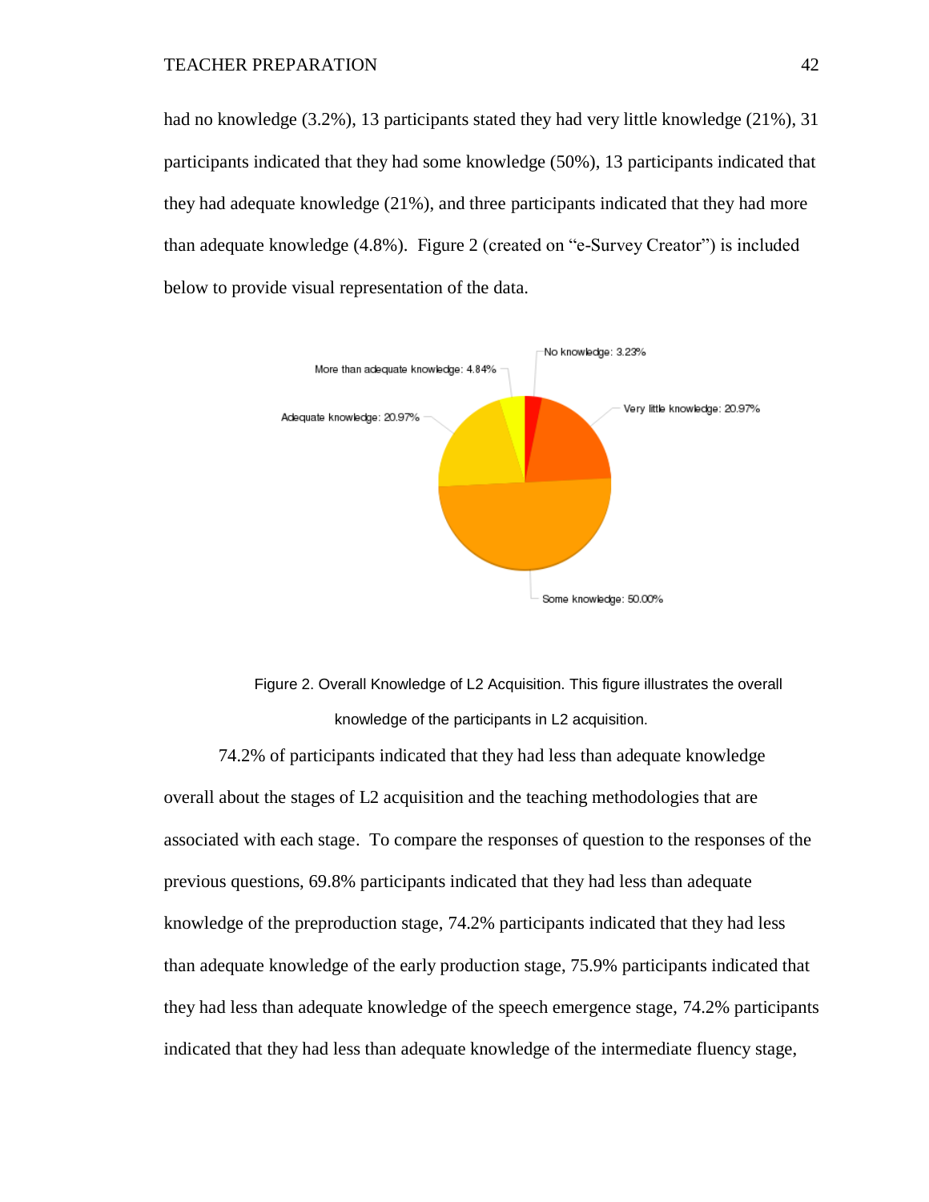had no knowledge (3.2%), 13 participants stated they had very little knowledge (21%), 31 participants indicated that they had some knowledge (50%), 13 participants indicated that they had adequate knowledge (21%), and three participants indicated that they had more than adequate knowledge (4.8%). Figure 2 (created on "e-Survey Creator") is included below to provide visual representation of the data.

Figure 2. Overall Knowledge of L2 Acquisition. This figure illustrates the overall knowledge of the participants in L2 acquisition.

74.2% of participants indicated that they had less than adequate knowledge overall about the stages of L2 acquisition and the teaching methodologies that are associated with each stage. To compare the responses of question to the responses of the previous questions, 69.8% participants indicated that they had less than adequate knowledge of the preproduction stage, 74.2% participants indicated that they had less than adequate knowledge of the early production stage, 75.9% participants indicated that they had less than adequate knowledge of the speech emergence stage, 74.2% participants indicated that they had less than adequate knowledge of the intermediate fluency stage,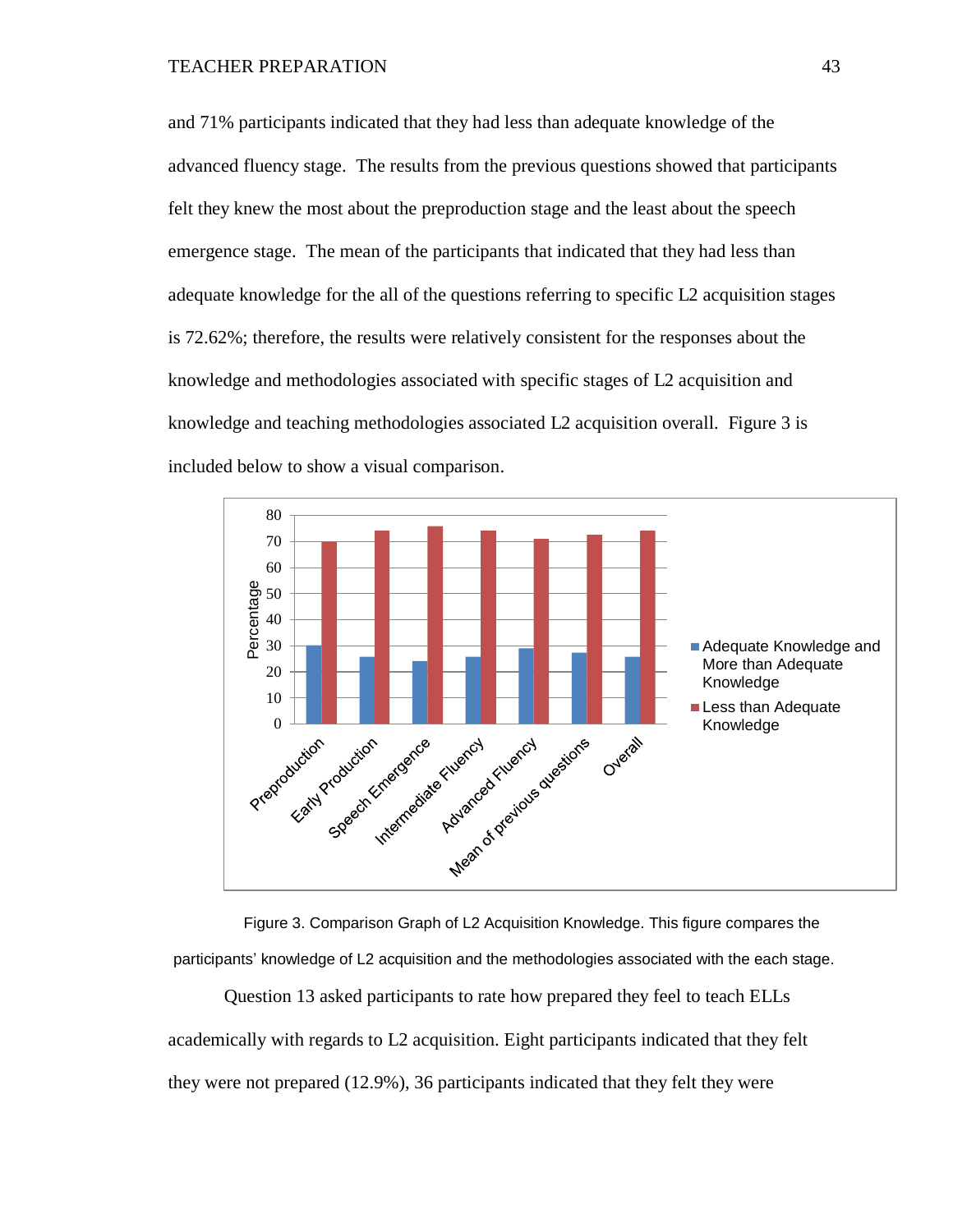and 71% participants indicated that they had less than adequate knowledge of the advanced fluency stage. The results from the previous questions showed that participants felt they knew the most about the preproduction stage and the least about the speech emergence stage. The mean of the participants that indicated that they had less than adequate knowledge for the all of the questions referring to specific L2 acquisition stages is 72.62%; therefore, the results were relatively consistent for the responses about the knowledge and methodologies associated with specific stages of L2 acquisition and knowledge and teaching methodologies associated L2 acquisition overall. Figure 3 is included below to show a visual comparison.

Figure 3. Comparison Graph of L2 Acquisition Knowledge. This figure compares the participants' knowledge of L2 acquisition and the methodologies associated with the each stage.

Question 13 asked participants to rate how prepared they feel to teach ELLs academically with regards to L2 acquisition. Eight participants indicated that they felt they were not prepared (12.9%), 36 participants indicated that they felt they were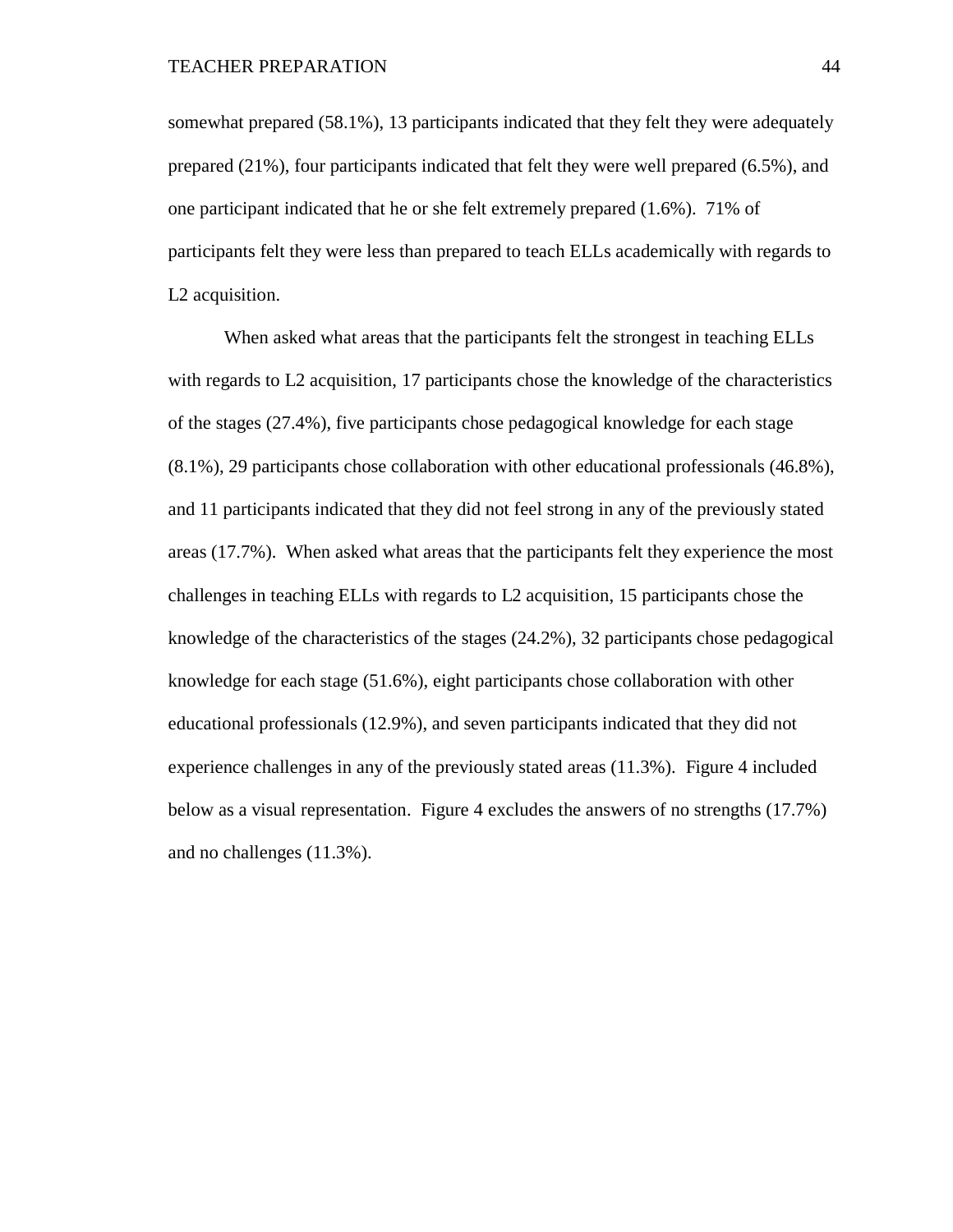somewhat prepared (58.1%), 13 participants indicated that they felt they were adequately prepared (21%), four participants indicated that felt they were well prepared (6.5%), and one participant indicated that he or she felt extremely prepared (1.6%). 71% of participants felt they were less than prepared to teach ELLs academically with regards to L2 acquisition.

When asked what areas that the participants felt the strongest in teaching ELLs with regards to L2 acquisition, 17 participants chose the knowledge of the characteristics of the stages (27.4%), five participants chose pedagogical knowledge for each stage (8.1%), 29 participants chose collaboration with other educational professionals (46.8%), and 11 participants indicated that they did not feel strong in any of the previously stated areas (17.7%). When asked what areas that the participants felt they experience the most challenges in teaching ELLs with regards to L2 acquisition, 15 participants chose the knowledge of the characteristics of the stages (24.2%), 32 participants chose pedagogical knowledge for each stage (51.6%), eight participants chose collaboration with other educational professionals (12.9%), and seven participants indicated that they did not experience challenges in any of the previously stated areas (11.3%). Figure 4 included below as a visual representation. Figure 4 excludes the answers of no strengths (17.7%) and no challenges (11.3%).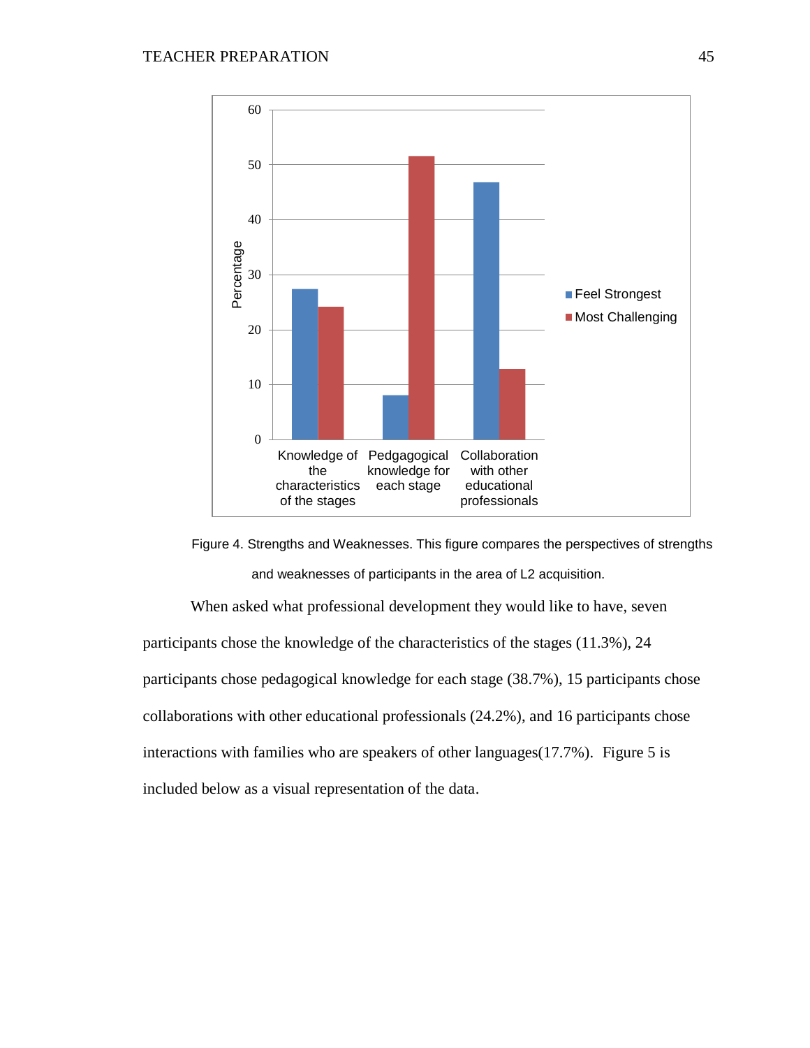Figure 4. Strengths and Weaknesses. This figure compares the perspectives of strengths and weaknesses of participants in the area of L2 acquisition.

When asked what professional development they would like to have, seven participants chose the knowledge of the characteristics of the stages (11.3%), 24 participants chose pedagogical knowledge for each stage (38.7%), 15 participants chose collaborations with other educational professionals (24.2%), and 16 participants chose interactions with families who are speakers of other languages(17.7%). Figure 5 is included below as a visual representation of the data.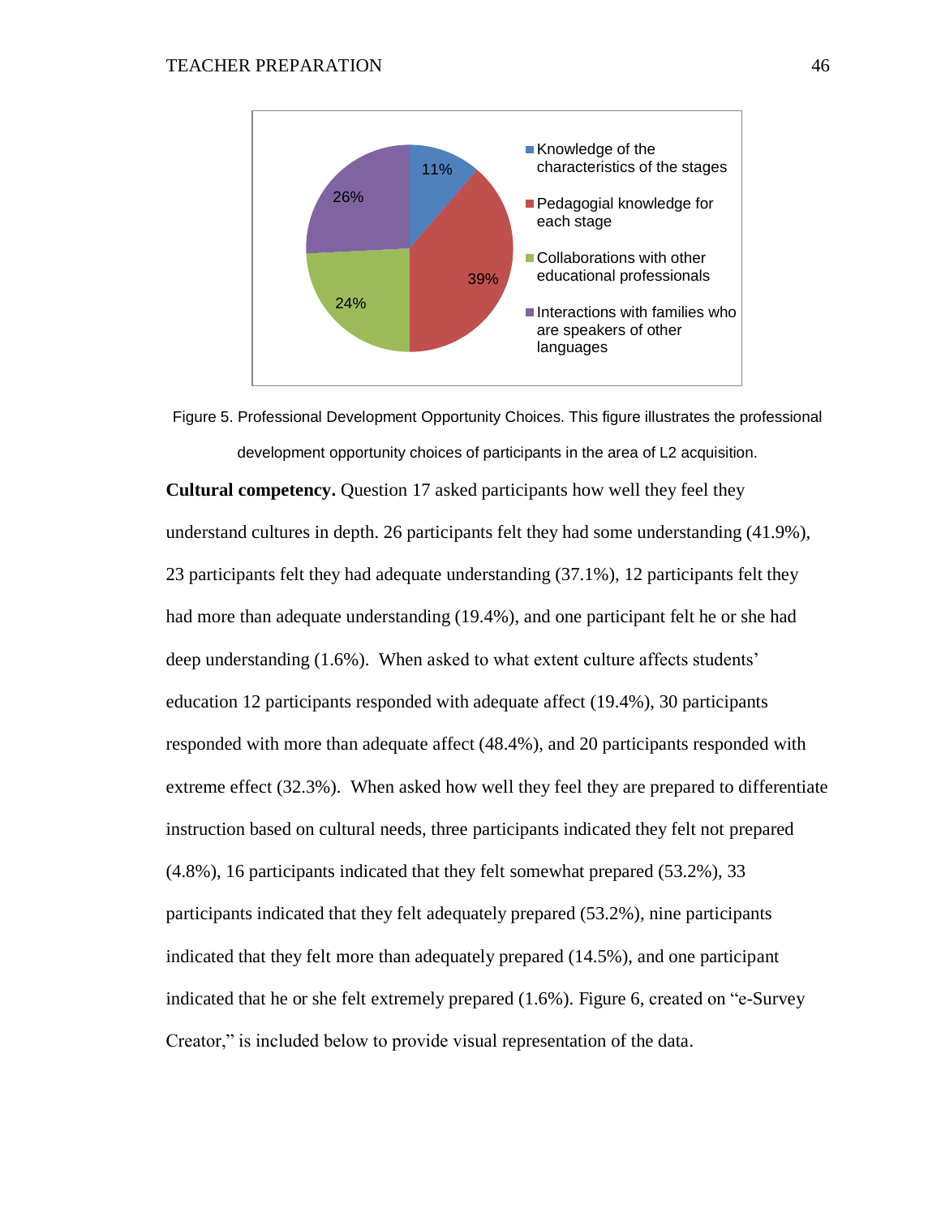Figure 5. Professional Development Opportunity Choices. This figure illustrates the professional development opportunity choices of participants in the area of L2 acquisition.

**Cultural competency.** Question 17 asked participants how well they feel they understand cultures in depth. 26 participants felt they had some understanding (41.9%), 23 participants felt they had adequate understanding (37.1%), 12 participants felt they had more than adequate understanding (19.4%), and one participant felt he or she had deep understanding (1.6%). When asked to what extent culture affects students' education 12 participants responded with adequate affect (19.4%), 30 participants responded with more than adequate affect (48.4%), and 20 participants responded with extreme effect (32.3%). When asked how well they feel they are prepared to differentiate instruction based on cultural needs, three participants indicated they felt not prepared (4.8%), 16 participants indicated that they felt somewhat prepared (53.2%), 33 participants indicated that they felt adequately prepared (53.2%), nine participants indicated that they felt more than adequately prepared (14.5%), and one participant indicated that he or she felt extremely prepared (1.6%). Figure 6, created on "e-Survey Creator," is included below to provide visual representation of the data.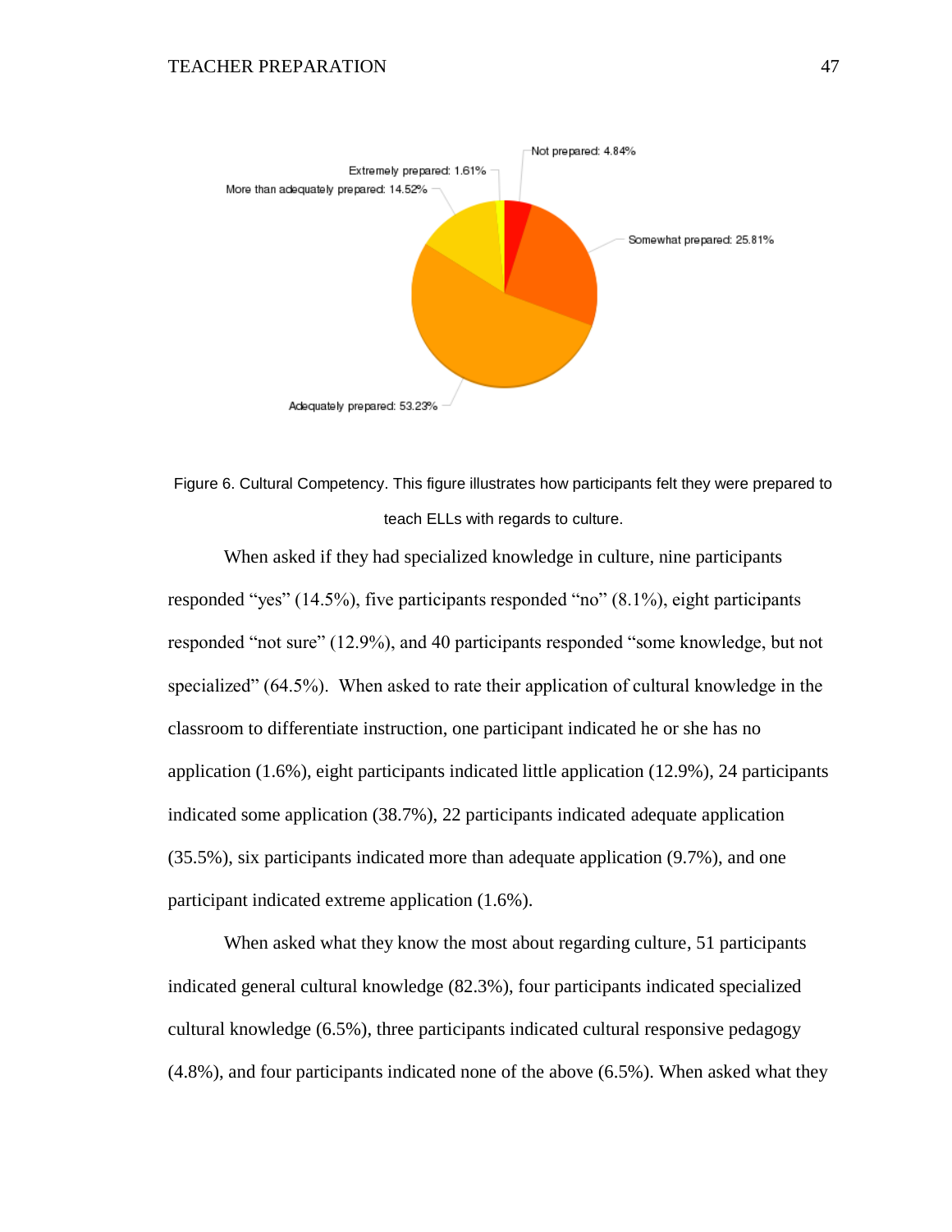Figure 6. Cultural Competency. This figure illustrates how participants felt they were prepared to teach ELLs with regards to culture.

When asked if they had specialized knowledge in culture, nine participants responded "yes" (14.5%), five participants responded "no" (8.1%), eight participants responded "not sure" (12.9%), and 40 participants responded "some knowledge, but not specialized" (64.5%). When asked to rate their application of cultural knowledge in the classroom to differentiate instruction, one participant indicated he or she has no application (1.6%), eight participants indicated little application (12.9%), 24 participants indicated some application (38.7%), 22 participants indicated adequate application (35.5%), six participants indicated more than adequate application (9.7%), and one participant indicated extreme application (1.6%).

When asked what they know the most about regarding culture, 51 participants indicated general cultural knowledge (82.3%), four participants indicated specialized cultural knowledge (6.5%), three participants indicated cultural responsive pedagogy (4.8%), and four participants indicated none of the above (6.5%). When asked what they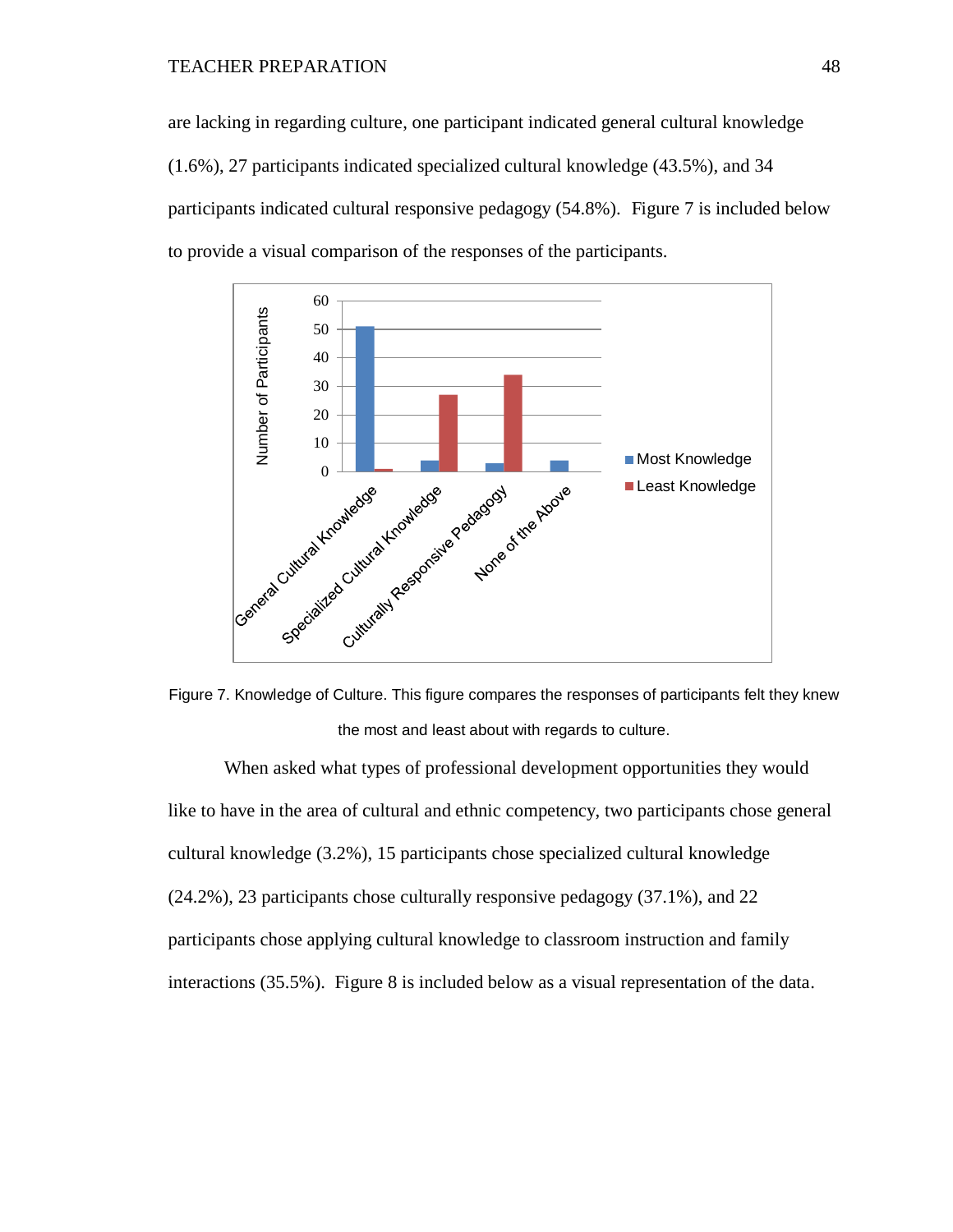are lacking in regarding culture, one participant indicated general cultural knowledge (1.6%), 27 participants indicated specialized cultural knowledge (43.5%), and 34 participants indicated cultural responsive pedagogy (54.8%). Figure 7 is included below to provide a visual comparison of the responses of the participants.

Figure 7. Knowledge of Culture. This figure compares the responses of participants felt they knew the most and least about with regards to culture.

When asked what types of professional development opportunities they would like to have in the area of cultural and ethnic competency, two participants chose general cultural knowledge (3.2%), 15 participants chose specialized cultural knowledge (24.2%), 23 participants chose culturally responsive pedagogy (37.1%), and 22 participants chose applying cultural knowledge to classroom instruction and family interactions (35.5%). Figure 8 is included below as a visual representation of the data.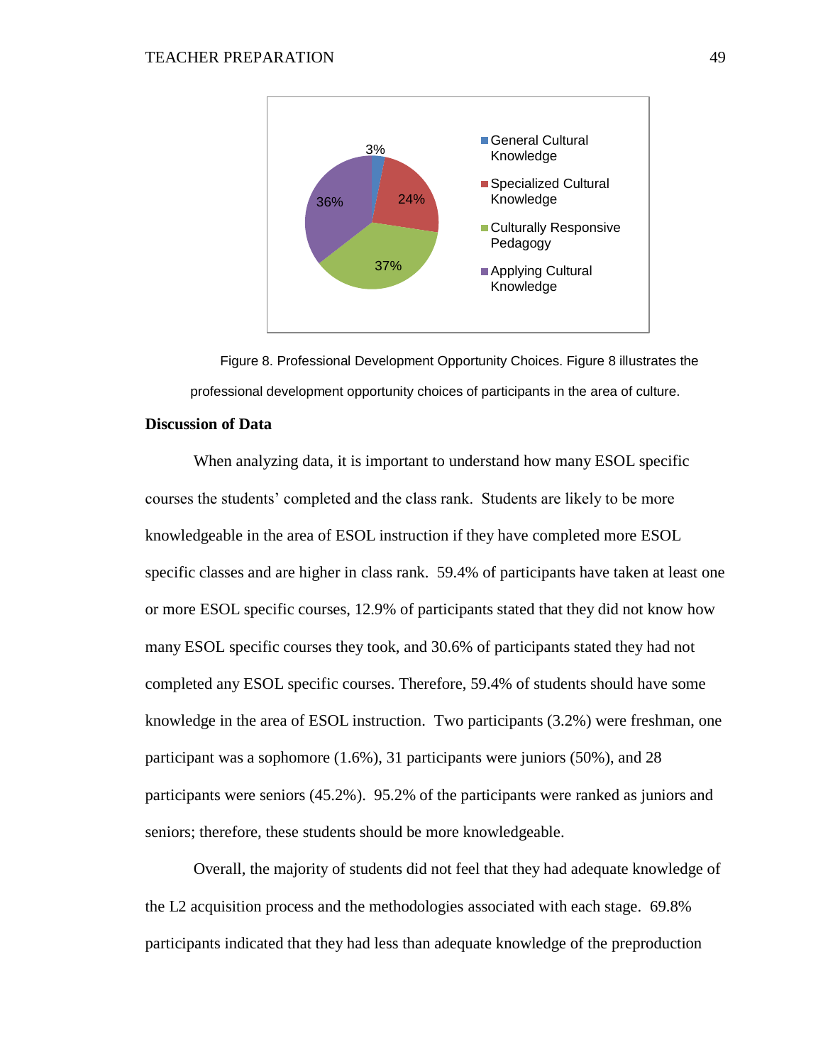Figure 8. Professional Development Opportunity Choices. Figure 8 illustrates the professional development opportunity choices of participants in the area of culture.

**Discussion of Data**

When analyzing data, it is important to understand how many ESOL specific courses the students' completed and the class rank. Students are likely to be more knowledgeable in the area of ESOL instruction if they have completed more ESOL specific classes and are higher in class rank. 59.4% of participants have taken at least one or more ESOL specific courses, 12.9% of participants stated that they did not know how many ESOL specific courses they took, and 30.6% of participants stated they had not completed any ESOL specific courses. Therefore, 59.4% of students should have some knowledge in the area of ESOL instruction. Two participants (3.2%) were freshman, one participant was a sophomore (1.6%), 31 participants were juniors (50%), and 28 participants were seniors (45.2%). 95.2% of the participants were ranked as juniors and seniors; therefore, these students should be more knowledgeable.

Overall, the majority of students did not feel that they had adequate knowledge of the L2 acquisition process and the methodologies associated with each stage. 69.8% participants indicated that they had less than adequate knowledge of the preproduction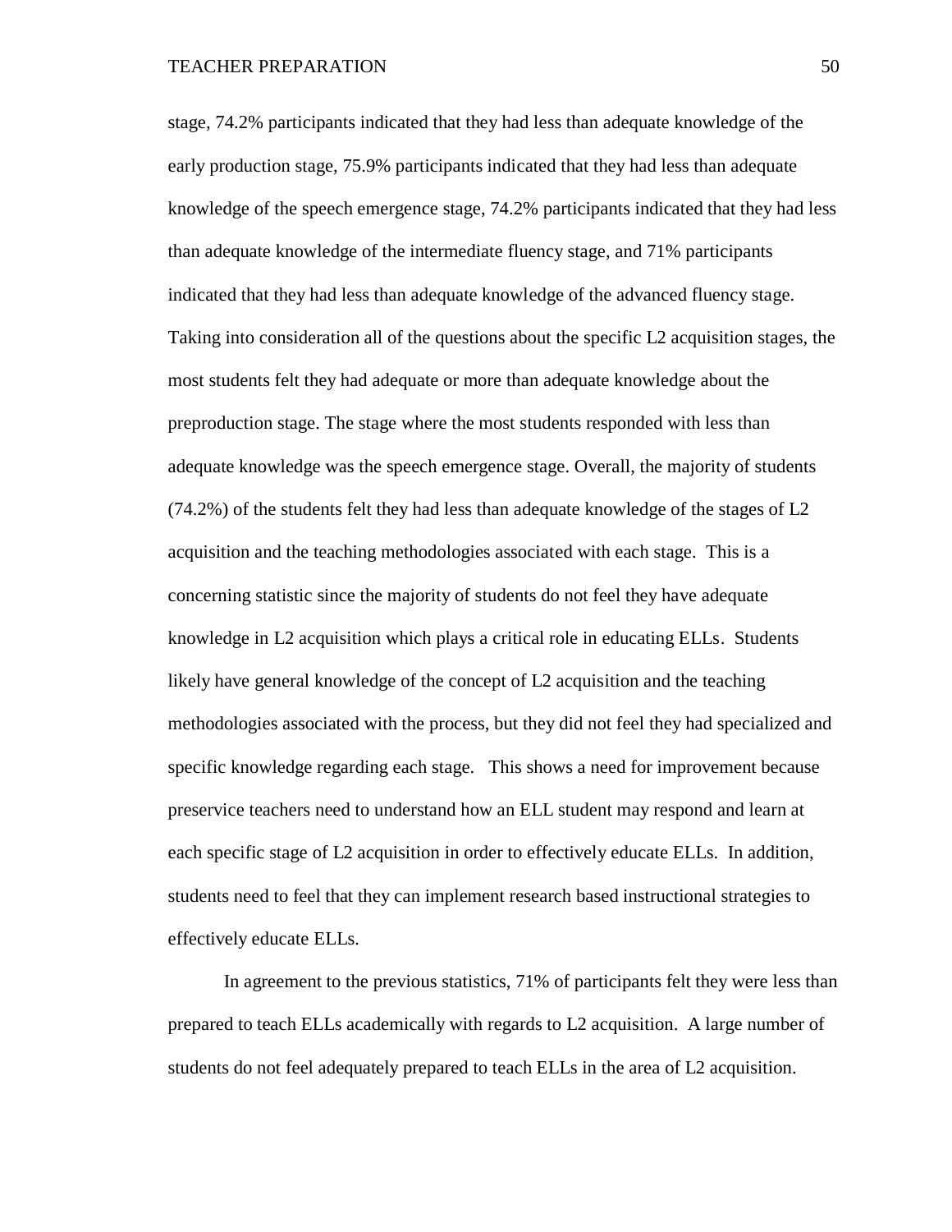stage, 74.2% participants indicated that they had less than adequate knowledge of the early production stage, 75.9% participants indicated that they had less than adequate knowledge of the speech emergence stage, 74.2% participants indicated that they had less than adequate knowledge of the intermediate fluency stage, and 71% participants indicated that they had less than adequate knowledge of the advanced fluency stage. Taking into consideration all of the questions about the specific L2 acquisition stages, the most students felt they had adequate or more than adequate knowledge about the preproduction stage. The stage where the most students responded with less than adequate knowledge was the speech emergence stage. Overall, the majority of students (74.2%) of the students felt they had less than adequate knowledge of the stages of L2 acquisition and the teaching methodologies associated with each stage. This is a concerning statistic since the majority of students do not feel they have adequate knowledge in L2 acquisition which plays a critical role in educating ELLs. Students likely have general knowledge of the concept of L2 acquisition and the teaching methodologies associated with the process, but they did not feel they had specialized and specific knowledge regarding each stage. This shows a need for improvement because preservice teachers need to understand how an ELL student may respond and learn at each specific stage of L2 acquisition in order to effectively educate ELLs. In addition, students need to feel that they can implement research based instructional strategies to effectively educate ELLs.

In agreement to the previous statistics, 71% of participants felt they were less than prepared to teach ELLs academically with regards to L2 acquisition. A large number of students do not feel adequately prepared to teach ELLs in the area of L2 acquisition.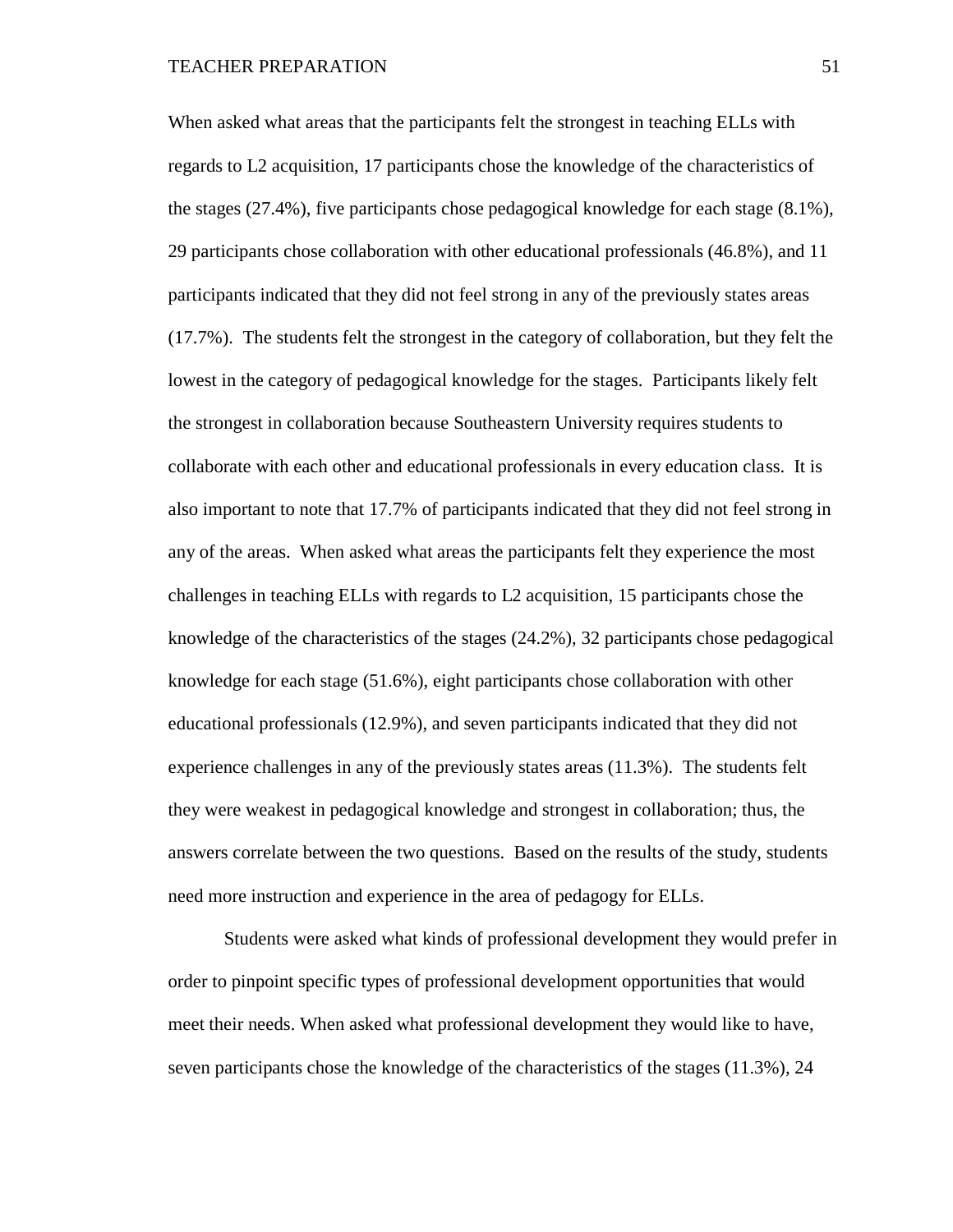When asked what areas that the participants felt the strongest in teaching ELLs with regards to L2 acquisition, 17 participants chose the knowledge of the characteristics of the stages (27.4%), five participants chose pedagogical knowledge for each stage (8.1%), 29 participants chose collaboration with other educational professionals (46.8%), and 11 participants indicated that they did not feel strong in any of the previously states areas (17.7%). The students felt the strongest in the category of collaboration, but they felt the lowest in the category of pedagogical knowledge for the stages. Participants likely felt the strongest in collaboration because Southeastern University requires students to collaborate with each other and educational professionals in every education class. It is also important to note that 17.7% of participants indicated that they did not feel strong in any of the areas. When asked what areas the participants felt they experience the most challenges in teaching ELLs with regards to L2 acquisition, 15 participants chose the knowledge of the characteristics of the stages (24.2%), 32 participants chose pedagogical knowledge for each stage (51.6%), eight participants chose collaboration with other educational professionals (12.9%), and seven participants indicated that they did not experience challenges in any of the previously states areas (11.3%). The students felt they were weakest in pedagogical knowledge and strongest in collaboration; thus, the answers correlate between the two questions. Based on the results of the study, students need more instruction and experience in the area of pedagogy for ELLs.

Students were asked what kinds of professional development they would prefer in order to pinpoint specific types of professional development opportunities that would meet their needs. When asked what professional development they would like to have, seven participants chose the knowledge of the characteristics of the stages (11.3%), 24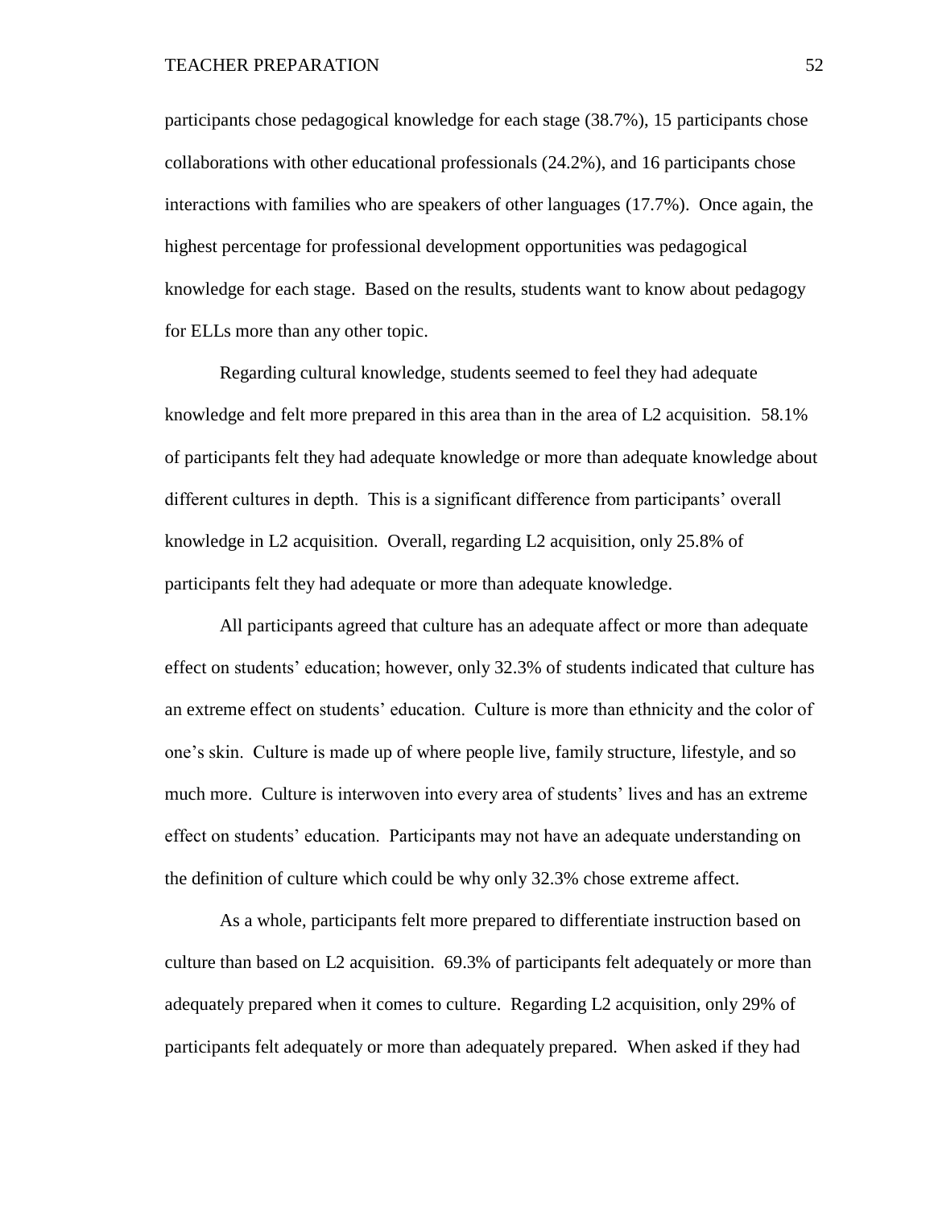participants chose pedagogical knowledge for each stage (38.7%), 15 participants chose collaborations with other educational professionals (24.2%), and 16 participants chose interactions with families who are speakers of other languages (17.7%). Once again, the highest percentage for professional development opportunities was pedagogical knowledge for each stage. Based on the results, students want to know about pedagogy for ELLs more than any other topic.

Regarding cultural knowledge, students seemed to feel they had adequate knowledge and felt more prepared in this area than in the area of L2 acquisition. 58.1% of participants felt they had adequate knowledge or more than adequate knowledge about different cultures in depth. This is a significant difference from participants' overall knowledge in L2 acquisition. Overall, regarding L2 acquisition, only 25.8% of participants felt they had adequate or more than adequate knowledge.

All participants agreed that culture has an adequate affect or more than adequate effect on students' education; however, only 32.3% of students indicated that culture has an extreme effect on students' education. Culture is more than ethnicity and the color of one's skin. Culture is made up of where people live, family structure, lifestyle, and so much more. Culture is interwoven into every area of students' lives and has an extreme effect on students' education. Participants may not have an adequate understanding on the definition of culture which could be why only 32.3% chose extreme affect.

As a whole, participants felt more prepared to differentiate instruction based on culture than based on L2 acquisition. 69.3% of participants felt adequately or more than adequately prepared when it comes to culture. Regarding L2 acquisition, only 29% of participants felt adequately or more than adequately prepared. When asked if they had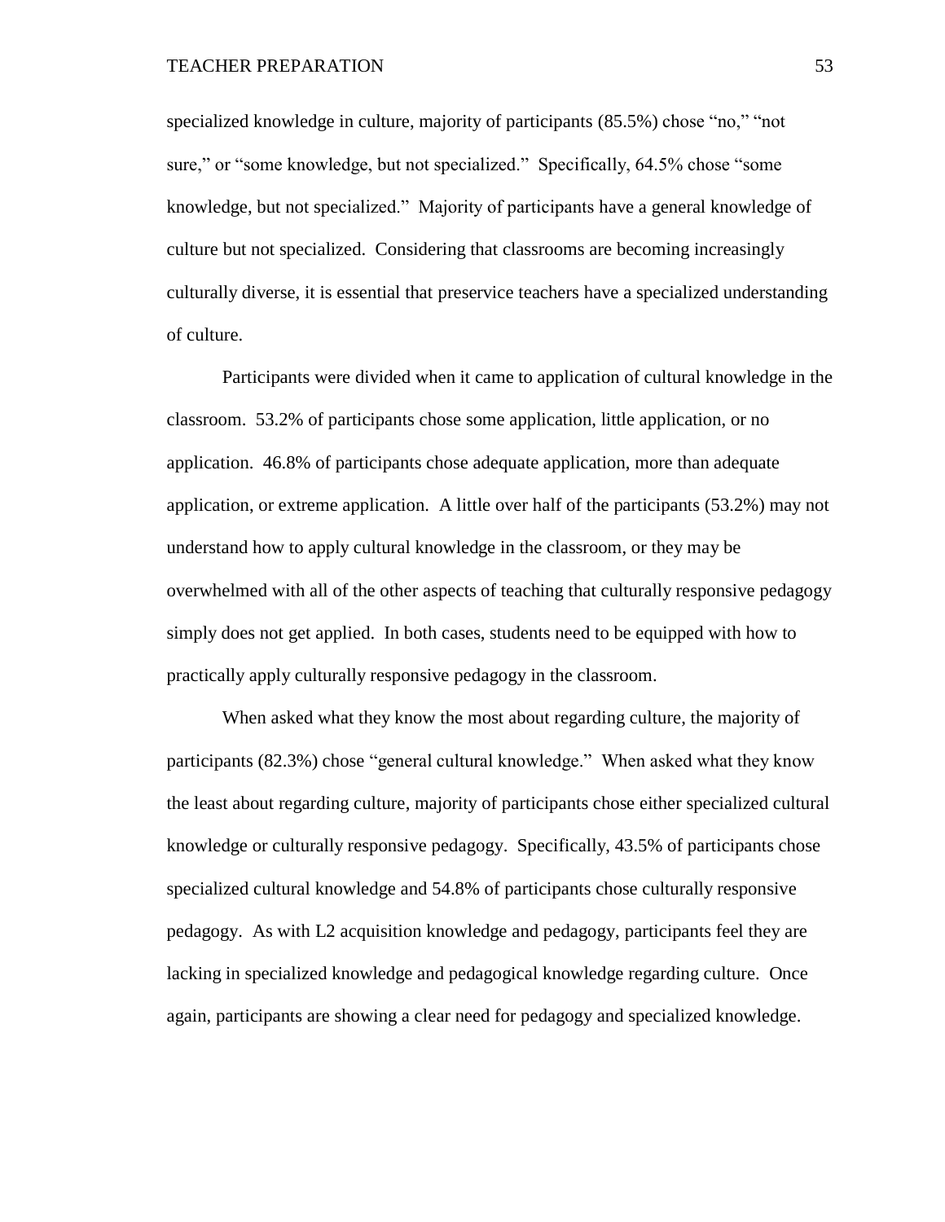specialized knowledge in culture, majority of participants (85.5%) chose "no," "not sure," or "some knowledge, but not specialized." Specifically, 64.5% chose "some knowledge, but not specialized." Majority of participants have a general knowledge of culture but not specialized. Considering that classrooms are becoming increasingly culturally diverse, it is essential that preservice teachers have a specialized understanding of culture.

Participants were divided when it came to application of cultural knowledge in the classroom. 53.2% of participants chose some application, little application, or no application. 46.8% of participants chose adequate application, more than adequate application, or extreme application. A little over half of the participants (53.2%) may not understand how to apply cultural knowledge in the classroom, or they may be overwhelmed with all of the other aspects of teaching that culturally responsive pedagogy simply does not get applied. In both cases, students need to be equipped with how to practically apply culturally responsive pedagogy in the classroom.

When asked what they know the most about regarding culture, the majority of participants (82.3%) chose "general cultural knowledge." When asked what they know the least about regarding culture, majority of participants chose either specialized cultural knowledge or culturally responsive pedagogy. Specifically, 43.5% of participants chose specialized cultural knowledge and 54.8% of participants chose culturally responsive pedagogy. As with L2 acquisition knowledge and pedagogy, participants feel they are lacking in specialized knowledge and pedagogical knowledge regarding culture. Once again, participants are showing a clear need for pedagogy and specialized knowledge.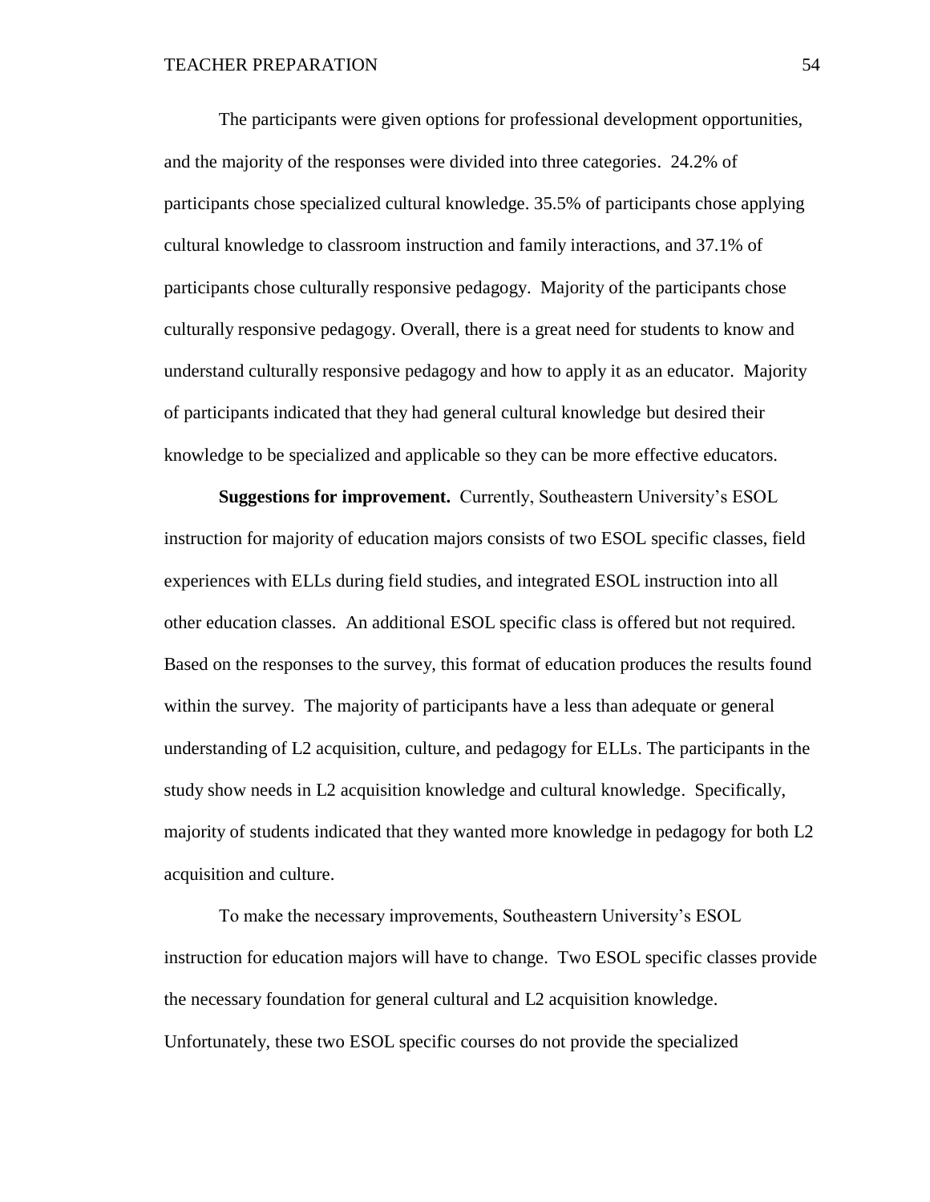The participants were given options for professional development opportunities, and the majority of the responses were divided into three categories. 24.2% of participants chose specialized cultural knowledge. 35.5% of participants chose applying cultural knowledge to classroom instruction and family interactions, and 37.1% of participants chose culturally responsive pedagogy. Majority of the participants chose culturally responsive pedagogy. Overall, there is a great need for students to know and understand culturally responsive pedagogy and how to apply it as an educator. Majority of participants indicated that they had general cultural knowledge but desired their knowledge to be specialized and applicable so they can be more effective educators.

**Suggestions for improvement.** Currently, Southeastern University's ESOL instruction for majority of education majors consists of two ESOL specific classes, field experiences with ELLs during field studies, and integrated ESOL instruction into all other education classes. An additional ESOL specific class is offered but not required. Based on the responses to the survey, this format of education produces the results found within the survey. The majority of participants have a less than adequate or general understanding of L2 acquisition, culture, and pedagogy for ELLs. The participants in the study show needs in L2 acquisition knowledge and cultural knowledge. Specifically, majority of students indicated that they wanted more knowledge in pedagogy for both L2 acquisition and culture.

To make the necessary improvements, Southeastern University's ESOL instruction for education majors will have to change. Two ESOL specific classes provide the necessary foundation for general cultural and L2 acquisition knowledge. Unfortunately, these two ESOL specific courses do not provide the specialized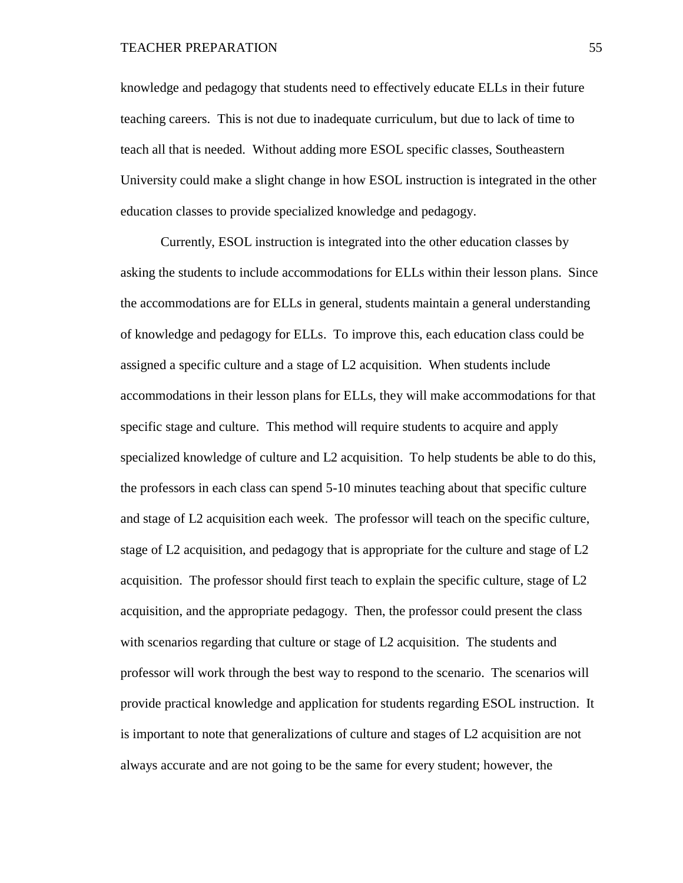knowledge and pedagogy that students need to effectively educate ELLs in their future teaching careers. This is not due to inadequate curriculum, but due to lack of time to teach all that is needed. Without adding more ESOL specific classes, Southeastern University could make a slight change in how ESOL instruction is integrated in the other education classes to provide specialized knowledge and pedagogy.

Currently, ESOL instruction is integrated into the other education classes by asking the students to include accommodations for ELLs within their lesson plans. Since the accommodations are for ELLs in general, students maintain a general understanding of knowledge and pedagogy for ELLs. To improve this, each education class could be assigned a specific culture and a stage of L2 acquisition. When students include accommodations in their lesson plans for ELLs, they will make accommodations for that specific stage and culture. This method will require students to acquire and apply specialized knowledge of culture and L2 acquisition. To help students be able to do this, the professors in each class can spend 5-10 minutes teaching about that specific culture and stage of L2 acquisition each week. The professor will teach on the specific culture, stage of L2 acquisition, and pedagogy that is appropriate for the culture and stage of L2 acquisition. The professor should first teach to explain the specific culture, stage of L2 acquisition, and the appropriate pedagogy. Then, the professor could present the class with scenarios regarding that culture or stage of L2 acquisition. The students and professor will work through the best way to respond to the scenario. The scenarios will provide practical knowledge and application for students regarding ESOL instruction. It is important to note that generalizations of culture and stages of L2 acquisition are not always accurate and are not going to be the same for every student; however, the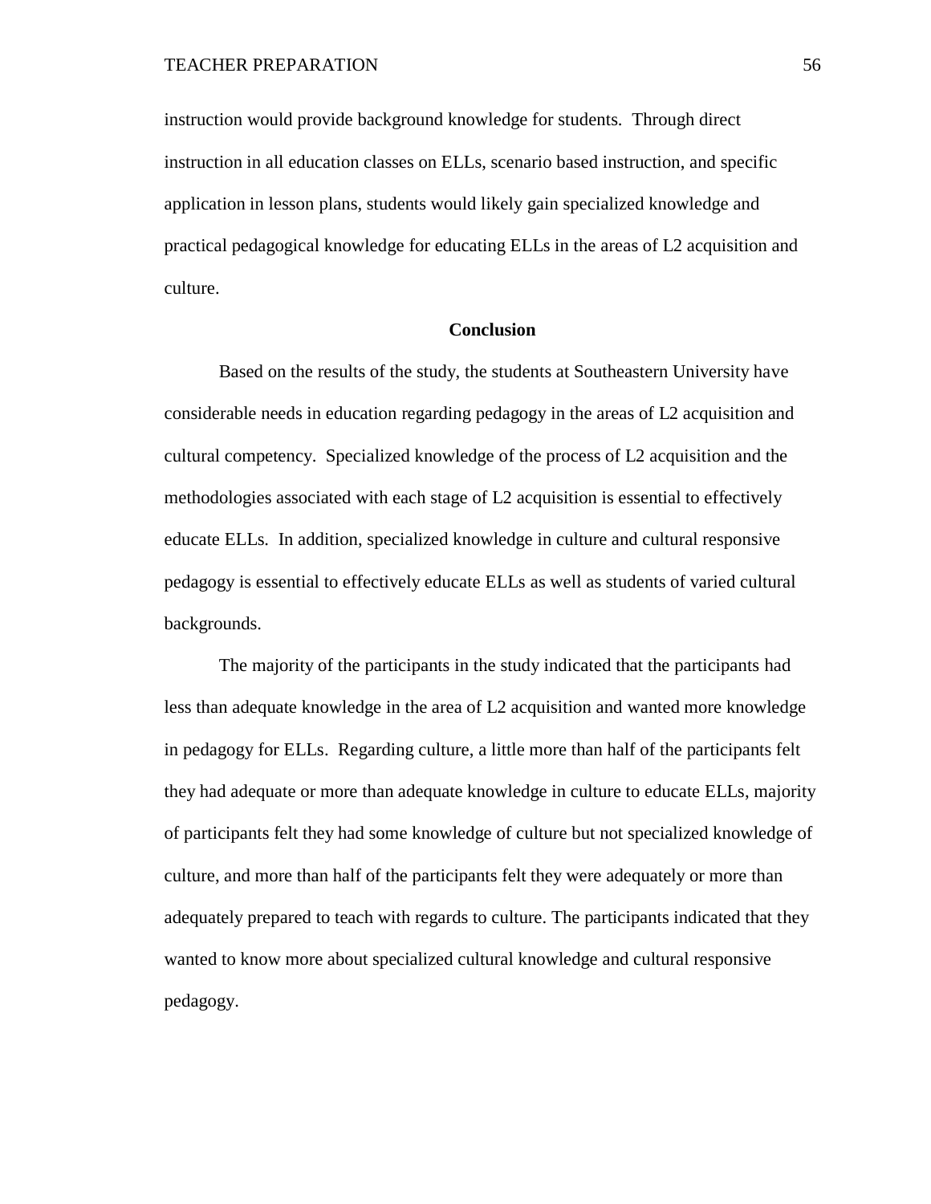instruction would provide background knowledge for students. Through direct instruction in all education classes on ELLs, scenario based instruction, and specific application in lesson plans, students would likely gain specialized knowledge and practical pedagogical knowledge for educating ELLs in the areas of L2 acquisition and culture.

## Conclusion

Based on the results of the study, the students at Southeastern University have considerable needs in education regarding pedagogy in the areas of L2 acquisition and cultural competency. Specialized knowledge of the process of L2 acquisition and the methodologies associated with each stage of L2 acquisition is essential to effectively educate ELLs. In addition, specialized knowledge in culture and cultural responsive pedagogy is essential to effectively educate ELLs as well as students of varied cultural backgrounds.

The majority of the participants in the study indicated that the participants had less than adequate knowledge in the area of L2 acquisition and wanted more knowledge in pedagogy for ELLs. Regarding culture, a little more than half of the participants felt they had adequate or more than adequate knowledge in culture to educate ELLs, majority of participants felt they had some knowledge of culture but not specialized knowledge of culture, and more than half of the participants felt they were adequately or more than adequately prepared to teach with regards to culture. The participants indicated that they wanted to know more about specialized cultural knowledge and cultural responsive pedagogy.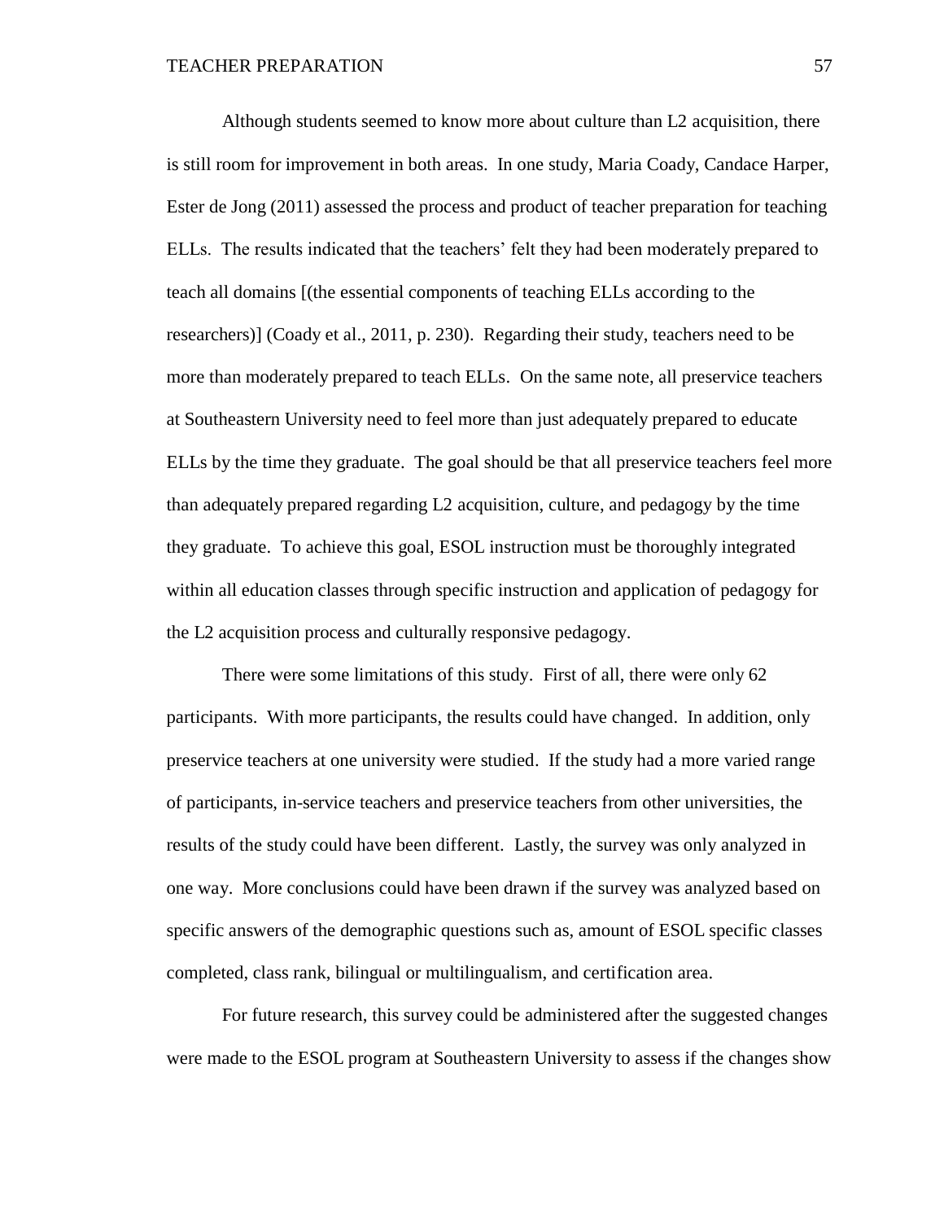Although students seemed to know more about culture than L2 acquisition, there is still room for improvement in both areas. In one study, Maria Coady, Candace Harper, Ester de Jong (2011) assessed the process and product of teacher preparation for teaching ELLs. The results indicated that the teachers' felt they had been moderately prepared to teach all domains [(the essential components of teaching ELLs according to the researchers)] (Coady et al., 2011, p. 230). Regarding their study, teachers need to be more than moderately prepared to teach ELLs. On the same note, all preservice teachers at Southeastern University need to feel more than just adequately prepared to educate ELLs by the time they graduate. The goal should be that all preservice teachers feel more than adequately prepared regarding L2 acquisition, culture, and pedagogy by the time they graduate. To achieve this goal, ESOL instruction must be thoroughly integrated within all education classes through specific instruction and application of pedagogy for the L2 acquisition process and culturally responsive pedagogy.

There were some limitations of this study. First of all, there were only 62 participants. With more participants, the results could have changed. In addition, only preservice teachers at one university were studied. If the study had a more varied range of participants, in-service teachers and preservice teachers from other universities, the results of the study could have been different. Lastly, the survey was only analyzed in one way. More conclusions could have been drawn if the survey was analyzed based on specific answers of the demographic questions such as, amount of ESOL specific classes completed, class rank, bilingual or multilingualism, and certification area.

For future research, this survey could be administered after the suggested changes were made to the ESOL program at Southeastern University to assess if the changes show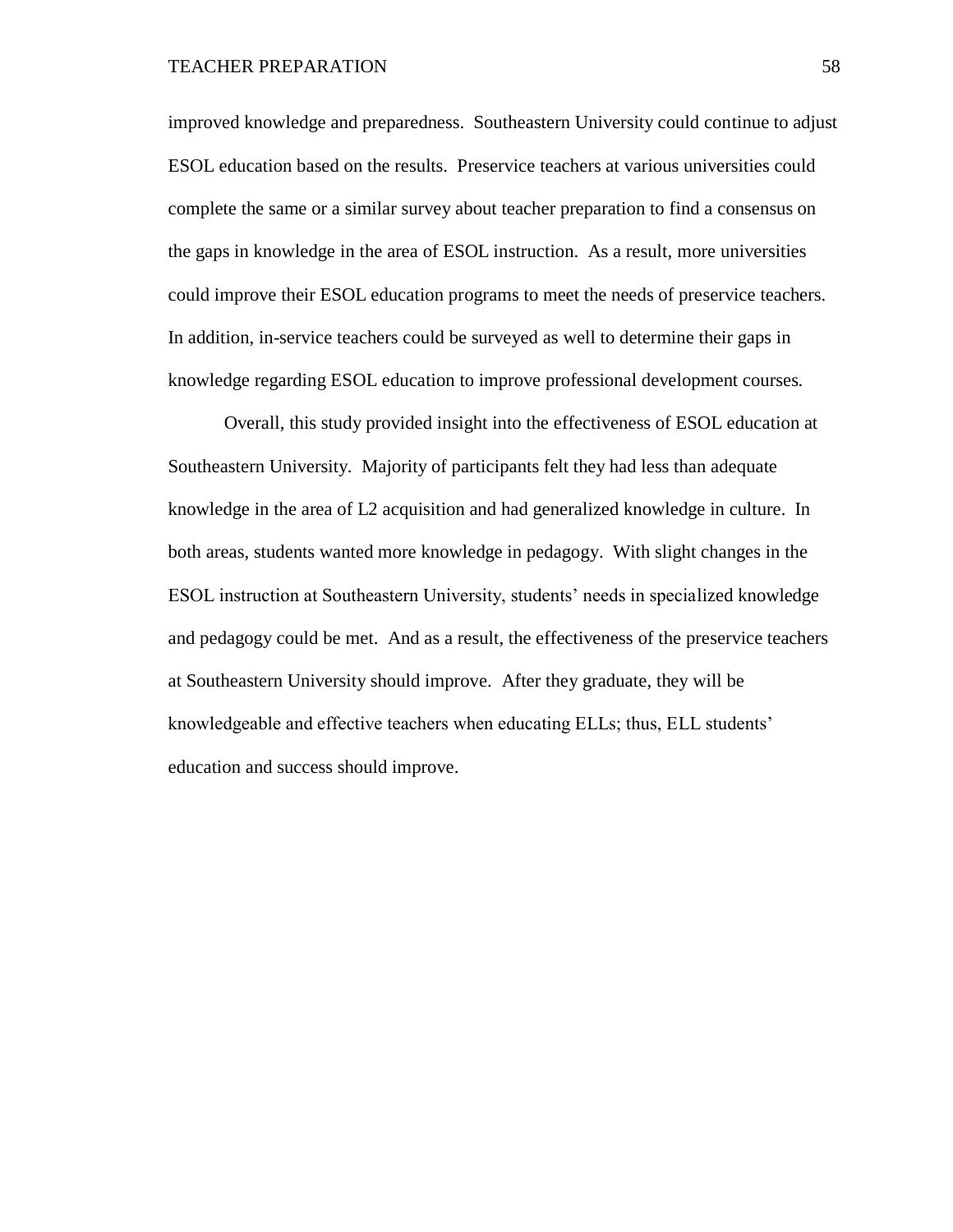improved knowledge and preparedness. Southeastern University could continue to adjust ESOL education based on the results. Preservice teachers at various universities could complete the same or a similar survey about teacher preparation to find a consensus on the gaps in knowledge in the area of ESOL instruction. As a result, more universities could improve their ESOL education programs to meet the needs of preservice teachers. In addition, in-service teachers could be surveyed as well to determine their gaps in knowledge regarding ESOL education to improve professional development courses.

Overall, this study provided insight into the effectiveness of ESOL education at Southeastern University. Majority of participants felt they had less than adequate knowledge in the area of L2 acquisition and had generalized knowledge in culture. In both areas, students wanted more knowledge in pedagogy. With slight changes in the ESOL instruction at Southeastern University, students' needs in specialized knowledge and pedagogy could be met. And as a result, the effectiveness of the preservice teachers at Southeastern University should improve. After they graduate, they will be knowledgeable and effective teachers when educating ELLs; thus, ELL students' education and success should improve.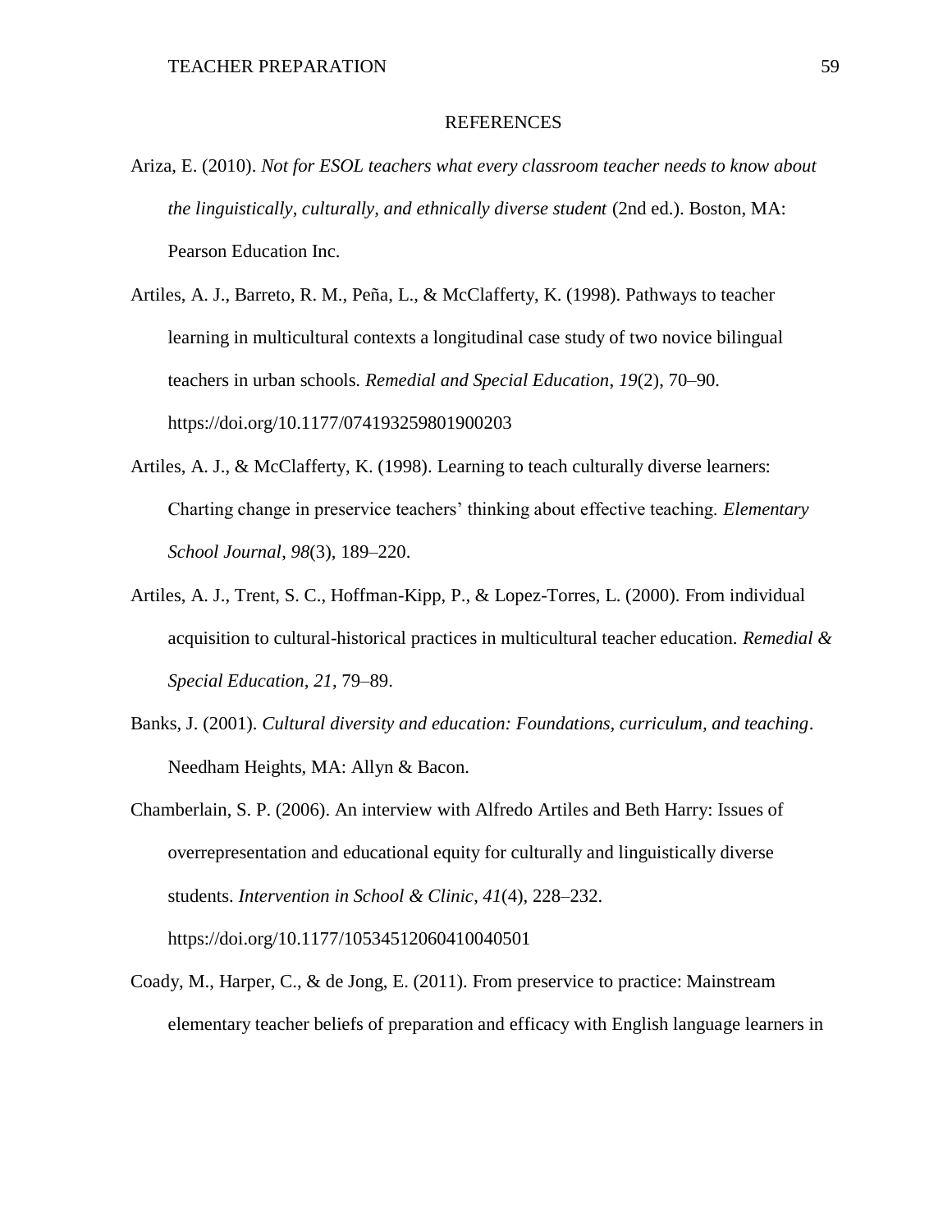# REFERENCES

Ariza, E. (2010). *Not for ESOL teachers what every classroom teacher needs to know about the linguistically, culturally, and ethnically diverse student* (2nd ed.). Boston, MA: Pearson Education Inc.

Artiles, A. J., Barreto, R. M., Peña, L., & McClafferty, K. (1998). Pathways to teacher learning in multicultural contexts a longitudinal case study of two novice bilingual teachers in urban schools. *Remedial and Special Education*, *19*(2), 70–90. https://doi.org/10.1177/074193259801900203

Artiles, A. J., & McClafferty, K. (1998). Learning to teach culturally diverse learners: Charting change in preservice teachers' thinking about effective teaching. *Elementary School Journal*, *98*(3), 189–220.

Artiles, A. J., Trent, S. C., Hoffman-Kipp, P., & Lopez-Torres, L. (2000). From individual acquisition to cultural-historical practices in multicultural teacher education. *Remedial & Special Education*, *21*, 79–89.

Banks, J. (2001). *Cultural diversity and education: Foundations, curriculum, and teaching*. Needham Heights, MA: Allyn & Bacon.

Chamberlain, S. P. (2006). An interview with Alfredo Artiles and Beth Harry: Issues of overrepresentation and educational equity for culturally and linguistically diverse students. *Intervention in School & Clinic*, *41*(4), 228–232. https://doi.org/10.1177/10534512060410040501

Coady, M., Harper, C., & de Jong, E. (2011). From preservice to practice: Mainstream elementary teacher beliefs of preparation and efficacy with English language learners in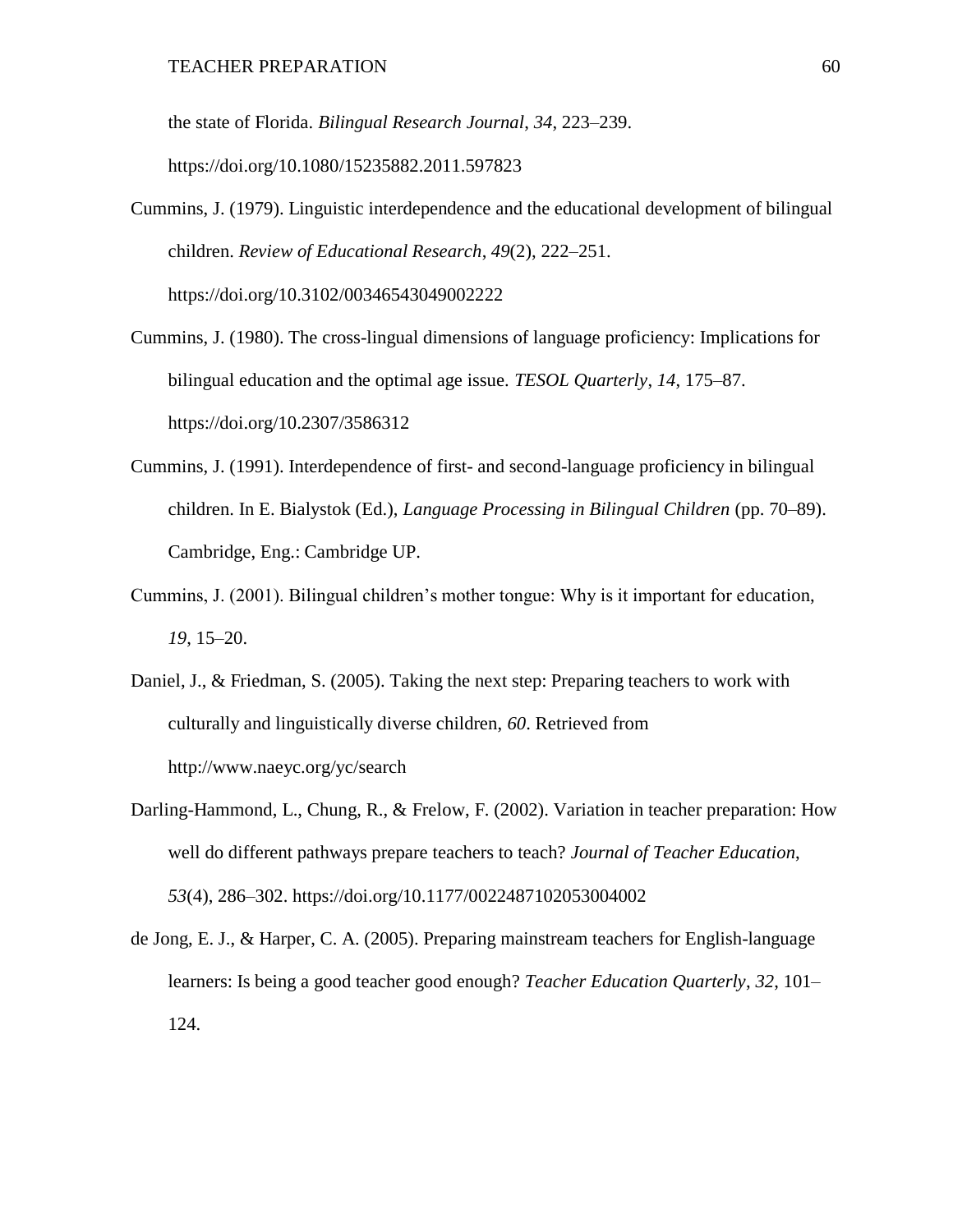the state of Florida. *Bilingual Research Journal*, *34*, 223–239. https://doi.org/10.1080/15235882.2011.597823

Cummins, J. (1979). Linguistic interdependence and the educational development of bilingual children. *Review of Educational Research*, *49*(2), 222–251. https://doi.org/10.3102/00346543049002222

Cummins, J. (1980). The cross-lingual dimensions of language proficiency: Implications for bilingual education and the optimal age issue. *TESOL Quarterly*, *14*, 175–87. https://doi.org/10.2307/3586312

Cummins, J. (1991). Interdependence of first- and second-language proficiency in bilingual children. In E. Bialystok (Ed.), *Language Processing in Bilingual Children* (pp. 70–89). Cambridge, Eng.: Cambridge UP.

Cummins, J. (2001). Bilingual children's mother tongue: Why is it important for education, *19*, 15–20.

Daniel, J., & Friedman, S. (2005). Taking the next step: Preparing teachers to work with culturally and linguistically diverse children, *60*. Retrieved from http://www.naeyc.org/yc/search

Darling-Hammond, L., Chung, R., & Frelow, F. (2002). Variation in teacher preparation: How well do different pathways prepare teachers to teach? *Journal of Teacher Education*, *53*(4), 286–302. https://doi.org/10.1177/0022487102053004002

de Jong, E. J., & Harper, C. A. (2005). Preparing mainstream teachers for English-language learners: Is being a good teacher good enough? *Teacher Education Quarterly*, *32*, 101–124.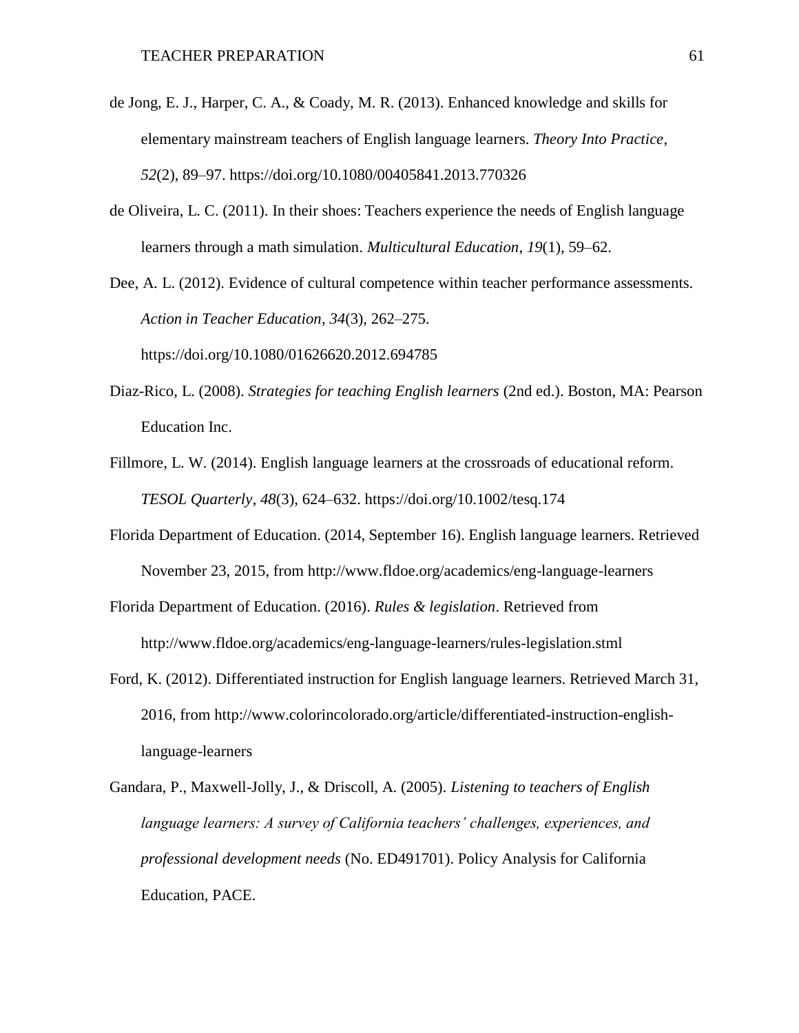de Jong, E. J., Harper, C. A., & Coady, M. R. (2013). Enhanced knowledge and skills for elementary mainstream teachers of English language learners. *Theory Into Practice*, *52*(2), 89–97. https://doi.org/10.1080/00405841.2013.770326

de Oliveira, L. C. (2011). In their shoes: Teachers experience the needs of English language learners through a math simulation. *Multicultural Education*, *19*(1), 59–62.

Dee, A. L. (2012). Evidence of cultural competence within teacher performance assessments. *Action in Teacher Education*, *34*(3), 262–275. https://doi.org/10.1080/01626620.2012.694785

Diaz-Rico, L. (2008). *Strategies for teaching English learners* (2nd ed.). Boston, MA: Pearson Education Inc.

Fillmore, L. W. (2014). English language learners at the crossroads of educational reform. *TESOL Quarterly*, *48*(3), 624–632. https://doi.org/10.1002/tesq.174

Florida Department of Education. (2014, September 16). English language learners. Retrieved November 23, 2015, from http://www.fldoe.org/academics/eng-language-learners

Florida Department of Education. (2016). *Rules & legislation*. Retrieved from http://www.fldoe.org/academics/eng-language-learners/rules-legislation.stml

Ford, K. (2012). Differentiated instruction for English language learners. Retrieved March 31, 2016, from http://www.colorincolorado.org/article/differentiated-instruction-english-language-learners

Gandara, P., Maxwell-Jolly, J., & Driscoll, A. (2005). *Listening to teachers of English language learners: A survey of California teachers' challenges, experiences, and professional development needs* (No. ED491701). Policy Analysis for California Education, PACE.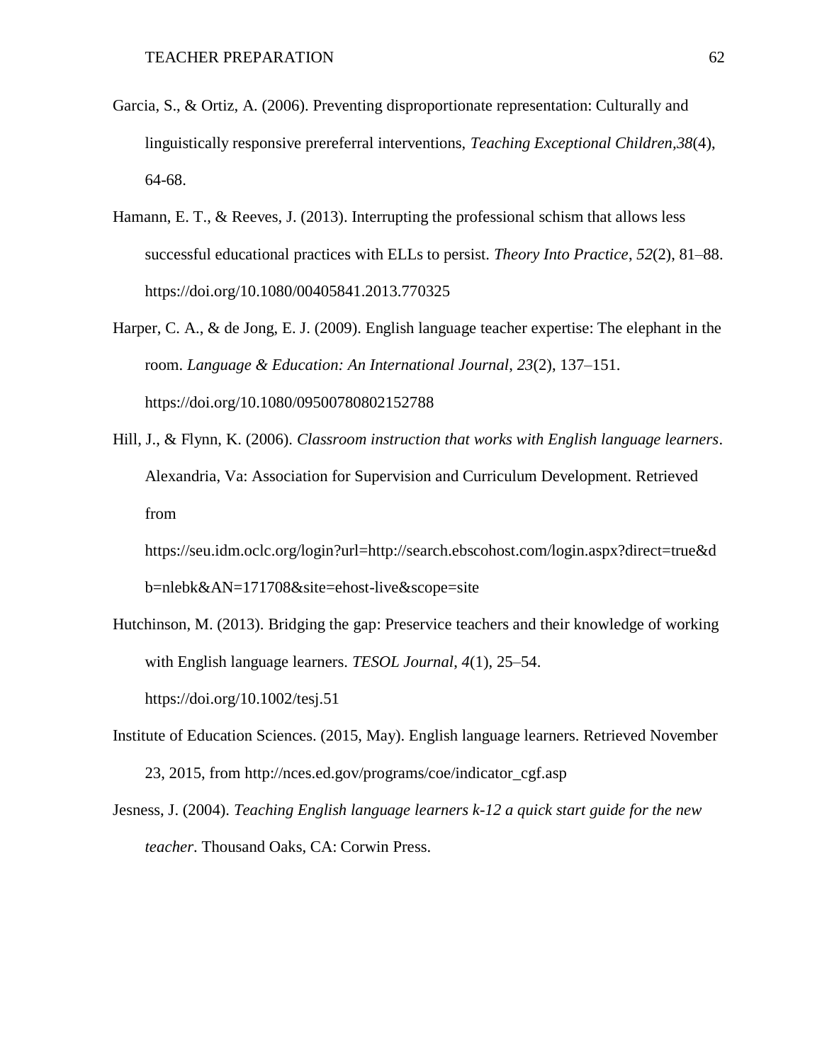Garcia, S., & Ortiz, A. (2006). Preventing disproportionate representation: Culturally and linguistically responsive prereferral interventions, *Teaching Exceptional Children,38*(4), 64-68.

Hamann, E. T., & Reeves, J. (2013). Interrupting the professional schism that allows less successful educational practices with ELLs to persist. *Theory Into Practice*, *52*(2), 81–88. https://doi.org/10.1080/00405841.2013.770325

Harper, C. A., & de Jong, E. J. (2009). English language teacher expertise: The elephant in the room. *Language & Education: An International Journal*, *23*(2), 137–151. https://doi.org/10.1080/09500780802152788

Hill, J., & Flynn, K. (2006). *Classroom instruction that works with English language learners*. Alexandria, Va: Association for Supervision and Curriculum Development. Retrieved from https://seu.idm.oclc.org/login?url=http://search.ebscohost.com/login.aspx?direct=true&db=nlebk&AN=171708&site=ehost-live&scope=site

Hutchinson, M. (2013). Bridging the gap: Preservice teachers and their knowledge of working with English language learners. *TESOL Journal*, *4*(1), 25–54. https://doi.org/10.1002/tesj.51

Institute of Education Sciences. (2015, May). English language learners. Retrieved November 23, 2015, from http://nces.ed.gov/programs/coe/indicator_cgf.asp

Jesness, J. (2004). *Teaching English language learners k-12 a quick start guide for the new teacher*. Thousand Oaks, CA: Corwin Press.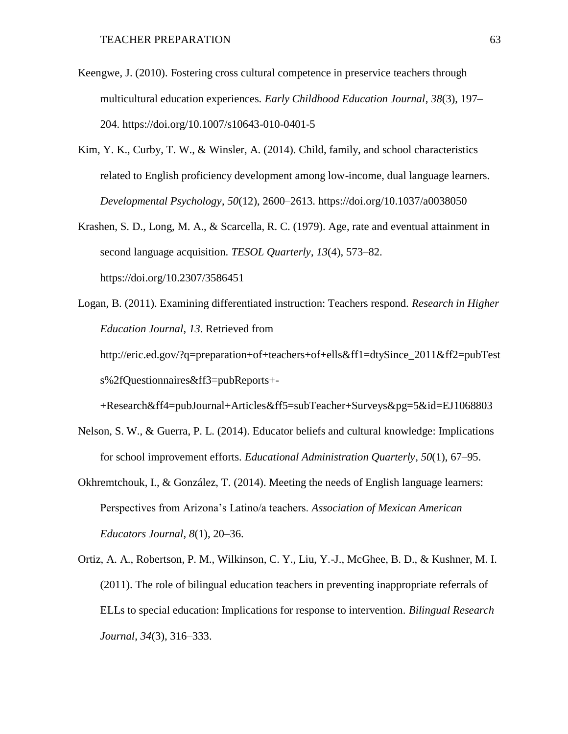Keengwe, J. (2010). Fostering cross cultural competence in preservice teachers through multicultural education experiences. *Early Childhood Education Journal*, *38*(3), 197–204. https://doi.org/10.1007/s10643-010-0401-5

Kim, Y. K., Curby, T. W., & Winsler, A. (2014). Child, family, and school characteristics related to English proficiency development among low-income, dual language learners. *Developmental Psychology*, *50*(12), 2600–2613. https://doi.org/10.1037/a0038050

Krashen, S. D., Long, M. A., & Scarcella, R. C. (1979). Age, rate and eventual attainment in second language acquisition. *TESOL Quarterly*, *13*(4), 573–82. https://doi.org/10.2307/3586451

Logan, B. (2011). Examining differentiated instruction: Teachers respond. *Research in Higher Education Journal*, *13*. Retrieved from http://eric.ed.gov/?q=preparation+of+teachers+of+ells&ff1=dtySince_2011&ff2=pubTests%2fQuestionnaires&ff3=pubReports+-+Research&ff4=pubJournal+Articles&ff5=subTeacher+Surveys&pg=5&id=EJ1068803

Nelson, S. W., & Guerra, P. L. (2014). Educator beliefs and cultural knowledge: Implications for school improvement efforts. *Educational Administration Quarterly*, *50*(1), 67–95.

Okhremtchouk, I., & González, T. (2014). Meeting the needs of English language learners: Perspectives from Arizona's Latino/a teachers. *Association of Mexican American Educators Journal*, *8*(1), 20–36.

Ortiz, A. A., Robertson, P. M., Wilkinson, C. Y., Liu, Y.-J., McGhee, B. D., & Kushner, M. I. (2011). The role of bilingual education teachers in preventing inappropriate referrals of ELLs to special education: Implications for response to intervention. *Bilingual Research Journal*, *34*(3), 316–333.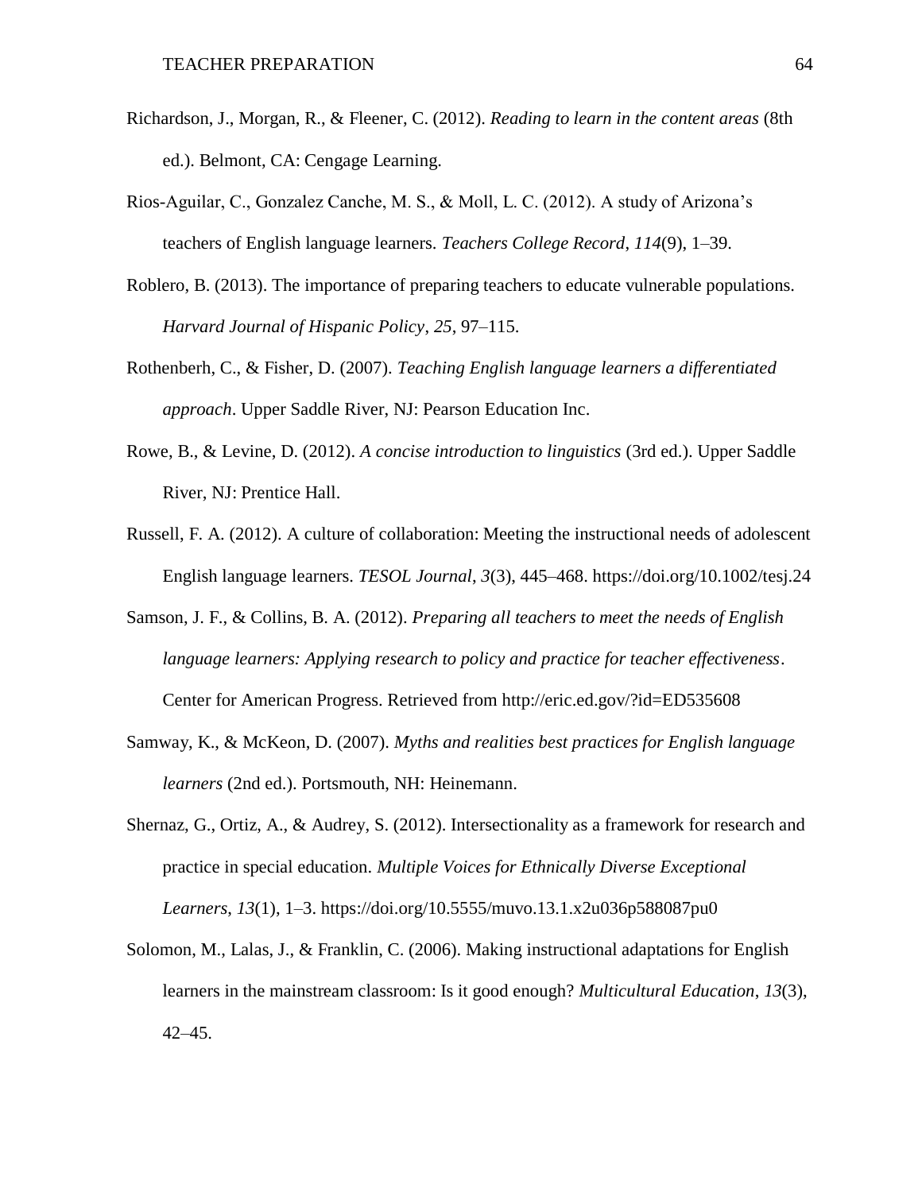Richardson, J., Morgan, R., & Fleener, C. (2012). *Reading to learn in the content areas* (8th ed.). Belmont, CA: Cengage Learning.

Rios-Aguilar, C., Gonzalez Canche, M. S., & Moll, L. C. (2012). A study of Arizona's teachers of English language learners. *Teachers College Record*, *114*(9), 1–39.

Roblero, B. (2013). The importance of preparing teachers to educate vulnerable populations. *Harvard Journal of Hispanic Policy*, *25*, 97–115.

Rothenberh, C., & Fisher, D. (2007). *Teaching English language learners a differentiated approach*. Upper Saddle River, NJ: Pearson Education Inc.

Rowe, B., & Levine, D. (2012). *A concise introduction to linguistics* (3rd ed.). Upper Saddle River, NJ: Prentice Hall.

Russell, F. A. (2012). A culture of collaboration: Meeting the instructional needs of adolescent English language learners. *TESOL Journal*, *3*(3), 445–468. https://doi.org/10.1002/tesj.24

Samson, J. F., & Collins, B. A. (2012). *Preparing all teachers to meet the needs of English language learners: Applying research to policy and practice for teacher effectiveness*. Center for American Progress. Retrieved from http://eric.ed.gov/?id=ED535608

Samway, K., & McKeon, D. (2007). *Myths and realities best practices for English language learners* (2nd ed.). Portsmouth, NH: Heinemann.

Shernaz, G., Ortiz, A., & Audrey, S. (2012). Intersectionality as a framework for research and practice in special education. *Multiple Voices for Ethnically Diverse Exceptional Learners*, *13*(1), 1–3. https://doi.org/10.5555/muvo.13.1.x2u036p588087pu0

Solomon, M., Lalas, J., & Franklin, C. (2006). Making instructional adaptations for English learners in the mainstream classroom: Is it good enough? *Multicultural Education*, *13*(3), 42–45.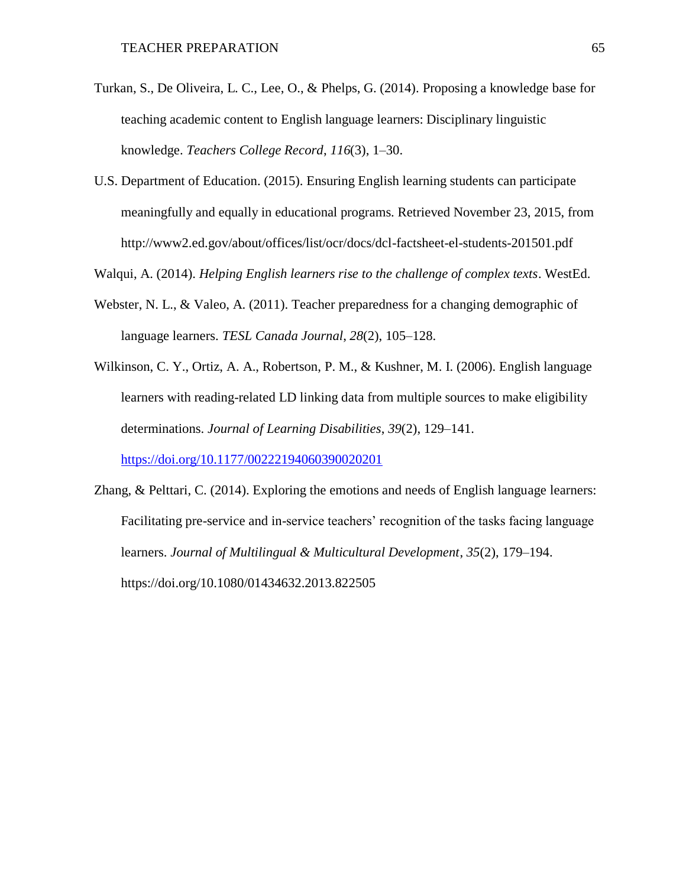Turkan, S., De Oliveira, L. C., Lee, O., & Phelps, G. (2014). Proposing a knowledge base for teaching academic content to English language learners: Disciplinary linguistic knowledge. *Teachers College Record*, *116*(3), 1–30.

U.S. Department of Education. (2015). Ensuring English learning students can participate meaningfully and equally in educational programs. Retrieved November 23, 2015, from http://www2.ed.gov/about/offices/list/ocr/docs/dcl-factsheet-el-students-201501.pdf

Walqui, A. (2014). *Helping English learners rise to the challenge of complex texts*. WestEd.

Webster, N. L., & Valeo, A. (2011). Teacher preparedness for a changing demographic of language learners. *TESL Canada Journal*, *28*(2), 105–128.

Wilkinson, C. Y., Ortiz, A. A., Robertson, P. M., & Kushner, M. I. (2006). English language learners with reading-related LD linking data from multiple sources to make eligibility determinations. *Journal of Learning Disabilities*, *39*(2), 129–141. https://doi.org/10.1177/00222194060390020201

Zhang, & Pelttari, C. (2014). Exploring the emotions and needs of English language learners: Facilitating pre-service and in-service teachers' recognition of the tasks facing language learners. *Journal of Multilingual & Multicultural Development*, *35*(2), 179–194. https://doi.org/10.1080/01434632.2013.822505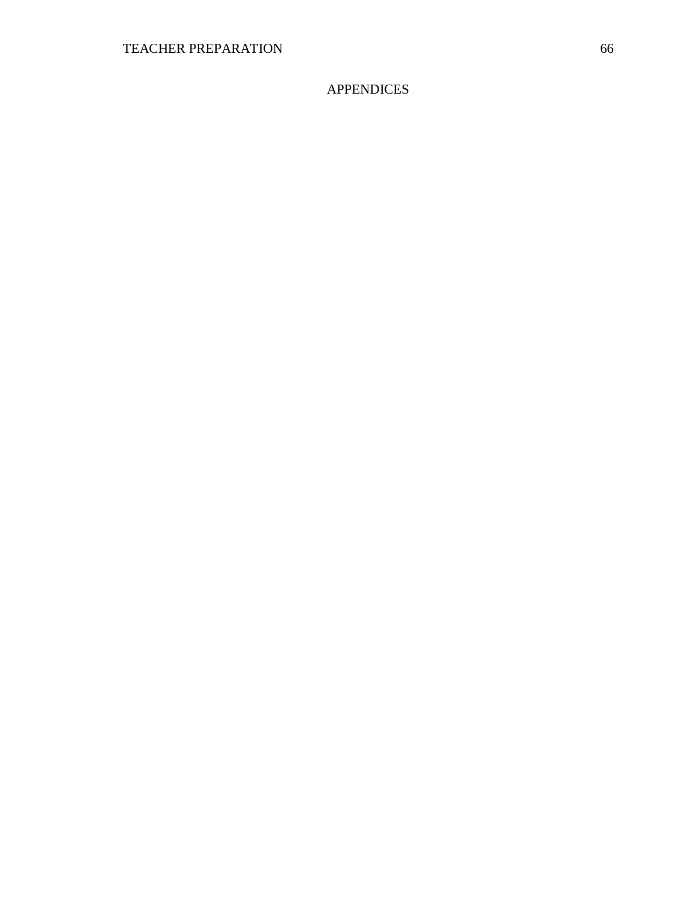# APPENDICES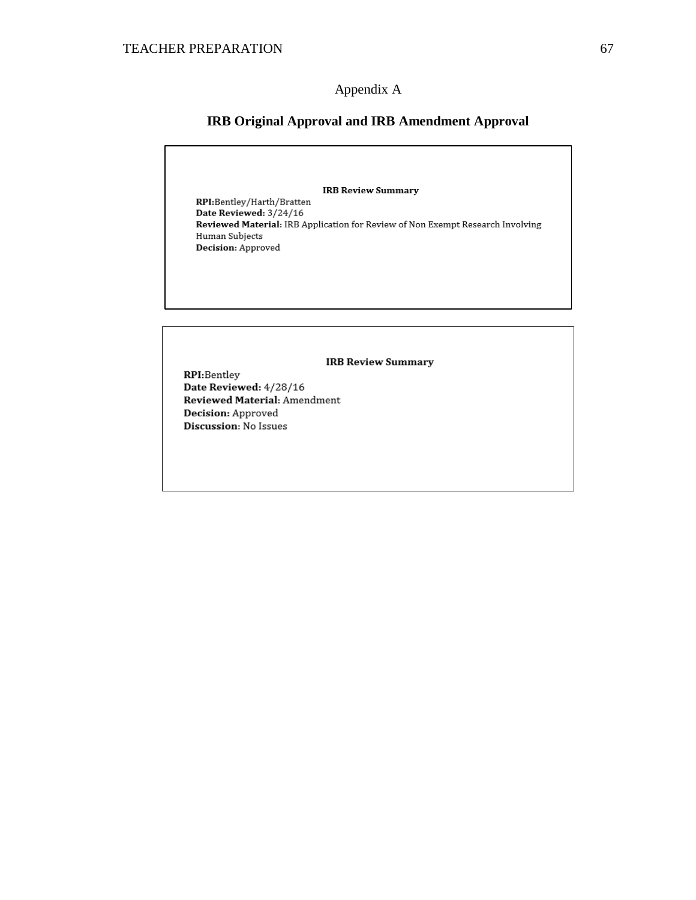# Appendix A

## IRB Original Approval and IRB Amendment Approval

**IRB Review Summary**

**RPI:**Bentley/Harth/Bratten
**Date Reviewed:** 3/24/16
**Reviewed Material**: IRB Application for Review of Non Exempt Research Involving Human Subjects
**Decision:** Approved

**IRB Review Summary**

**RPI:**Bentley
**Date Reviewed:** 4/28/16
**Reviewed Material**: Amendment
**Decision:** Approved
**Discussion**: No Issues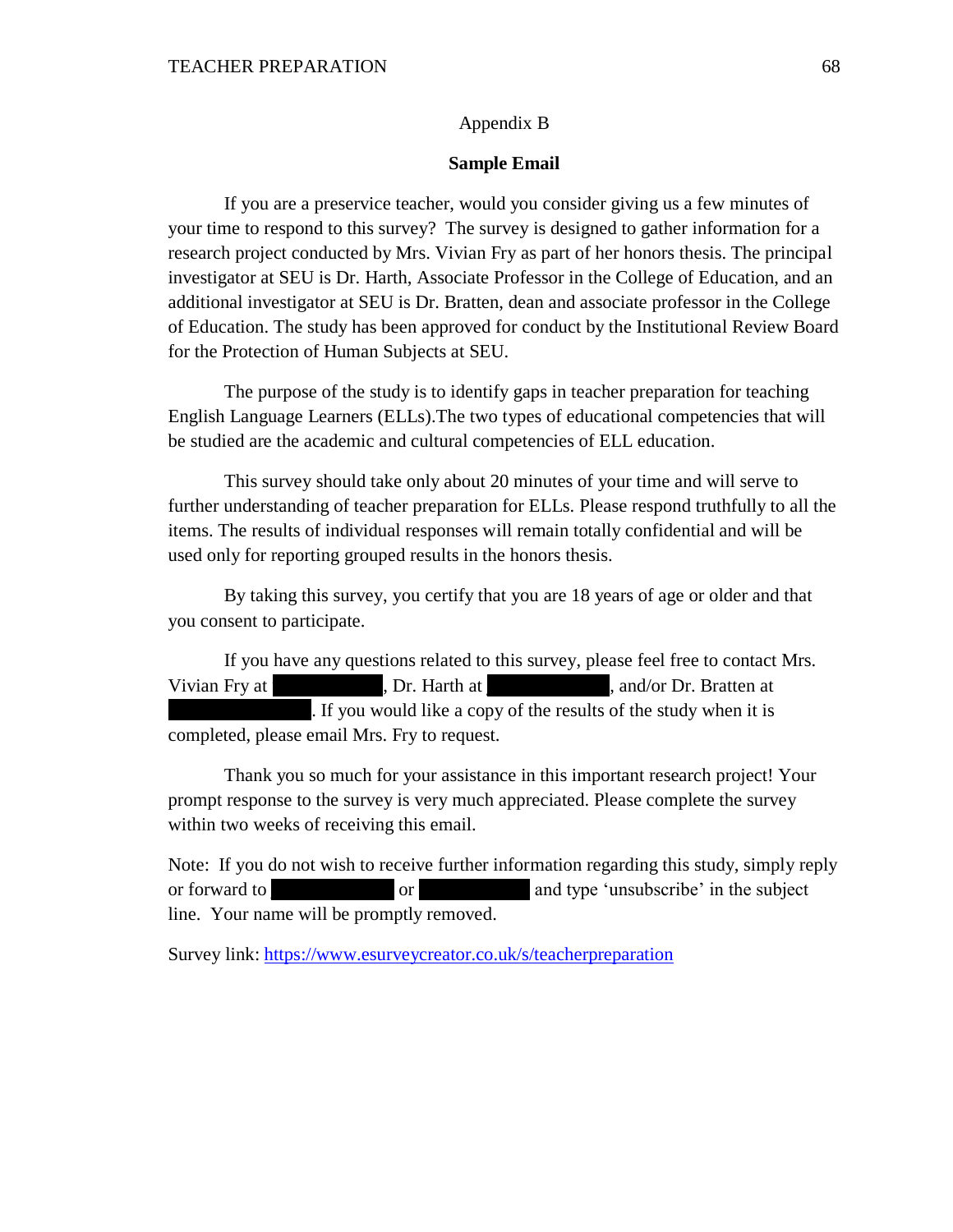# Appendix B

## Sample Email

If you are a preservice teacher, would you consider giving us a few minutes of your time to respond to this survey? The survey is designed to gather information for a research project conducted by Mrs. Vivian Fry as part of her honors thesis. The principal investigator at SEU is Dr. Harth, Associate Professor in the College of Education, and an additional investigator at SEU is Dr. Bratten, dean and associate professor in the College of Education. The study has been approved for conduct by the Institutional Review Board for the Protection of Human Subjects at SEU.

The purpose of the study is to identify gaps in teacher preparation for teaching English Language Learners (ELLs).The two types of educational competencies that will be studied are the academic and cultural competencies of ELL education.

This survey should take only about 20 minutes of your time and will serve to further understanding of teacher preparation for ELLs. Please respond truthfully to all the items. The results of individual responses will remain totally confidential and will be used only for reporting grouped results in the honors thesis.

By taking this survey, you certify that you are 18 years of age or older and that you consent to participate.

If you have any questions related to this survey, please feel free to contact Mrs. Vivian Fry at [REDACTED], Dr. Harth at [REDACTED], and/or Dr. Bratten at [REDACTED]. If you would like a copy of the results of the study when it is completed, please email Mrs. Fry to request.

Thank you so much for your assistance in this important research project! Your prompt response to the survey is very much appreciated. Please complete the survey within two weeks of receiving this email.

Note: If you do not wish to receive further information regarding this study, simply reply or forward to [REDACTED] or [REDACTED] and type 'unsubscribe' in the subject line. Your name will be promptly removed.

Survey link: https://www.esurveycreator.co.uk/s/teacherpreparation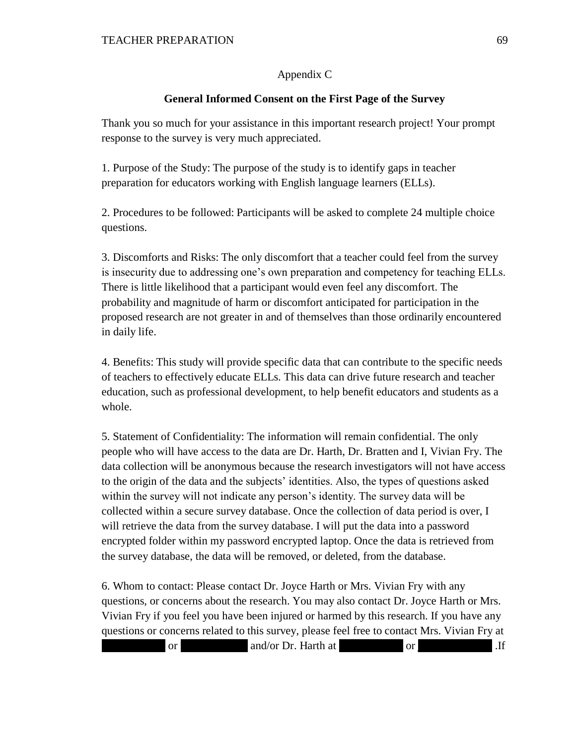Appendix C

**General Informed Consent on the First Page of the Survey**

Thank you so much for your assistance in this important research project! Your prompt response to the survey is very much appreciated.

1. Purpose of the Study: The purpose of the study is to identify gaps in teacher preparation for educators working with English language learners (ELLs).

2. Procedures to be followed: Participants will be asked to complete 24 multiple choice questions.

3. Discomforts and Risks: The only discomfort that a teacher could feel from the survey is insecurity due to addressing one's own preparation and competency for teaching ELLs. There is little likelihood that a participant would even feel any discomfort. The probability and magnitude of harm or discomfort anticipated for participation in the proposed research are not greater in and of themselves than those ordinarily encountered in daily life.

4. Benefits: This study will provide specific data that can contribute to the specific needs of teachers to effectively educate ELLs. This data can drive future research and teacher education, such as professional development, to help benefit educators and students as a whole.

5. Statement of Confidentiality: The information will remain confidential. The only people who will have access to the data are Dr. Harth, Dr. Bratten and I, Vivian Fry. The data collection will be anonymous because the research investigators will not have access to the origin of the data and the subjects' identities. Also, the types of questions asked within the survey will not indicate any person's identity. The survey data will be collected within a secure survey database. Once the collection of data period is over, I will retrieve the data from the survey database. I will put the data into a password encrypted folder within my password encrypted laptop. Once the data is retrieved from the survey database, the data will be removed, or deleted, from the database.

6. Whom to contact: Please contact Dr. Joyce Harth or Mrs. Vivian Fry with any questions, or concerns about the research. You may also contact Dr. Joyce Harth or Mrs. Vivian Fry if you feel you have been injured or harmed by this research. If you have any questions or concerns related to this survey, please feel free to contact Mrs. Vivian Fry at [redacted] or [redacted] and/or Dr. Harth at [redacted] or [redacted] .If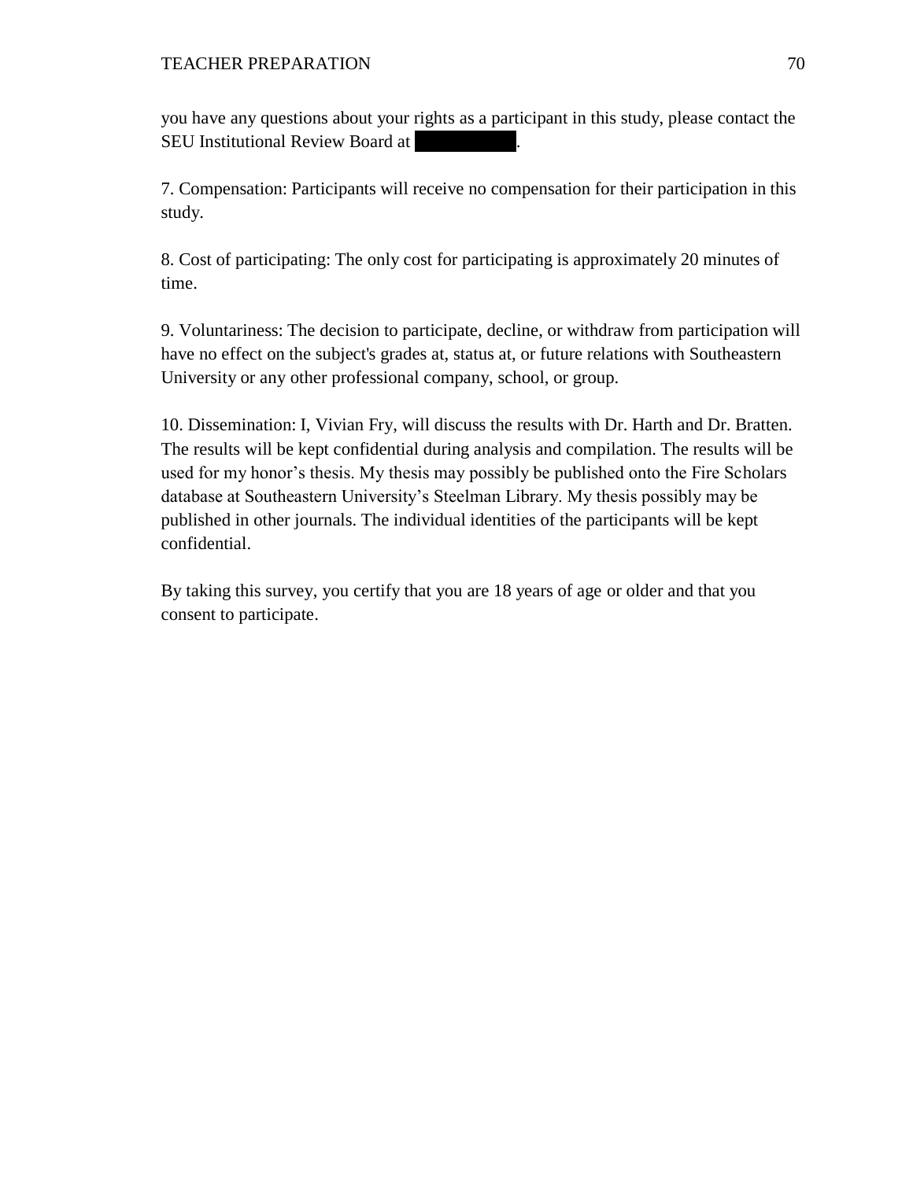you have any questions about your rights as a participant in this study, please contact the SEU Institutional Review Board at [redacted].

7. Compensation: Participants will receive no compensation for their participation in this study.

8. Cost of participating: The only cost for participating is approximately 20 minutes of time.

9. Voluntariness: The decision to participate, decline, or withdraw from participation will have no effect on the subject's grades at, status at, or future relations with Southeastern University or any other professional company, school, or group.

10. Dissemination: I, Vivian Fry, will discuss the results with Dr. Harth and Dr. Bratten. The results will be kept confidential during analysis and compilation. The results will be used for my honor's thesis. My thesis may possibly be published onto the Fire Scholars database at Southeastern University's Steelman Library. My thesis possibly may be published in other journals. The individual identities of the participants will be kept confidential.

By taking this survey, you certify that you are 18 years of age or older and that you consent to participate.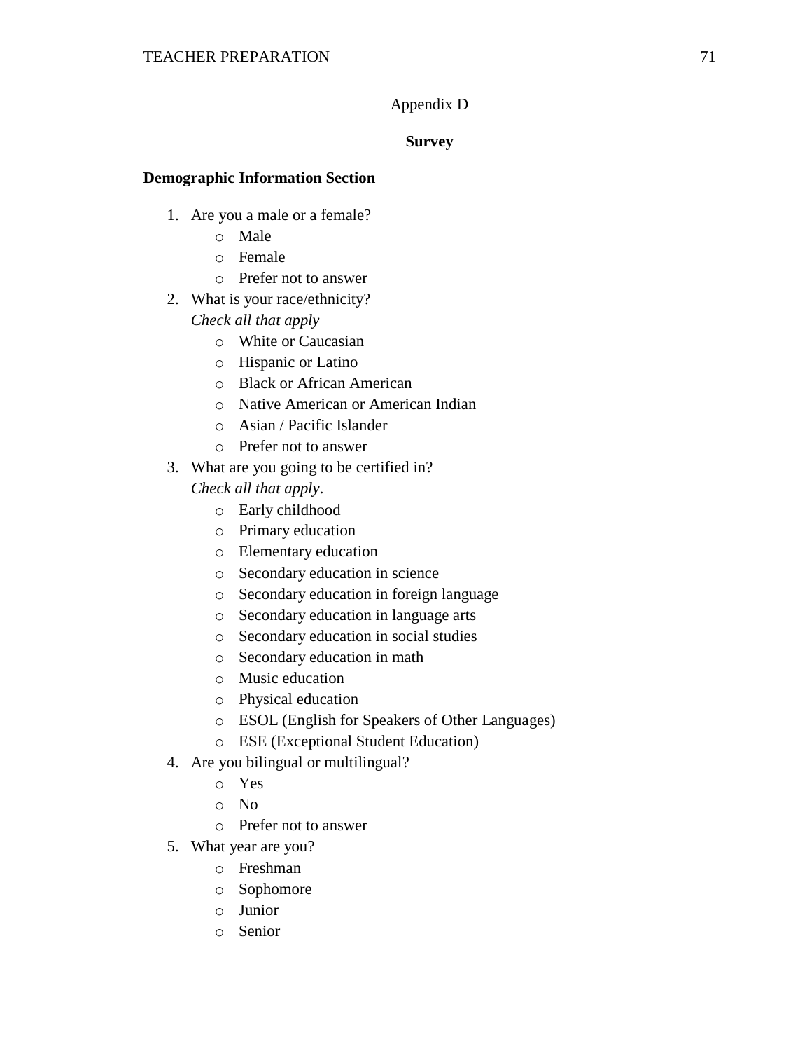Appendix D

**Survey**

**Demographic Information Section**

1. Are you a male or a female?
    - Male
    - Female
    - Prefer not to answer
2. What is your race/ethnicity?
   *Check all that apply*
    - White or Caucasian
    - Hispanic or Latino
    - Black or African American
    - Native American or American Indian
    - Asian / Pacific Islander
    - Prefer not to answer
3. What are you going to be certified in?
   *Check all that apply*.
    - Early childhood
    - Primary education
    - Elementary education
    - Secondary education in science
    - Secondary education in foreign language
    - Secondary education in language arts
    - Secondary education in social studies
    - Secondary education in math
    - Music education
    - Physical education
    - ESOL (English for Speakers of Other Languages)
    - ESE (Exceptional Student Education)
4. Are you bilingual or multilingual?
    - Yes
    - No
    - Prefer not to answer
5. What year are you?
    - Freshman
    - Sophomore
    - Junior
    - Senior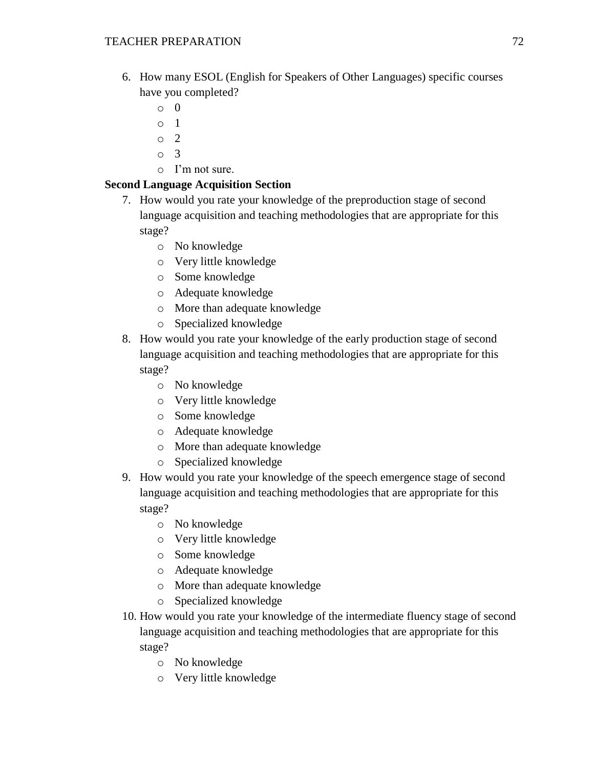6. How many ESOL (English for Speakers of Other Languages) specific courses have you completed?
   - 0
   - 1
   - 2
   - 3
   - I'm not sure.

**Second Language Acquisition Section**

7. How would you rate your knowledge of the preproduction stage of second language acquisition and teaching methodologies that are appropriate for this stage?
   - No knowledge
   - Very little knowledge
   - Some knowledge
   - Adequate knowledge
   - More than adequate knowledge
   - Specialized knowledge
8. How would you rate your knowledge of the early production stage of second language acquisition and teaching methodologies that are appropriate for this stage?
   - No knowledge
   - Very little knowledge
   - Some knowledge
   - Adequate knowledge
   - More than adequate knowledge
   - Specialized knowledge
9. How would you rate your knowledge of the speech emergence stage of second language acquisition and teaching methodologies that are appropriate for this stage?
   - No knowledge
   - Very little knowledge
   - Some knowledge
   - Adequate knowledge
   - More than adequate knowledge
   - Specialized knowledge
10. How would you rate your knowledge of the intermediate fluency stage of second language acquisition and teaching methodologies that are appropriate for this stage?
    - No knowledge
    - Very little knowledge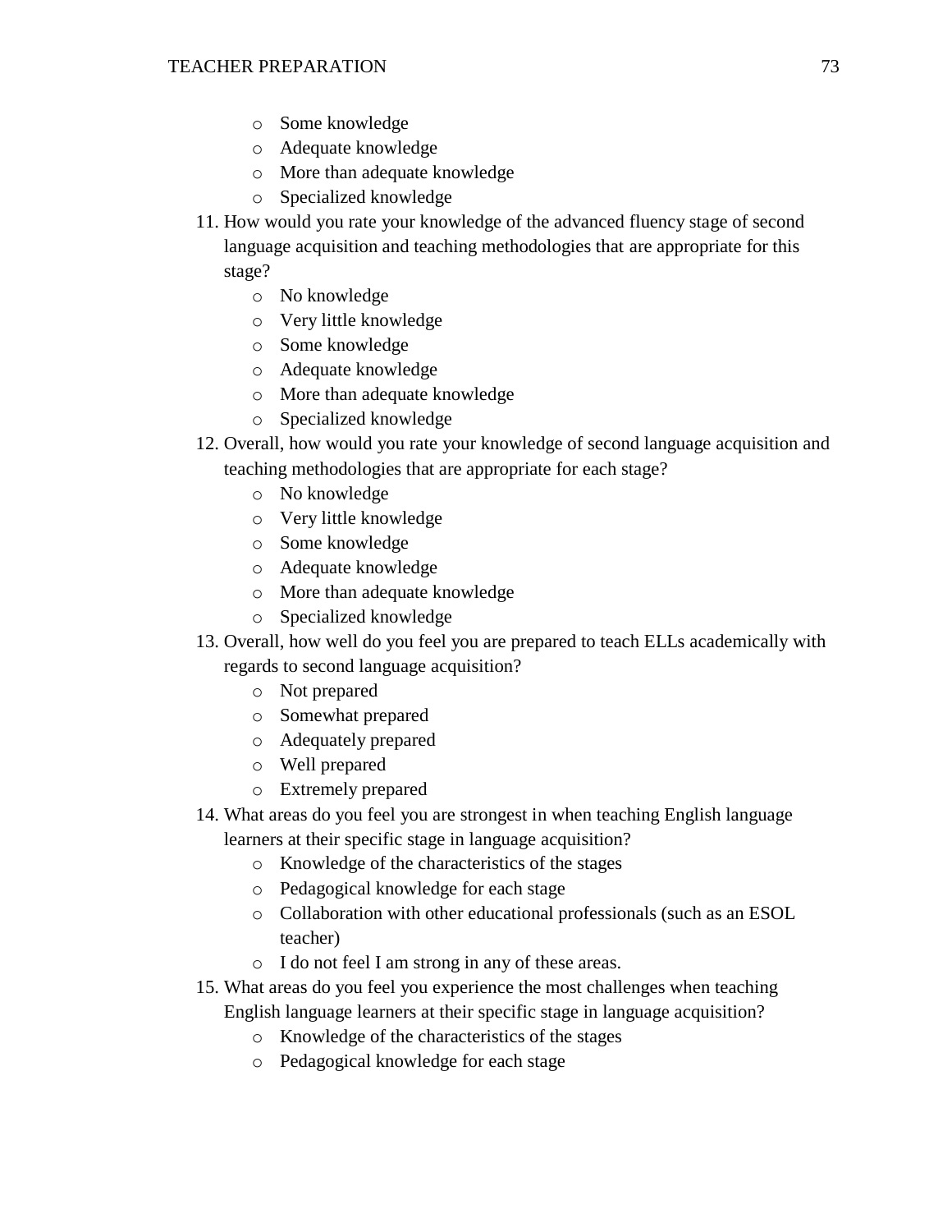- Some knowledge
- Adequate knowledge
- More than adequate knowledge
- Specialized knowledge

11. How would you rate your knowledge of the advanced fluency stage of second language acquisition and teaching methodologies that are appropriate for this stage?
    - No knowledge
    - Very little knowledge
    - Some knowledge
    - Adequate knowledge
    - More than adequate knowledge
    - Specialized knowledge
12. Overall, how would you rate your knowledge of second language acquisition and teaching methodologies that are appropriate for each stage?
    - No knowledge
    - Very little knowledge
    - Some knowledge
    - Adequate knowledge
    - More than adequate knowledge
    - Specialized knowledge
13. Overall, how well do you feel you are prepared to teach ELLs academically with regards to second language acquisition?
    - Not prepared
    - Somewhat prepared
    - Adequately prepared
    - Well prepared
    - Extremely prepared
14. What areas do you feel you are strongest in when teaching English language learners at their specific stage in language acquisition?
    - Knowledge of the characteristics of the stages
    - Pedagogical knowledge for each stage
    - Collaboration with other educational professionals (such as an ESOL teacher)
    - I do not feel I am strong in any of these areas.
15. What areas do you feel you experience the most challenges when teaching English language learners at their specific stage in language acquisition?
    - Knowledge of the characteristics of the stages
    - Pedagogical knowledge for each stage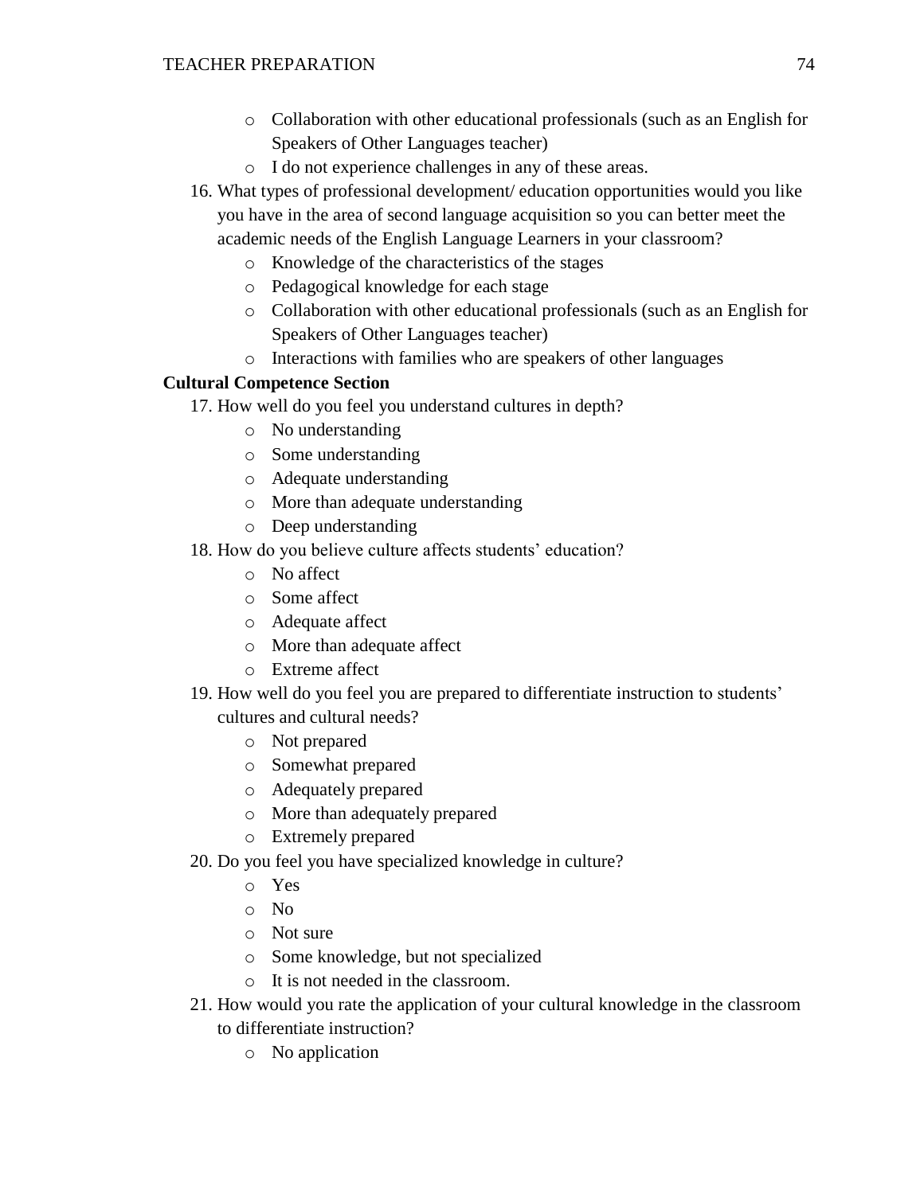- Collaboration with other educational professionals (such as an English for Speakers of Other Languages teacher)
- I do not experience challenges in any of these areas.

16. What types of professional development/ education opportunities would you like you have in the area of second language acquisition so you can better meet the academic needs of the English Language Learners in your classroom?
    - Knowledge of the characteristics of the stages
    - Pedagogical knowledge for each stage
    - Collaboration with other educational professionals (such as an English for Speakers of Other Languages teacher)
    - Interactions with families who are speakers of other languages

**Cultural Competence Section**

17. How well do you feel you understand cultures in depth?
    - No understanding
    - Some understanding
    - Adequate understanding
    - More than adequate understanding
    - Deep understanding
18. How do you believe culture affects students' education?
    - No affect
    - Some affect
    - Adequate affect
    - More than adequate affect
    - Extreme affect
19. How well do you feel you are prepared to differentiate instruction to students' cultures and cultural needs?
    - Not prepared
    - Somewhat prepared
    - Adequately prepared
    - More than adequately prepared
    - Extremely prepared
20. Do you feel you have specialized knowledge in culture?
    - Yes
    - No
    - Not sure
    - Some knowledge, but not specialized
    - It is not needed in the classroom.
21. How would you rate the application of your cultural knowledge in the classroom to differentiate instruction?
    - No application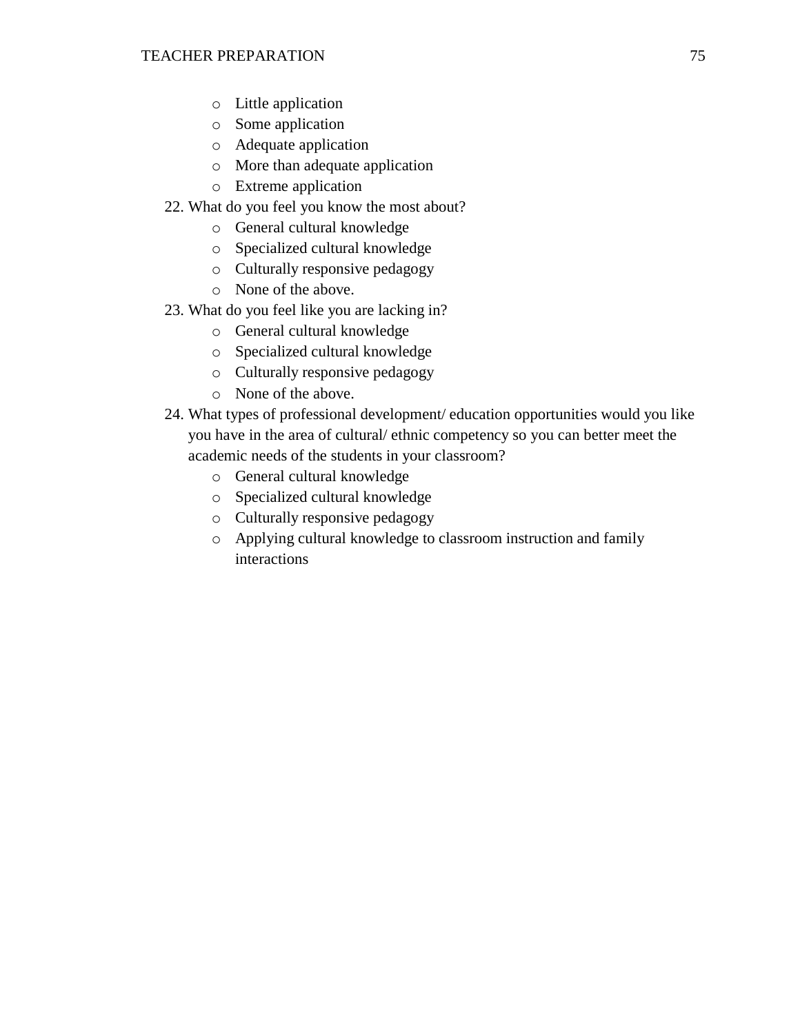- Little application
- Some application
- Adequate application
- More than adequate application
- Extreme application

22. What do you feel you know the most about?
    - General cultural knowledge
    - Specialized cultural knowledge
    - Culturally responsive pedagogy
    - None of the above.
23. What do you feel like you are lacking in?
    - General cultural knowledge
    - Specialized cultural knowledge
    - Culturally responsive pedagogy
    - None of the above.
24. What types of professional development/ education opportunities would you like you have in the area of cultural/ ethnic competency so you can better meet the academic needs of the students in your classroom?
    - General cultural knowledge
    - Specialized cultural knowledge
    - Culturally responsive pedagogy
    - Applying cultural knowledge to classroom instruction and family interactions